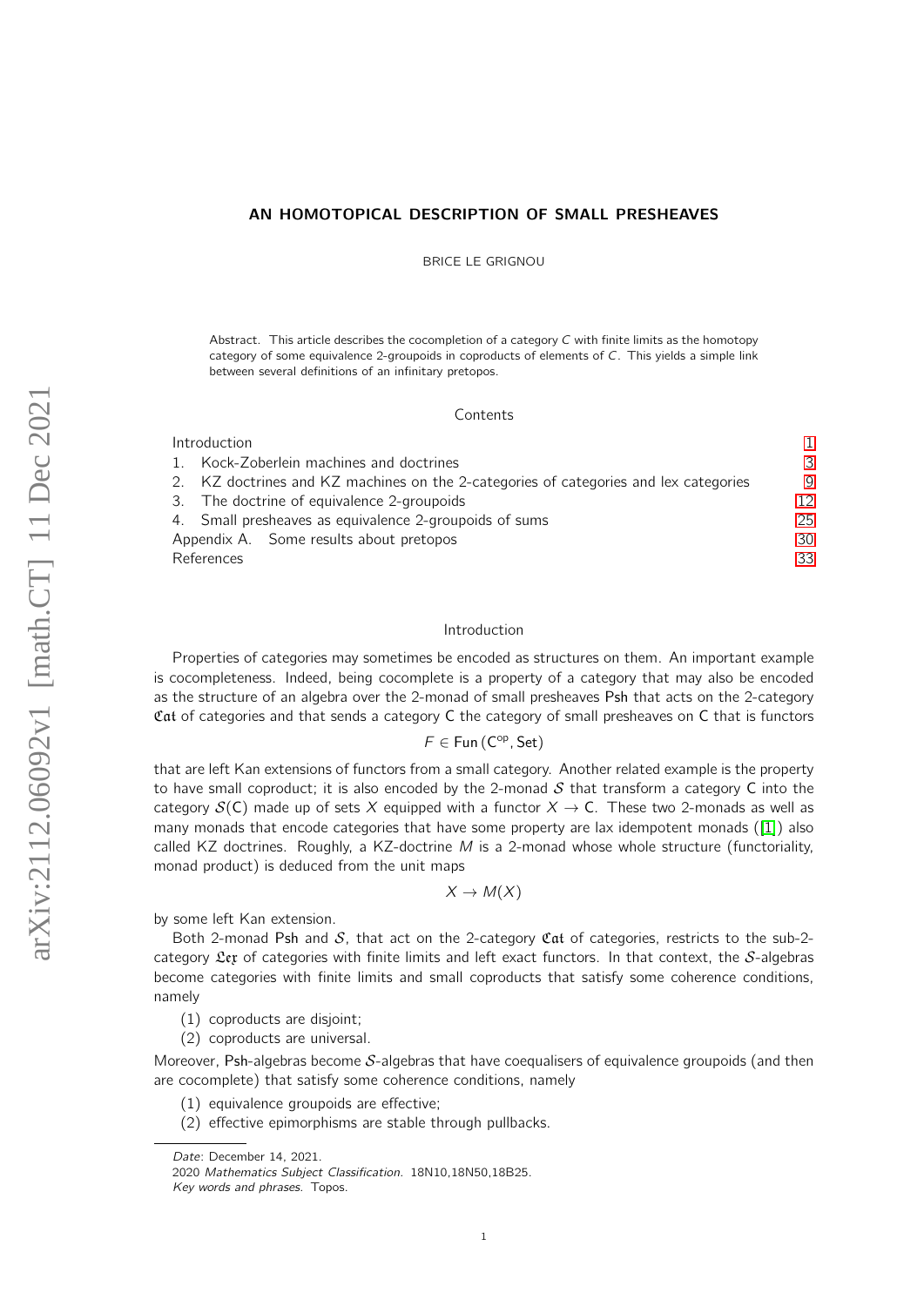# AN HOMOTOPICAL DESCRIPTION OF SMALL PRESHEAVES

BRICE LE GRIGNOU

Abstract. This article describes the cocompletion of a category $C$ with finite limits as the homotopy category of some equivalence 2-groupoids in coproducts of elements of $C$. This yields a simple link between several definitions of an infinitary pretopos.

## Contents

| | |
|---|---|
| Introduction | 1 |
| 1. Kock-Zoberlein machines and doctrines | 3 |
| 2. KZ doctrines and KZ machines on the 2-categories of categories and lex categories | 9 |
| 3. The doctrine of equivalence 2-groupoids | 12 |
| 4. Small presheaves as equivalence 2-groupoids of sums | 25 |
| Appendix A. Some results about pretopos | 30 |
| References | 33 |

## Introduction

Properties of categories may sometimes be encoded as structures on them. An important example is cocompleteness. Indeed, being cocomplete is a property of a category that may also be encoded as the structure of an algebra over the 2-monad of small presheaves $\mathsf{Psh}$ that acts on the 2-category $\mathfrak{Cat}$ of categories and that sends a category $\mathsf{C}$ the category of small presheaves on $\mathsf{C}$ that is functors

$$F \in \mathsf{Fun}\left(\mathsf{C}^{\mathrm{op}}, \mathsf{Set}\right)$$

that are left Kan extensions of functors from a small category. Another related example is the property to have small coproduct; it is also encoded by the 2-monad $\mathcal{S}$ that transform a category $\mathsf{C}$ into the category $\mathcal{S}(\mathsf{C})$ made up of sets $X$ equipped with a functor $X \to \mathsf{C}$. These two 2-monads as well as many monads that encode categories that have some property are lax idempotent monads ([1]) also called KZ doctrines. Roughly, a KZ-doctrine $M$ is a 2-monad whose whole structure (functoriality, monad product) is deduced from the unit maps

$$X \to M(X)$$

by some left Kan extension.

Both 2-monad $\mathsf{Psh}$ and $\mathcal{S}$, that act on the 2-category $\mathfrak{Cat}$ of categories, restricts to the sub-2-category $\mathfrak{Lex}$ of categories with finite limits and left exact functors. In that context, the $\mathcal{S}$-algebras become categories with finite limits and small coproducts that satisfy some coherence conditions, namely

1. coproducts are disjoint;
2. coproducts are universal.

Moreover, $\mathsf{Psh}$-algebras become $\mathcal{S}$-algebras that have coequalisers of equivalence groupoids (and then are cocomplete) that satisfy some coherence conditions, namely

1. equivalence groupoids are effective;
2. effective epimorphisms are stable through pullbacks.

*Date*: December 14, 2021.
2020 *Mathematics Subject Classification.* 18N10,18N50,18B25.
*Key words and phrases.* Topos.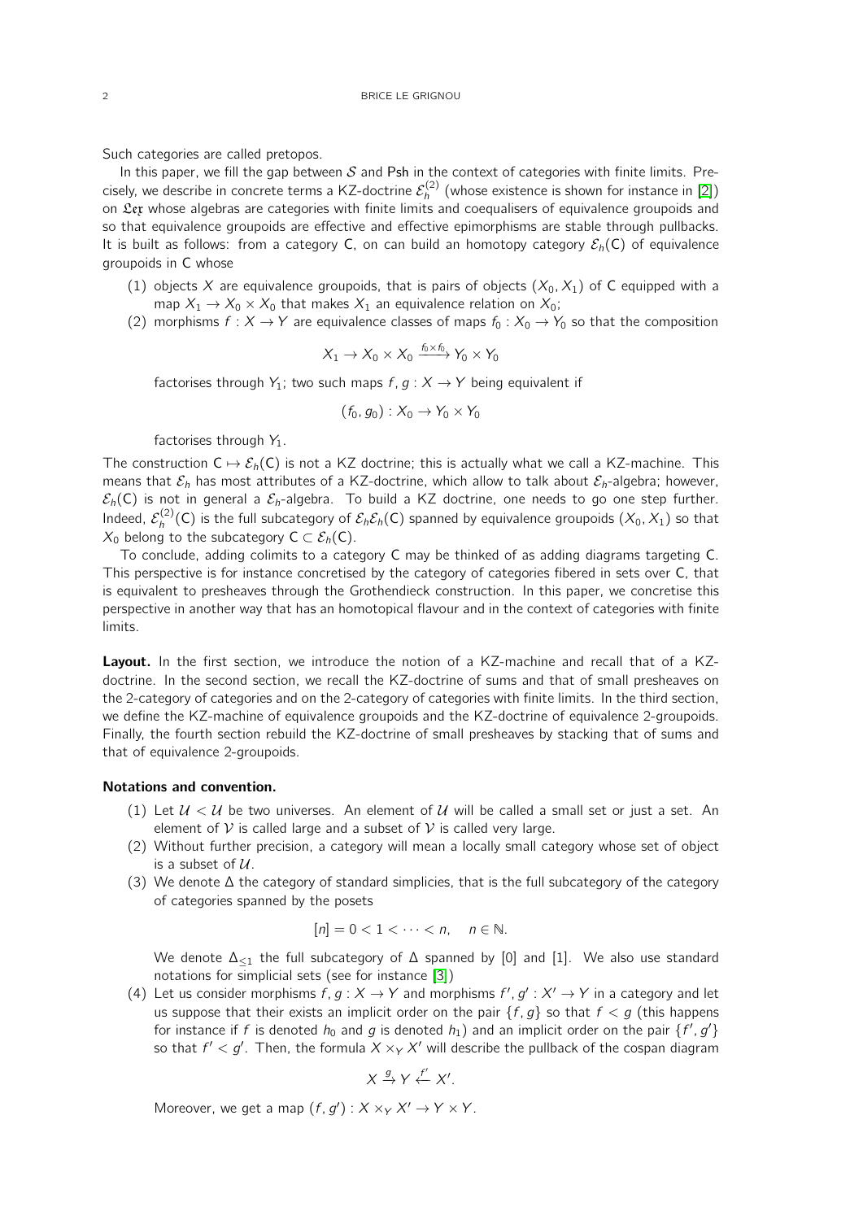Such categories are called pretopos.

In this paper, we fill the gap between $\mathcal{S}$ and $\mathsf{Psh}$ in the context of categories with finite limits. Precisely, we describe in concrete terms a KZ-doctrine $\mathcal{E}_h^{(2)}$ (whose existence is shown for instance in [2]) on $\mathfrak{Lex}$ whose algebras are categories with finite limits and coequalisers of equivalence groupoids and so that equivalence groupoids are effective and effective epimorphisms are stable through pullbacks. It is built as follows: from a category $\mathsf{C}$, on can build an homotopy category $\mathcal{E}_h(\mathsf{C})$ of equivalence groupoids in $\mathsf{C}$ whose

(1) objects $X$ are equivalence groupoids, that is pairs of objects $(X_0, X_1)$ of $\mathsf{C}$ equipped with a map $X_1 \to X_0 \times X_0$ that makes $X_1$ an equivalence relation on $X_0$;
(2) morphisms $f : X \to Y$ are equivalence classes of maps $f_0 : X_0 \to Y_0$ so that the composition

$$X_1 \to X_0 \times X_0 \xrightarrow{f_0 \times f_0} Y_0 \times Y_0$$

factorises through $Y_1$; two such maps $f, g : X \to Y$ being equivalent if

$$(f_0, g_0) : X_0 \to Y_0 \times Y_0$$

factorises through $Y_1$.

The construction $\mathsf{C} \mapsto \mathcal{E}_h(\mathsf{C})$ is not a KZ doctrine; this is actually what we call a KZ-machine. This means that $\mathcal{E}_h$ has most attributes of a KZ-doctrine, which allow to talk about $\mathcal{E}_h$-algebra; however, $\mathcal{E}_h(\mathsf{C})$ is not in general a $\mathcal{E}_h$-algebra. To build a KZ doctrine, one needs to go one step further. Indeed, $\mathcal{E}_h^{(2)}(\mathsf{C})$ is the full subcategory of $\mathcal{E}_h\mathcal{E}_h(\mathsf{C})$ spanned by equivalence groupoids $(X_0, X_1)$ so that $X_0$ belong to the subcategory $\mathsf{C} \subset \mathcal{E}_h(\mathsf{C})$.

To conclude, adding colimits to a category $\mathsf{C}$ may be thinked of as adding diagrams targeting $\mathsf{C}$. This perspective is for instance concretised by the category of categories fibered in sets over $\mathsf{C}$, that is equivalent to presheaves through the Grothendieck construction. In this paper, we concretise this perspective in another way that has an homotopical flavour and in the context of categories with finite limits.

**Layout.** In the first section, we introduce the notion of a KZ-machine and recall that of a KZ-doctrine. In the second section, we recall the KZ-doctrine of sums and that of small presheaves on the 2-category of categories and on the 2-category of categories with finite limits. In the third section, we define the KZ-machine of equivalence groupoids and the KZ-doctrine of equivalence 2-groupoids. Finally, the fourth section rebuild the KZ-doctrine of small presheaves by stacking that of sums and that of equivalence 2-groupoids.

**Notations and convention.**

(1) Let $\mathcal{U} < \mathcal{U}$ be two universes. An element of $\mathcal{U}$ will be called a small set or just a set. An element of $\mathcal{V}$ is called large and a subset of $\mathcal{V}$ is called very large.
(2) Without further precision, a category will mean a locally small category whose set of object is a subset of $\mathcal{U}$.
(3) We denote $\Delta$ the category of standard simplicies, that is the full subcategory of the category of categories spanned by the posets

$$[n] = 0 < 1 < \cdots < n, \quad n \in \mathbb{N}.$$

We denote $\Delta_{\leq 1}$ the full subcategory of $\Delta$ spanned by $[0]$ and $[1]$. We also use standard notations for simplicial sets (see for instance [3])
(4) Let us consider morphisms $f, g : X \to Y$ and morphisms $f', g' : X' \to Y$ in a category and let us suppose that their exists an implicit order on the pair $\{f, g\}$ so that $f < g$ (this happens for instance if $f$ is denoted $h_0$ and $g$ is denoted $h_1$) and an implicit order on the pair $\{f', g'\}$ so that $f' < g'$. Then, the formula $X \times_Y X'$ will describe the pullback of the cospan diagram

$$X \xrightarrow{g} Y \xleftarrow{f'} X'.$$

Moreover, we get a map $(f, g') : X \times_Y X' \to Y \times Y$.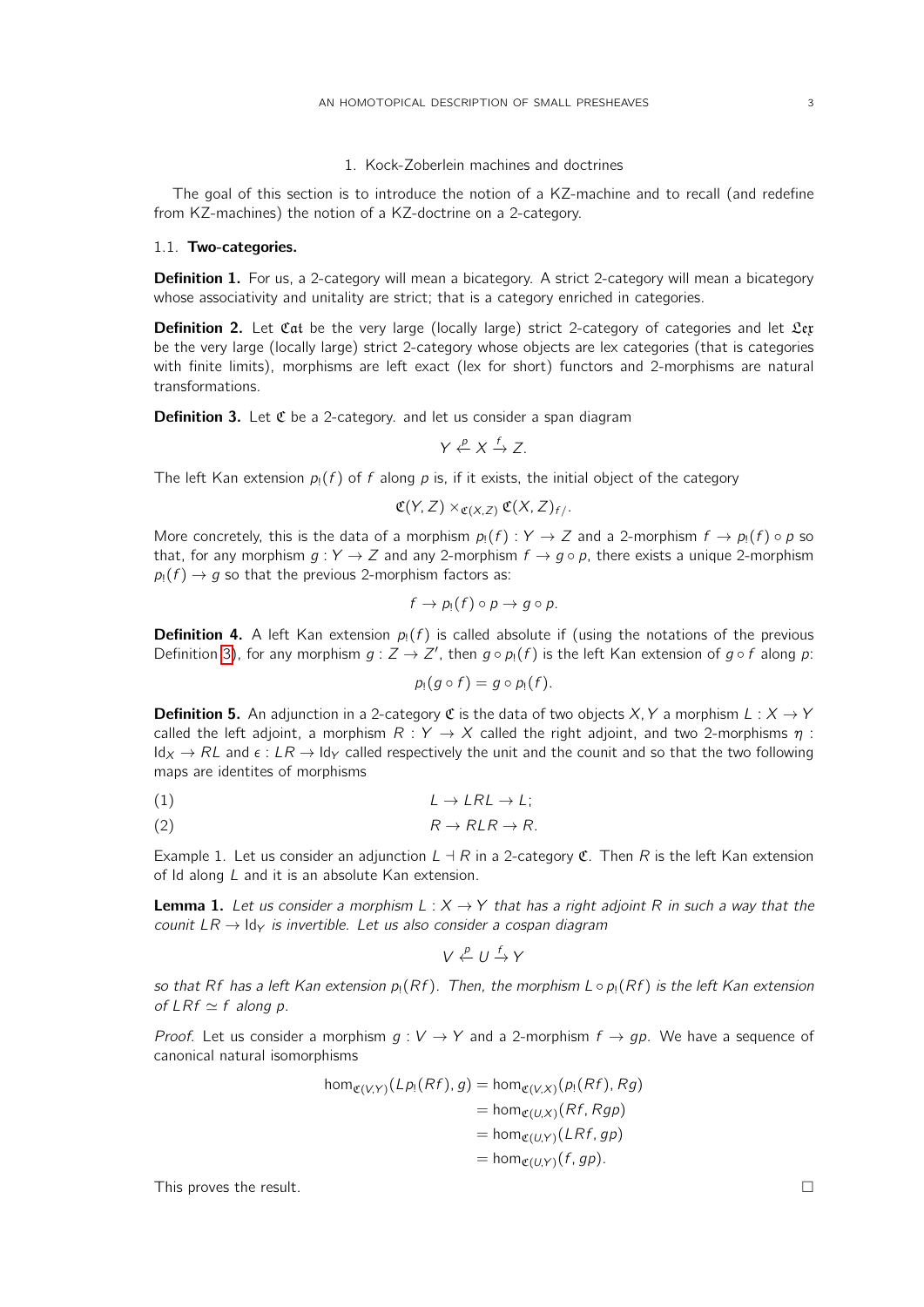## 1. Kock-Zoberlein machines and doctrines

The goal of this section is to introduce the notion of a KZ-machine and to recall (and redefine from KZ-machines) the notion of a KZ-doctrine on a 2-category.

### 1.1. Two-categories.

**Definition 1.** For us, a 2-category will mean a bicategory. A strict 2-category will mean a bicategory whose associativity and unitality are strict; that is a category enriched in categories.

**Definition 2.** Let $\mathfrak{Cat}$ be the very large (locally large) strict 2-category of categories and let $\mathfrak{Lex}$ be the very large (locally large) strict 2-category whose objects are lex categories (that is categories with finite limits), morphisms are left exact (lex for short) functors and 2-morphisms are natural transformations.

**Definition 3.** Let $\mathfrak{C}$ be a 2-category. and let us consider a span diagram

$$Y \overset{p}{\leftarrow} X \overset{f}{\rightarrow} Z.$$

The left Kan extension $p_!(f)$ of $f$ along $p$ is, if it exists, the initial object of the category

$$\mathfrak{C}(Y, Z) \times_{\mathfrak{C}(X,Z)} \mathfrak{C}(X, Z)_{f/}.$$

More concretely, this is the data of a morphism $p_!(f) : Y \to Z$ and a 2-morphism $f \to p_!(f) \circ p$ so that, for any morphism $g : Y \to Z$ and any 2-morphism $f \to g \circ p$, there exists a unique 2-morphism $p_!(f) \to g$ so that the previous 2-morphism factors as:

$$f \to p_!(f) \circ p \to g \circ p.$$

**Definition 4.** A left Kan extension $p_!(f)$ is called absolute if (using the notations of the previous Definition 3), for any morphism $g : Z \to Z'$, then $g \circ p_!(f)$ is the left Kan extension of $g \circ f$ along $p$:

$$p_!(g \circ f) = g \circ p_!(f).$$

**Definition 5.** An adjunction in a 2-category $\mathfrak{C}$ is the data of two objects $X, Y$ a morphism $L : X \to Y$ called the left adjoint, a morphism $R : Y \to X$ called the right adjoint, and two 2-morphisms $\eta : \mathrm{Id}_X \to RL$ and $\epsilon : LR \to \mathrm{Id}_Y$ called respectively the unit and the counit and so that the two following maps are identites of morphisms

$$L \to LRL \to L; \tag{1}$$

$$R \to RLR \to R. \tag{2}$$

Example 1. Let us consider an adjunction $L \dashv R$ in a 2-category $\mathfrak{C}$. Then $R$ is the left Kan extension of Id along $L$ and it is an absolute Kan extension.

**Lemma 1.** *Let us consider a morphism $L : X \to Y$ that has a right adjoint $R$ in such a way that the counit $LR \to \mathrm{Id}_Y$ is invertible. Let us also consider a cospan diagram*

$$V \overset{p}{\leftarrow} U \overset{f}{\rightarrow} Y$$

*so that $Rf$ has a left Kan extension $p_!(Rf)$. Then, the morphism $L \circ p_!(Rf)$ is the left Kan extension of $LRf \simeq f$ along $p$.*

*Proof.* Let us consider a morphism $g : V \to Y$ and a 2-morphism $f \to gp$. We have a sequence of canonical natural isomorphisms

$$\begin{aligned}
\hom_{\mathfrak{C}(V,Y)}(Lp_!(Rf), g) &= \hom_{\mathfrak{C}(V,X)}(p_!(Rf), Rg) \\
&= \hom_{\mathfrak{C}(U,X)}(Rf, Rgp) \\
&= \hom_{\mathfrak{C}(U,Y)}(LRf, gp) \\
&= \hom_{\mathfrak{C}(U,Y)}(f, gp).
\end{aligned}$$

This proves the result. □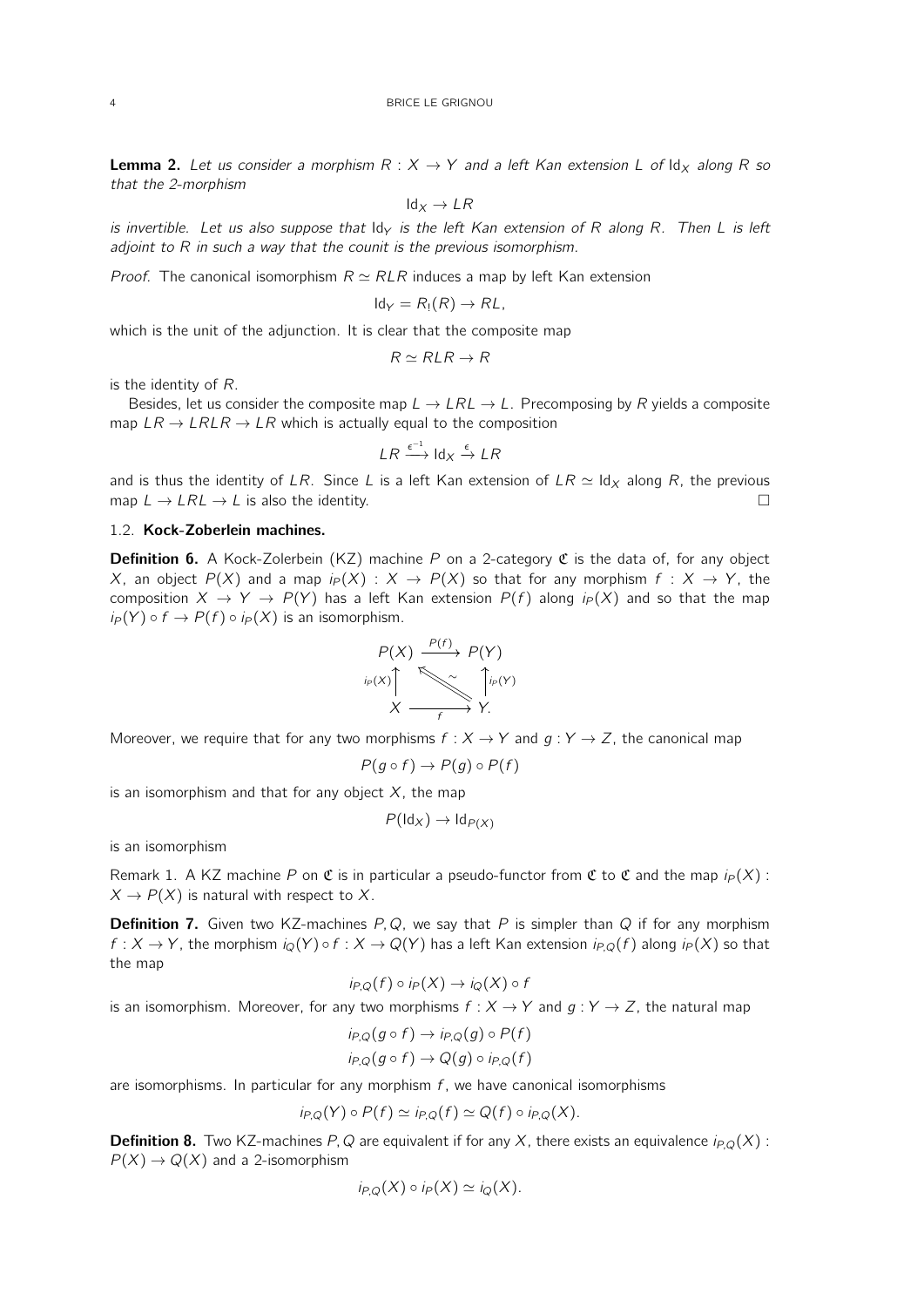**Lemma 2.** *Let us consider a morphism $R : X \to Y$ and a left Kan extension $L$ of $\mathrm{Id}_X$ along $R$ so that the 2-morphism*

$$\mathrm{Id}_X \to LR$$

*is invertible. Let us also suppose that $\mathrm{Id}_Y$ is the left Kan extension of $R$ along $R$. Then $L$ is left adjoint to $R$ in such a way that the counit is the previous isomorphism.*

*Proof.* The canonical isomorphism $R \simeq RLR$ induces a map by left Kan extension

$$\mathrm{Id}_Y = R_!(R) \to RL,$$

which is the unit of the adjunction. It is clear that the composite map

$$R \simeq RLR \to R$$

is the identity of $R$.

Besides, let us consider the composite map $L \to LRL \to L$. Precomposing by $R$ yields a composite map $LR \to LRLR \to LR$ which is actually equal to the composition

$$LR \xrightarrow{\epsilon^{-1}} \mathrm{Id}_X \xrightarrow{\epsilon} LR$$

and is thus the identity of $LR$. Since $L$ is a left Kan extension of $LR \simeq \mathrm{Id}_X$ along $R$, the previous map $L \to LRL \to L$ is also the identity. □

### 1.2. **Kock-Zoberlein machines.**

**Definition 6.** A Kock-Zolerbein (KZ) machine $P$ on a 2-category $\mathfrak{C}$ is the data of, for any object $X$, an object $P(X)$ and a map $i_P(X) : X \to P(X)$ so that for any morphism $f : X \to Y$, the composition $X \to Y \to P(Y)$ has a left Kan extension $P(f)$ along $i_P(X)$ and so that the map $i_P(Y) \circ f \to P(f) \circ i_P(X)$ is an isomorphism.

$$\begin{array}{ccc} P(X) & \xrightarrow{P(f)} & P(Y) \\ {\scriptstyle i_P(X)}\uparrow & \nwarrow\sim & \uparrow{\scriptstyle i_P(Y)} \\ X & \xrightarrow[f]{} & Y. \end{array}$$

Moreover, we require that for any two morphisms $f : X \to Y$ and $g : Y \to Z$, the canonical map

$$P(g \circ f) \to P(g) \circ P(f)$$

is an isomorphism and that for any object $X$, the map

$$P(\mathrm{Id}_X) \to \mathrm{Id}_{P(X)}$$

is an isomorphism

Remark 1. A KZ machine $P$ on $\mathfrak{C}$ is in particular a pseudo-functor from $\mathfrak{C}$ to $\mathfrak{C}$ and the map $i_P(X) : X \to P(X)$ is natural with respect to $X$.

**Definition 7.** Given two KZ-machines $P, Q$, we say that $P$ is simpler than $Q$ if for any morphism $f : X \to Y$, the morphism $i_Q(Y) \circ f : X \to Q(Y)$ has a left Kan extension $i_{P,Q}(f)$ along $i_P(X)$ so that the map

$$i_{P,Q}(f) \circ i_P(X) \to i_Q(X) \circ f$$

is an isomorphism. Moreover, for any two morphisms $f : X \to Y$ and $g : Y \to Z$, the natural map

$$i_{P,Q}(g \circ f) \to i_{P,Q}(g) \circ P(f)$$
$$i_{P,Q}(g \circ f) \to Q(g) \circ i_{P,Q}(f)$$

are isomorphisms. In particular for any morphism $f$, we have canonical isomorphisms

$$i_{P,Q}(Y) \circ P(f) \simeq i_{P,Q}(f) \simeq Q(f) \circ i_{P,Q}(X).$$

**Definition 8.** Two KZ-machines $P, Q$ are equivalent if for any $X$, there exists an equivalence $i_{P,Q}(X) : P(X) \to Q(X)$ and a 2-isomorphism

$$i_{P,Q}(X) \circ i_P(X) \simeq i_Q(X).$$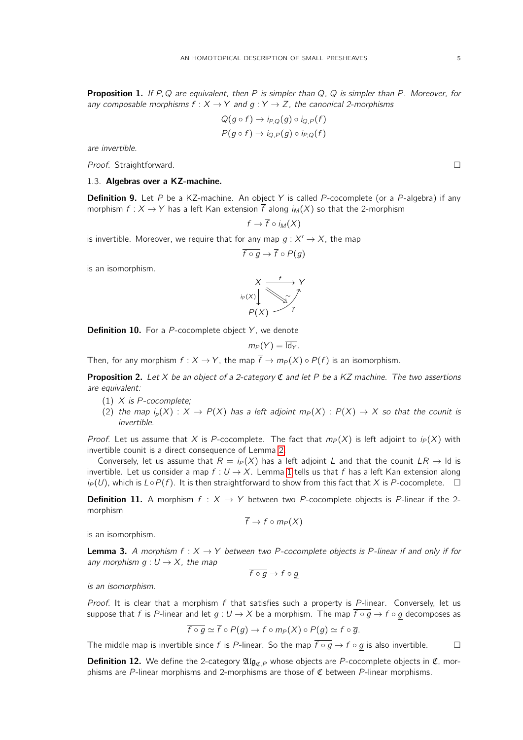**Proposition 1.** *If $P, Q$ are equivalent, then $P$ is simpler than $Q$, $Q$ is simpler than $P$. Moreover, for any composable morphisms $f : X \to Y$ and $g : Y \to Z$, the canonical 2-morphisms*

$$Q(g \circ f) \to i_{P,Q}(g) \circ i_{Q,P}(f)$$
$$P(g \circ f) \to i_{Q,P}(g) \circ i_{P,Q}(f)$$

*are invertible.*

*Proof.* Straightforward. □

### 1.3. Algebras over a KZ-machine.

**Definition 9.** Let $P$ be a KZ-machine. An object $Y$ is called $P$-cocomplete (or a $P$-algebra) if any morphism $f : X \to Y$ has a left Kan extension $\overline{f}$ along $i_M(X)$ so that the 2-morphism

$$f \to \overline{f} \circ i_M(X)$$

is invertible. Moreover, we require that for any map $g : X' \to X$, the map

$$\overline{f \circ g} \to \overline{f} \circ P(g)$$

is an isomorphism.

$$\begin{array}{ccc} X & \xrightarrow{f} & Y \\ {\scriptstyle i_P(X)}\downarrow & \searrow\!\!\searrow^{\sim} & \nearrow_{\overline{f}} \\ P(X) & & \end{array}$$

**Definition 10.** For a $P$-cocomplete object $Y$, we denote

$$m_P(Y) = \overline{\mathrm{Id}_Y}.$$

Then, for any morphism $f : X \to Y$, the map $\overline{f} \to m_P(X) \circ P(f)$ is an isomorphism.

**Proposition 2.** *Let $X$ be an object of a 2-category $\mathfrak{C}$ and let $P$ be a KZ machine. The two assertions are equivalent:*

1. *$X$ is $P$-cocomplete;*
2. *the map $i_p(X) : X \to P(X)$ has a left adjoint $m_P(X) : P(X) \to X$ so that the counit is invertible.*

*Proof.* Let us assume that $X$ is $P$-cocomplete. The fact that $m_P(X)$ is left adjoint to $i_P(X)$ with invertible counit is a direct consequence of Lemma 2.

Conversely, let us assume that $R = i_P(X)$ has a left adjoint $L$ and that the counit $LR \to \mathrm{Id}$ is invertible. Let us consider a map $f : U \to X$. Lemma 1 tells us that $f$ has a left Kan extension along $i_P(U)$, which is $L \circ P(f)$. It is then straightforward to show from this fact that $X$ is $P$-cocomplete. □

**Definition 11.** A morphism $f : X \to Y$ between two $P$-cocomplete objects is $P$-linear if the 2-morphism

$$\overline{f} \to f \circ m_P(X)$$

is an isomorphism.

**Lemma 3.** *A morphism $f : X \to Y$ between two $P$-cocomplete objects is $P$-linear if and only if for any morphism $g : U \to X$, the map*

$$\overline{f \circ g} \to f \circ \underline{g}$$

*is an isomorphism.*

*Proof.* It is clear that a morphism $f$ that satisfies such a property is $P$-linear. Conversely, let us suppose that $f$ is $P$-linear and let $g : U \to X$ be a morphism. The map $\overline{f \circ g} \to f \circ \underline{g}$ decomposes as

$$\overline{f \circ g} \simeq \overline{f} \circ P(g) \to f \circ m_P(X) \circ P(g) \simeq f \circ \overline{g}.$$

The middle map is invertible since $f$ is $P$-linear. So the map $\overline{f \circ g} \to f \circ \underline{g}$ is also invertible. □

**Definition 12.** We define the 2-category $\mathfrak{Alg}_{\mathfrak{C},P}$ whose objects are $P$-cocomplete objects in $\mathfrak{C}$, morphisms are $P$-linear morphisms and 2-morphisms are those of $\mathfrak{C}$ between $P$-linear morphisms.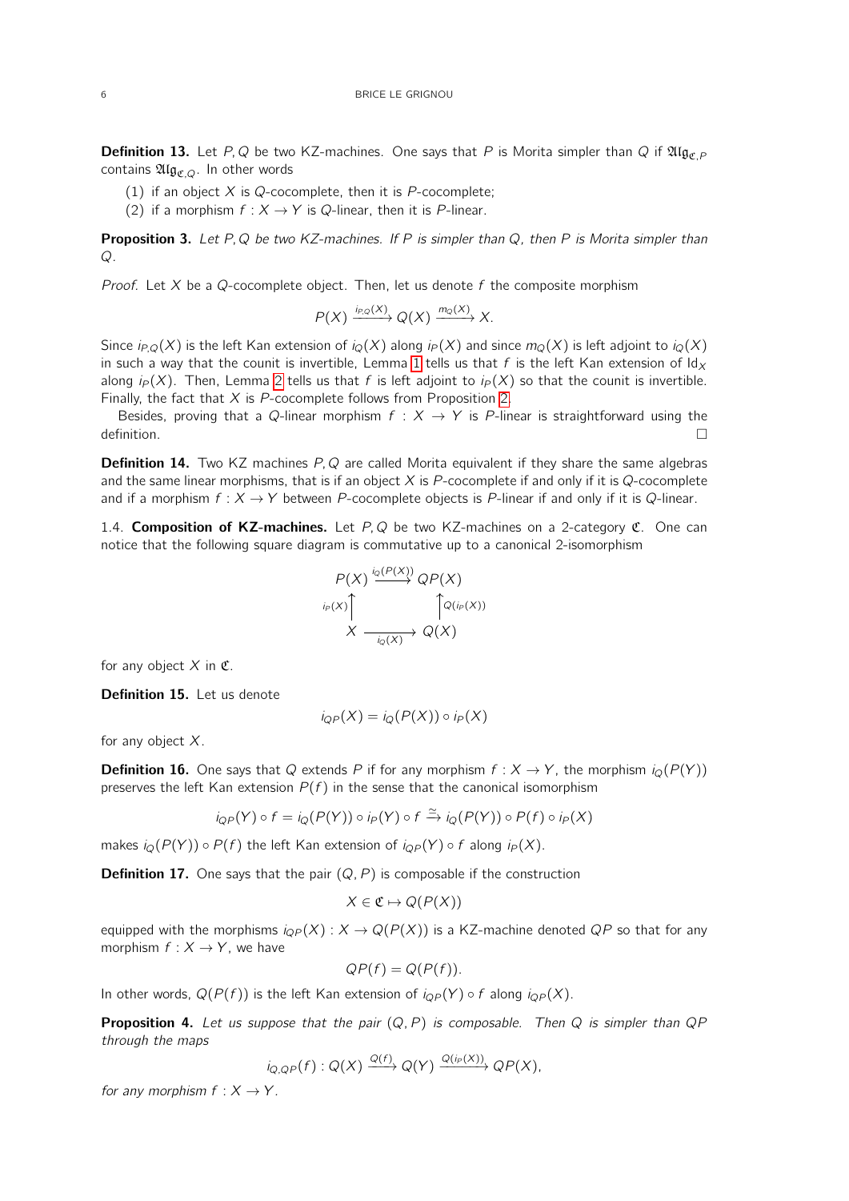**Definition 13.** Let $P, Q$ be two KZ-machines. One says that $P$ is Morita simpler than $Q$ if $\mathfrak{Alg}_{\mathfrak{C},P}$ contains $\mathfrak{Alg}_{\mathfrak{C},Q}$. In other words

(1) if an object $X$ is $Q$-cocomplete, then it is $P$-cocomplete;
(2) if a morphism $f : X \to Y$ is $Q$-linear, then it is $P$-linear.

**Proposition 3.** *Let $P, Q$ be two KZ-machines. If $P$ is simpler than $Q$, then $P$ is Morita simpler than $Q$.*

*Proof.* Let $X$ be a $Q$-cocomplete object. Then, let us denote $f$ the composite morphism

$$P(X) \xrightarrow{i_{P,Q}(X)} Q(X) \xrightarrow{m_Q(X)} X.$$

Since $i_{P,Q}(X)$ is the left Kan extension of $i_Q(X)$ along $i_P(X)$ and since $m_Q(X)$ is left adjoint to $i_Q(X)$ in such a way that the counit is invertible, Lemma 1 tells us that $f$ is the left Kan extension of $\mathrm{Id}_X$ along $i_P(X)$. Then, Lemma 2 tells us that $f$ is left adjoint to $i_P(X)$ so that the counit is invertible. Finally, the fact that $X$ is $P$-cocomplete follows from Proposition 2.

Besides, proving that a $Q$-linear morphism $f : X \to Y$ is $P$-linear is straightforward using the definition. $\square$

**Definition 14.** Two KZ machines $P, Q$ are called Morita equivalent if they share the same algebras and the same linear morphisms, that is if an object $X$ is $P$-cocomplete if and only if it is $Q$-cocomplete and if a morphism $f : X \to Y$ between $P$-cocomplete objects is $P$-linear if and only if it is $Q$-linear.

## 1.4. Composition of KZ-machines.

Let $P, Q$ be two KZ-machines on a 2-category $\mathfrak{C}$. One can notice that the following square diagram is commutative up to a canonical 2-isomorphism

$$\begin{array}{ccc} P(X) & \xrightarrow{i_Q(P(X))} & QP(X) \\ {\scriptstyle i_P(X)}\uparrow & & \uparrow{\scriptstyle Q(i_P(X))} \\ X & \xrightarrow[i_Q(X)]{} & Q(X) \end{array}$$

for any object $X$ in $\mathfrak{C}$.

**Definition 15.** Let us denote

$$i_{QP}(X) = i_Q(P(X)) \circ i_P(X)$$

for any object $X$.

**Definition 16.** One says that $Q$ extends $P$ if for any morphism $f : X \to Y$, the morphism $i_Q(P(Y))$ preserves the left Kan extension $P(f)$ in the sense that the canonical isomorphism

$$i_{QP}(Y) \circ f = i_Q(P(Y)) \circ i_P(Y) \circ f \xrightarrow{\simeq} i_Q(P(Y)) \circ P(f) \circ i_P(X)$$

makes $i_Q(P(Y)) \circ P(f)$ the left Kan extension of $i_{QP}(Y) \circ f$ along $i_P(X)$.

**Definition 17.** One says that the pair $(Q, P)$ is composable if the construction

$$X \in \mathfrak{C} \mapsto Q(P(X))$$

equipped with the morphisms $i_{QP}(X) : X \to Q(P(X))$ is a KZ-machine denoted $QP$ so that for any morphism $f : X \to Y$, we have

$$QP(f) = Q(P(f)).$$

In other words, $Q(P(f))$ is the left Kan extension of $i_{QP}(Y) \circ f$ along $i_{QP}(X)$.

**Proposition 4.** *Let us suppose that the pair $(Q, P)$ is composable. Then $Q$ is simpler than $QP$ through the maps*

$$i_{Q,QP}(f) : Q(X) \xrightarrow{Q(f)} Q(Y) \xrightarrow{Q(i_P(X))} QP(X),$$

*for any morphism $f : X \to Y$.*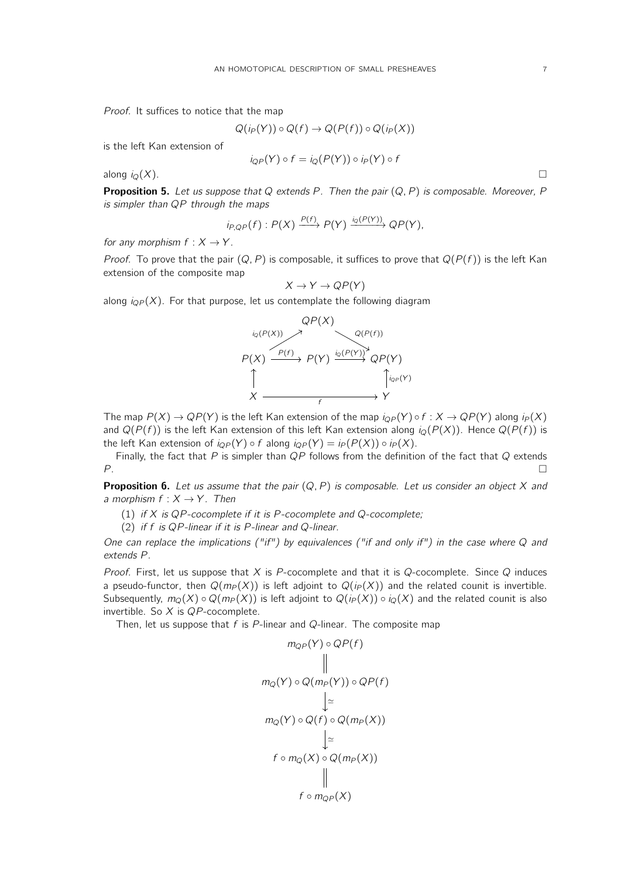*Proof.* It suffices to notice that the map

$$Q(i_P(Y)) \circ Q(f) \to Q(P(f)) \circ Q(i_P(X))$$

is the left Kan extension of

$$i_{QP}(Y) \circ f = i_Q(P(Y)) \circ i_P(Y) \circ f$$

along $i_Q(X)$. □

**Proposition 5.** *Let us suppose that $Q$ extends $P$. Then the pair $(Q, P)$ is composable. Moreover, $P$ is simpler than $QP$ through the maps*

$$i_{P,QP}(f) : P(X) \xrightarrow{P(f)} P(Y) \xrightarrow{i_Q(P(Y))} QP(Y),$$

*for any morphism $f : X \to Y$.*

*Proof.* To prove that the pair $(Q, P)$ is composable, it suffices to prove that $Q(P(f))$ is the left Kan extension of the composite map

$$X \to Y \to QP(Y)$$

along $i_{QP}(X)$. For that purpose, let us contemplate the following diagram

$$\begin{array}{ccccc} & & QP(X) & & \\ & {\scriptstyle i_Q(P(X))} \nearrow & & \searrow {\scriptstyle Q(P(f))} & \\ P(X) & \xrightarrow{P(f)} & P(Y) & \xrightarrow{i_Q(P(Y))} & QP(Y) \\ \uparrow & & & & \uparrow {\scriptstyle i_{QP}(Y)} \\ X & & \xrightarrow{\quad f \quad} & & Y \end{array}$$

The map $P(X) \to QP(Y)$ is the left Kan extension of the map $i_{QP}(Y) \circ f : X \to QP(Y)$ along $i_P(X)$ and $Q(P(f))$ is the left Kan extension of this left Kan extension along $i_Q(P(X))$. Hence $Q(P(f))$ is the left Kan extension of $i_{QP}(Y) \circ f$ along $i_{QP}(Y) = i_P(P(X)) \circ i_P(X)$.

Finally, the fact that $P$ is simpler than $QP$ follows from the definition of the fact that $Q$ extends $P$. □

**Proposition 6.** *Let us assume that the pair $(Q, P)$ is composable. Let us consider an object $X$ and a morphism $f : X \to Y$. Then*

(1) *if $X$ is $QP$-cocomplete if it is $P$-cocomplete and $Q$-cocomplete;*
(2) *if $f$ is $QP$-linear if it is $P$-linear and $Q$-linear.*

*One can replace the implications ("if") by equivalences ("if and only if") in the case where $Q$ and extends $P$.*

*Proof.* First, let us suppose that $X$ is $P$-cocomplete and that it is $Q$-cocomplete. Since $Q$ induces a pseudo-functor, then $Q(m_P(X))$ is left adjoint to $Q(i_P(X))$ and the related counit is invertible. Subsequently, $m_Q(X) \circ Q(m_P(X))$ is left adjoint to $Q(i_P(X)) \circ i_Q(X)$ and the related counit is also invertible. So $X$ is $QP$-cocomplete.

Then, let us suppose that $f$ is $P$-linear and $Q$-linear. The composite map

$$\begin{array}{c} m_{QP}(Y) \circ QP(f) \\ \| \\ m_Q(Y) \circ Q(m_P(Y)) \circ QP(f) \\ \downarrow \simeq \\ m_Q(Y) \circ Q(f) \circ Q(m_P(X)) \\ \downarrow \simeq \\ f \circ m_Q(X) \circ Q(m_P(X)) \\ \| \\ f \circ m_{QP}(X) \end{array}$$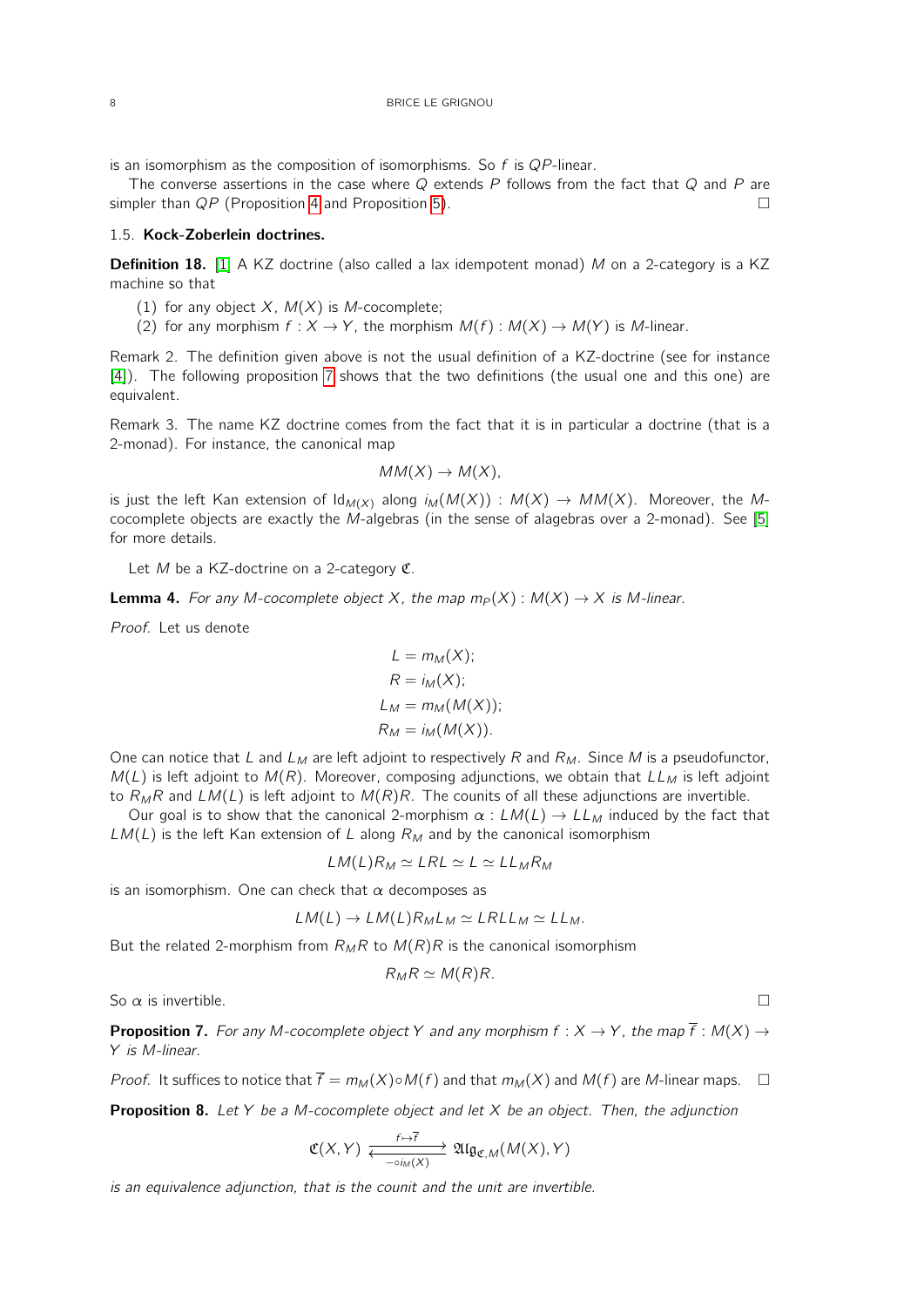is an isomorphism as the composition of isomorphisms. So $f$ is $QP$-linear.

The converse assertions in the case where $Q$ extends $P$ follows from the fact that $Q$ and $P$ are simpler than $QP$ (Proposition 4 and Proposition 5). □

### 1.5. Kock-Zoberlein doctrines.

**Definition 18.** [1] A KZ doctrine (also called a lax idempotent monad) $M$ on a 2-category is a KZ machine so that

1. for any object $X$, $M(X)$ is $M$-cocomplete;
2. for any morphism $f : X \to Y$, the morphism $M(f) : M(X) \to M(Y)$ is $M$-linear.

*Remark* 2. The definition given above is not the usual definition of a KZ-doctrine (see for instance [4]). The following proposition 7 shows that the two definitions (the usual one and this one) are equivalent.

*Remark* 3. The name KZ doctrine comes from the fact that it is in particular a doctrine (that is a 2-monad). For instance, the canonical map

$$MM(X) \to M(X),$$

is just the left Kan extension of $\mathrm{Id}_{M(X)}$ along $i_M(M(X)) : M(X) \to MM(X)$. Moreover, the $M$-cocomplete objects are exactly the $M$-algebras (in the sense of alagebras over a 2-monad). See [5] for more details.

Let $M$ be a KZ-doctrine on a 2-category $\mathfrak{C}$.

**Lemma 4.** *For any $M$-cocomplete object $X$, the map $m_P(X) : M(X) \to X$ is $M$-linear.*

*Proof.* Let us denote

$$\begin{aligned} L &= m_M(X); \\ R &= i_M(X); \\ L_M &= m_M(M(X)); \\ R_M &= i_M(M(X)). \end{aligned}$$

One can notice that $L$ and $L_M$ are left adjoint to respectively $R$ and $R_M$. Since $M$ is a pseudofunctor, $M(L)$ is left adjoint to $M(R)$. Moreover, composing adjunctions, we obtain that $LL_M$ is left adjoint to $R_M R$ and $LM(L)$ is left adjoint to $M(R)R$. The counits of all these adjunctions are invertible.

Our goal is to show that the canonical 2-morphism $\alpha : LM(L) \to LL_M$ induced by the fact that $LM(L)$ is the left Kan extension of $L$ along $R_M$ and by the canonical isomorphism

$$LM(L)R_M \simeq LRL \simeq L \simeq LL_M R_M$$

is an isomorphism. One can check that $\alpha$ decomposes as

$$LM(L) \to LM(L)R_M L_M \simeq LRLL_M \simeq LL_M.$$

But the related 2-morphism from $R_M R$ to $M(R)R$ is the canonical isomorphism

$$R_M R \simeq M(R)R.$$

So $\alpha$ is invertible. □

**Proposition 7.** *For any $M$-cocomplete object $Y$ and any morphism $f : X \to Y$, the map $\overline{f} : M(X) \to Y$ is $M$-linear.*

*Proof.* It suffices to notice that $\overline{f} = m_M(X) \circ M(f)$ and that $m_M(X)$ and $M(f)$ are $M$-linear maps. □

**Proposition 8.** *Let $Y$ be a $M$-cocomplete object and let $X$ be an object. Then, the adjunction*

$$\mathfrak{C}(X, Y) \underset{- \circ i_M(X)}{\overset{f \mapsto \overline{f}}{\rightleftarrows}} \mathfrak{Alg}_{\mathfrak{C},M}(M(X), Y)$$

*is an equivalence adjunction, that is the counit and the unit are invertible.*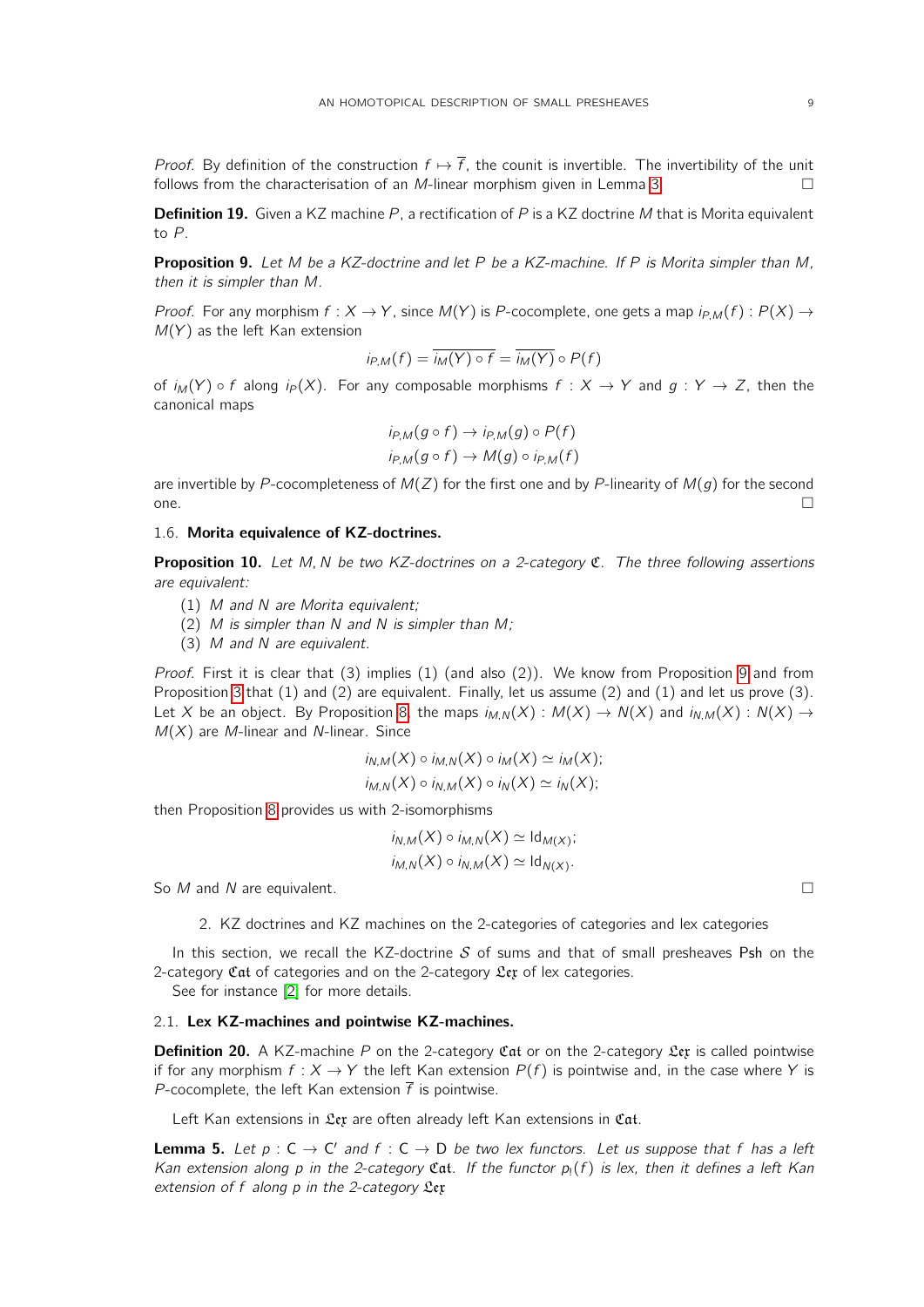*Proof.* By definition of the construction $f \mapsto \overline{f}$, the counit is invertible. The invertibility of the unit follows from the characterisation of an $M$-linear morphism given in Lemma 3. □

**Definition 19.** Given a KZ machine $P$, a rectification of $P$ is a KZ doctrine $M$ that is Morita equivalent to $P$.

**Proposition 9.** *Let $M$ be a KZ-doctrine and let $P$ be a KZ-machine. If $P$ is Morita simpler than $M$, then it is simpler than $M$.*

*Proof.* For any morphism $f : X \to Y$, since $M(Y)$ is $P$-cocomplete, one gets a map $i_{P,M}(f) : P(X) \to M(Y)$ as the left Kan extension

$$i_{P,M}(f) = \overline{i_M(Y) \circ f} = \overline{i_M(Y)} \circ P(f)$$

of $i_M(Y) \circ f$ along $i_P(X)$. For any composable morphisms $f : X \to Y$ and $g : Y \to Z$, then the canonical maps

$$i_{P,M}(g \circ f) \to i_{P,M}(g) \circ P(f)$$
$$i_{P,M}(g \circ f) \to M(g) \circ i_{P,M}(f)$$

are invertible by $P$-cocompleteness of $M(Z)$ for the first one and by $P$-linearity of $M(g)$ for the second one. □

### 1.6. Morita equivalence of KZ-doctrines.

**Proposition 10.** *Let $M, N$ be two KZ-doctrines on a 2-category $\mathfrak{C}$. The three following assertions are equivalent:*

1. *$M$ and $N$ are Morita equivalent;*
2. *$M$ is simpler than $N$ and $N$ is simpler than $M$;*
3. *$M$ and $N$ are equivalent.*

*Proof.* First it is clear that (3) implies (1) (and also (2)). We know from Proposition 9 and from Proposition 3 that (1) and (2) are equivalent. Finally, let us assume (2) and (1) and let us prove (3). Let $X$ be an object. By Proposition 8, the maps $i_{M,N}(X) : M(X) \to N(X)$ and $i_{N,M}(X) : N(X) \to M(X)$ are $M$-linear and $N$-linear. Since

$$i_{N,M}(X) \circ i_{M,N}(X) \circ i_M(X) \simeq i_M(X);$$
$$i_{M,N}(X) \circ i_{N,M}(X) \circ i_N(X) \simeq i_N(X);$$

then Proposition 8 provides us with 2-isomorphisms

$$i_{N,M}(X) \circ i_{M,N}(X) \simeq \mathrm{Id}_{M(X)};$$
$$i_{M,N}(X) \circ i_{N,M}(X) \simeq \mathrm{Id}_{N(X)}.$$

So $M$ and $N$ are equivalent. □

## 2. KZ doctrines and KZ machines on the 2-categories of categories and lex categories

In this section, we recall the KZ-doctrine $\mathcal{S}$ of sums and that of small presheaves Psh on the 2-category $\mathfrak{Cat}$ of categories and on the 2-category $\mathfrak{Lex}$ of lex categories.

See for instance [2] for more details.

### 2.1. Lex KZ-machines and pointwise KZ-machines.

**Definition 20.** A KZ-machine $P$ on the 2-category $\mathfrak{Cat}$ or on the 2-category $\mathfrak{Lex}$ is called pointwise if for any morphism $f : X \to Y$ the left Kan extension $P(f)$ is pointwise and, in the case where $Y$ is $P$-cocomplete, the left Kan extension $\overline{f}$ is pointwise.

Left Kan extensions in $\mathfrak{Lex}$ are often already left Kan extensions in $\mathfrak{Cat}$.

**Lemma 5.** *Let $p : \mathsf{C} \to \mathsf{C}'$ and $f : \mathsf{C} \to \mathsf{D}$ be two lex functors. Let us suppose that $f$ has a left Kan extension along $p$ in the 2-category $\mathfrak{Cat}$. If the functor $p_!(f)$ is lex, then it defines a left Kan extension of $f$ along $p$ in the 2-category $\mathfrak{Lex}$*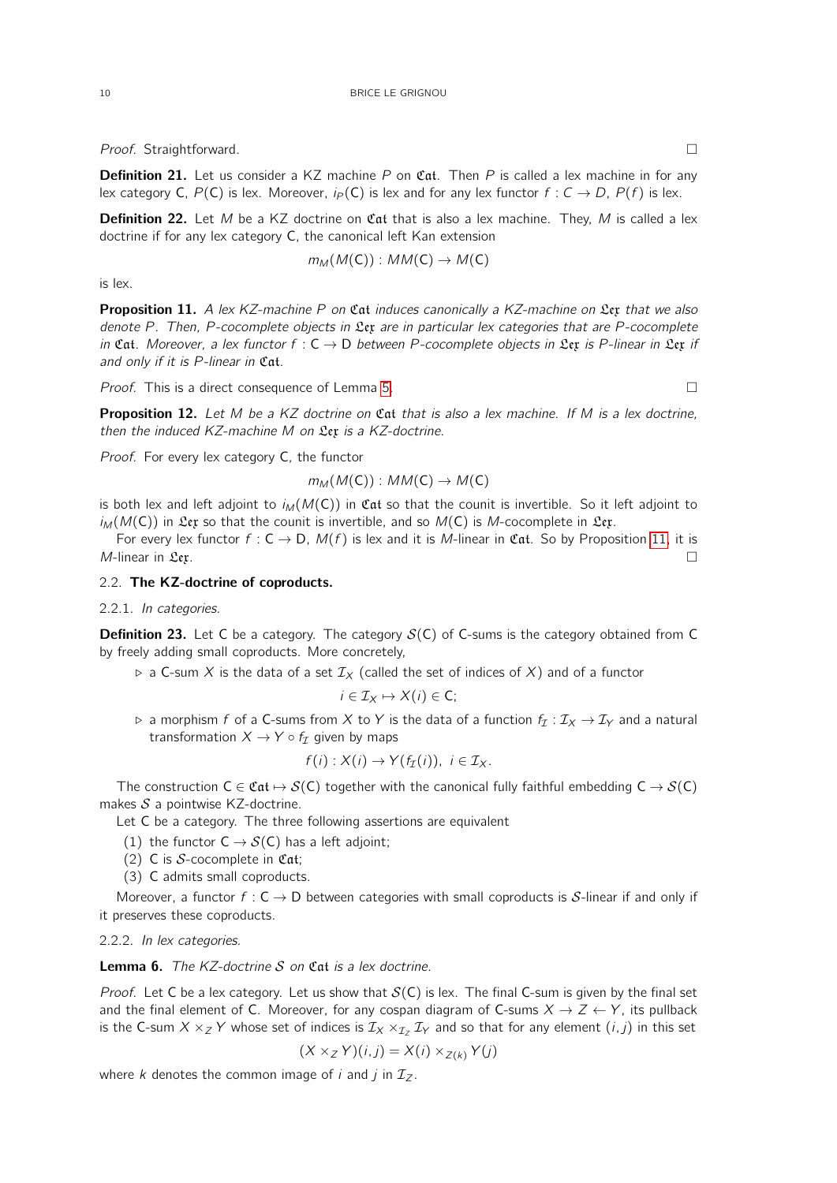*Proof.* Straightforward. □

**Definition 21.** Let us consider a KZ machine $P$ on $\mathfrak{Cat}$. Then $P$ is called a lex machine in for any lex category $\mathsf{C}$, $P(\mathsf{C})$ is lex. Moreover, $i_P(\mathsf{C})$ is lex and for any lex functor $f : C \to D$, $P(f)$ is lex.

**Definition 22.** Let $M$ be a KZ doctrine on $\mathfrak{Cat}$ that is also a lex machine. They, $M$ is called a lex doctrine if for any lex category $\mathsf{C}$, the canonical left Kan extension

$$m_M(M(\mathsf{C})) : MM(\mathsf{C}) \to M(\mathsf{C})$$

is lex.

**Proposition 11.** *A lex KZ-machine $P$ on $\mathfrak{Cat}$ induces canonically a KZ-machine on $\mathfrak{Lex}$ that we also denote $P$. Then, $P$-cocomplete objects in $\mathfrak{Lex}$ are in particular lex categories that are $P$-cocomplete in $\mathfrak{Cat}$. Moreover, a lex functor $f : \mathsf{C} \to \mathsf{D}$ between $P$-cocomplete objects in $\mathfrak{Lex}$ is $P$-linear in $\mathfrak{Lex}$ if and only if it is $P$-linear in $\mathfrak{Cat}$.*

*Proof.* This is a direct consequence of Lemma 5. □

**Proposition 12.** *Let $M$ be a KZ doctrine on $\mathfrak{Cat}$ that is also a lex machine. If $M$ is a lex doctrine, then the induced KZ-machine $M$ on $\mathfrak{Lex}$ is a KZ-doctrine.*

*Proof.* For every lex category $\mathsf{C}$, the functor

$$m_M(M(\mathsf{C})) : MM(\mathsf{C}) \to M(\mathsf{C})$$

is both lex and left adjoint to $i_M(M(\mathsf{C}))$ in $\mathfrak{Cat}$ so that the counit is invertible. So it left adjoint to $i_M(M(\mathsf{C}))$ in $\mathfrak{Lex}$ so that the counit is invertible, and so $M(\mathsf{C})$ is $M$-cocomplete in $\mathfrak{Lex}$.

For every lex functor $f : \mathsf{C} \to \mathsf{D}$, $M(f)$ is lex and it is $M$-linear in $\mathfrak{Cat}$. So by Proposition 11, it is $M$-linear in $\mathfrak{Lex}$. □

### 2.2. The KZ-doctrine of coproducts.

#### 2.2.1. *In categories.*

**Definition 23.** Let $\mathsf{C}$ be a category. The category $\mathcal{S}(\mathsf{C})$ of $\mathsf{C}$-sums is the category obtained from $\mathsf{C}$ by freely adding small coproducts. More concretely,

- ▷ a $\mathsf{C}$-sum $X$ is the data of a set $\mathcal{I}_X$ (called the set of indices of $X$) and of a functor

$$i \in \mathcal{I}_X \mapsto X(i) \in \mathsf{C};$$

- ▷ a morphism $f$ of a $\mathsf{C}$-sums from $X$ to $Y$ is the data of a function $f_{\mathcal{I}} : \mathcal{I}_X \to \mathcal{I}_Y$ and a natural transformation $X \to Y \circ f_{\mathcal{I}}$ given by maps

$$f(i) : X(i) \to Y(f_{\mathcal{I}}(i)),\ i \in \mathcal{I}_X.$$

The construction $\mathsf{C} \in \mathfrak{Cat} \mapsto \mathcal{S}(\mathsf{C})$ together with the canonical fully faithful embedding $\mathsf{C} \to \mathcal{S}(\mathsf{C})$ makes $\mathcal{S}$ a pointwise KZ-doctrine.

Let $\mathsf{C}$ be a category. The three following assertions are equivalent

1. the functor $\mathsf{C} \to \mathcal{S}(\mathsf{C})$ has a left adjoint;
2. $\mathsf{C}$ is $\mathcal{S}$-cocomplete in $\mathfrak{Cat}$;
3. $\mathsf{C}$ admits small coproducts.

Moreover, a functor $f : \mathsf{C} \to \mathsf{D}$ between categories with small coproducts is $\mathcal{S}$-linear if and only if it preserves these coproducts.

#### 2.2.2. *In lex categories.*

**Lemma 6.** *The KZ-doctrine $\mathcal{S}$ on $\mathfrak{Cat}$ is a lex doctrine.*

*Proof.* Let $\mathsf{C}$ be a lex category. Let us show that $\mathcal{S}(\mathsf{C})$ is lex. The final $\mathsf{C}$-sum is given by the final set and the final element of $\mathsf{C}$. Moreover, for any cospan diagram of $\mathsf{C}$-sums $X \to Z \leftarrow Y$, its pullback is the $\mathsf{C}$-sum $X \times_Z Y$ whose set of indices is $\mathcal{I}_X \times_{\mathcal{I}_Z} \mathcal{I}_Y$ and so that for any element $(i, j)$ in this set

$$(X \times_Z Y)(i, j) = X(i) \times_{Z(k)} Y(j)$$

where $k$ denotes the common image of $i$ and $j$ in $\mathcal{I}_Z$.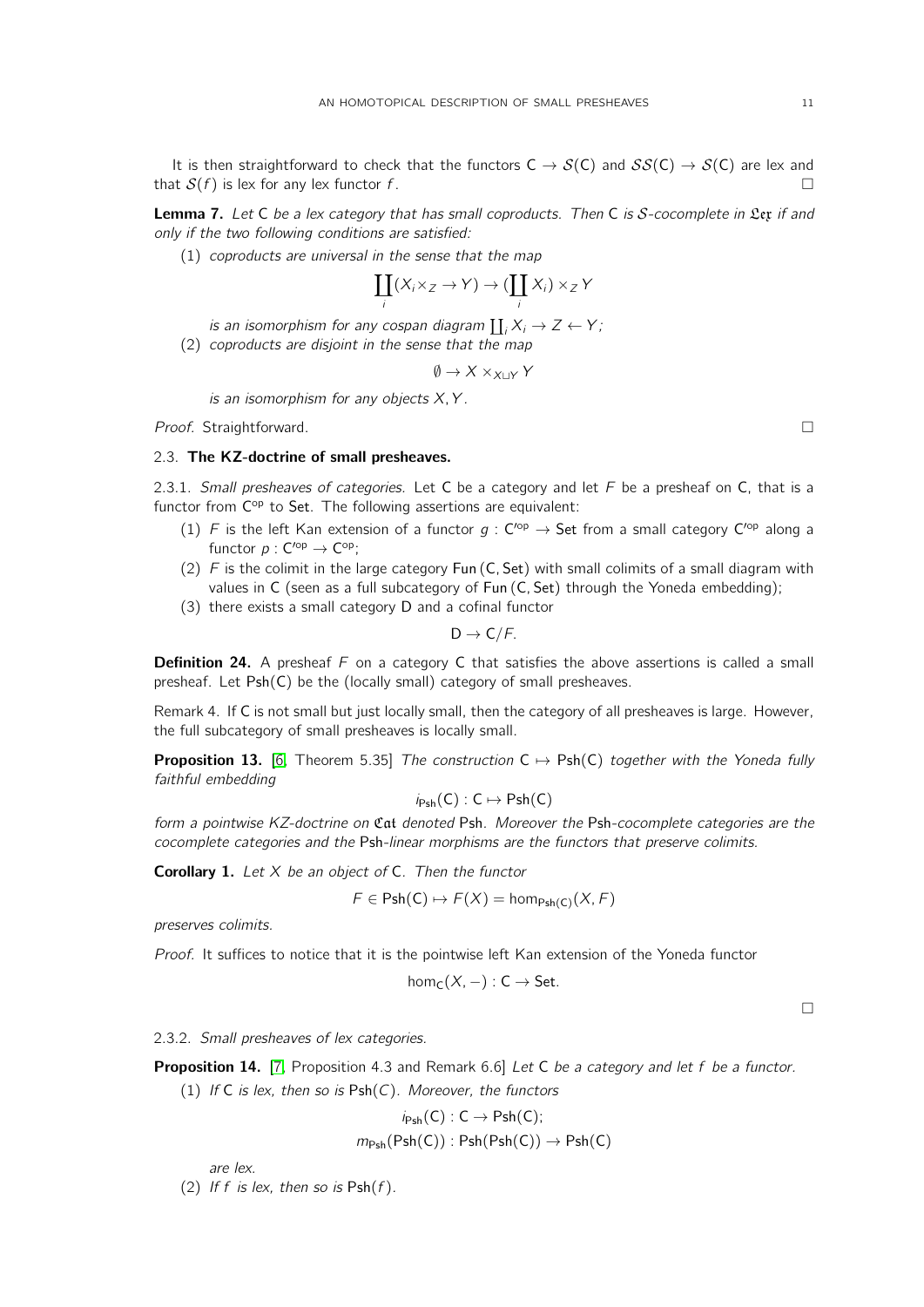It is then straightforward to check that the functors $\mathsf{C} \to \mathcal{S}(\mathsf{C})$ and $\mathcal{S}\mathcal{S}(\mathsf{C}) \to \mathcal{S}(\mathsf{C})$ are lex and that $\mathcal{S}(f)$ is lex for any lex functor $f$. □

**Lemma 7.** *Let* $\mathsf{C}$ *be a lex category that has small coproducts. Then* $\mathsf{C}$ *is* $\mathcal{S}$*-cocomplete in* $\mathfrak{Lex}$ *if and only if the two following conditions are satisfied:*

1. *coproducts are universal in the sense that the map*
$$\coprod_i (X_i \times_Z \to Y) \to (\coprod_i X_i) \times_Z Y$$
*is an isomorphism for any cospan diagram* $\coprod_i X_i \to Z \leftarrow Y$*;*
2. *coproducts are disjoint in the sense that the map*
$$\emptyset \to X \times_{X \sqcup Y} Y$$
*is an isomorphism for any objects* $X, Y$*.*

*Proof.* Straightforward. □

### 2.3. The KZ-doctrine of small presheaves.

2.3.1. *Small presheaves of categories.* Let $\mathsf{C}$ be a category and let $F$ be a presheaf on $\mathsf{C}$, that is a functor from $\mathsf{C}^{\mathrm{op}}$ to $\mathsf{Set}$. The following assertions are equivalent:

1. $F$ is the left Kan extension of a functor $g : \mathsf{C}'^{\mathrm{op}} \to \mathsf{Set}$ from a small category $\mathsf{C}'^{\mathrm{op}}$ along a functor $p : \mathsf{C}'^{\mathrm{op}} \to \mathsf{C}^{\mathrm{op}}$;
2. $F$ is the colimit in the large category $\mathsf{Fun}(\mathsf{C}, \mathsf{Set})$ with small colimits of a small diagram with values in $\mathsf{C}$ (seen as a full subcategory of $\mathsf{Fun}(\mathsf{C}, \mathsf{Set})$ through the Yoneda embedding);
3. there exists a small category $\mathsf{D}$ and a cofinal functor
$$\mathsf{D} \to \mathsf{C}/F.$$

**Definition 24.** A presheaf $F$ on a category $\mathsf{C}$ that satisfies the above assertions is called a small presheaf. Let $\mathsf{Psh}(\mathsf{C})$ be the (locally small) category of small presheaves.

Remark 4. If $\mathsf{C}$ is not small but just locally small, then the category of all presheaves is large. However, the full subcategory of small presheaves is locally small.

**Proposition 13.** [6, Theorem 5.35] *The construction* $\mathsf{C} \mapsto \mathsf{Psh}(\mathsf{C})$ *together with the Yoneda fully faithful embedding*
$$i_{\mathsf{Psh}}(\mathsf{C}) : \mathsf{C} \mapsto \mathsf{Psh}(\mathsf{C})$$
*form a pointwise KZ-doctrine on* $\mathfrak{Cat}$ *denoted* $\mathsf{Psh}$*. Moreover the* $\mathsf{Psh}$*-cocomplete categories are the cocomplete categories and the* $\mathsf{Psh}$*-linear morphisms are the functors that preserve colimits.*

**Corollary 1.** *Let* $X$ *be an object of* $\mathsf{C}$*. Then the functor*
$$F \in \mathsf{Psh}(\mathsf{C}) \mapsto F(X) = \hom_{\mathsf{Psh}(\mathsf{C})}(X, F)$$
*preserves colimits.*

*Proof.* It suffices to notice that it is the pointwise left Kan extension of the Yoneda functor
$$\hom_{\mathsf{C}}(X, -) : \mathsf{C} \to \mathsf{Set}.$$
□

2.3.2. *Small presheaves of lex categories.*

**Proposition 14.** [7, Proposition 4.3 and Remark 6.6] *Let* $\mathsf{C}$ *be a category and let* $f$ *be a functor.*

1. *If* $\mathsf{C}$ *is lex, then so is* $\mathsf{Psh}(C)$*. Moreover, the functors*
$$i_{\mathsf{Psh}}(\mathsf{C}) : \mathsf{C} \to \mathsf{Psh}(\mathsf{C});$$
$$m_{\mathsf{Psh}}(\mathsf{Psh}(\mathsf{C})) : \mathsf{Psh}(\mathsf{Psh}(\mathsf{C})) \to \mathsf{Psh}(\mathsf{C})$$
*are lex.*
2. *If* $f$ *is lex, then so is* $\mathsf{Psh}(f)$*.*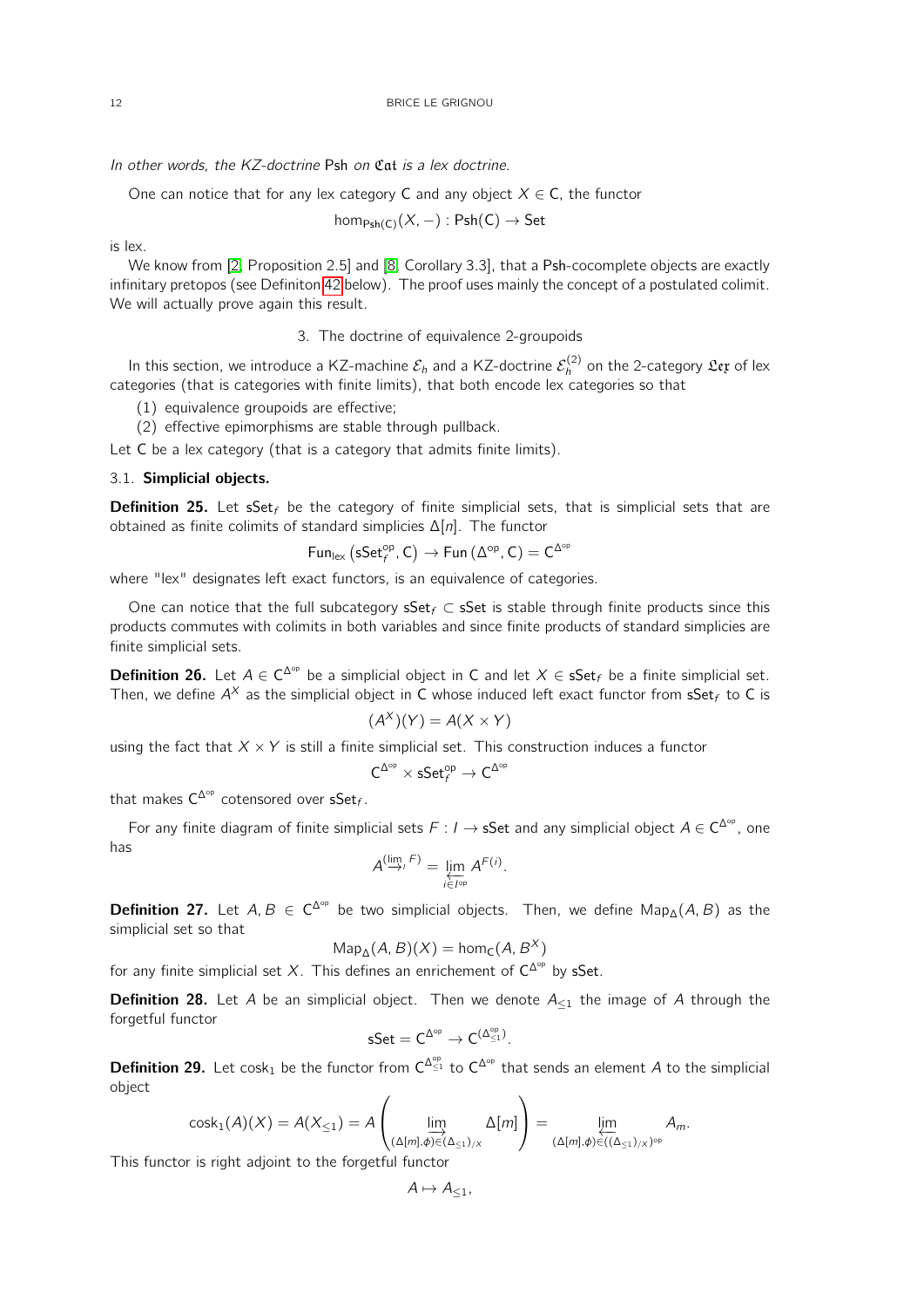*In other words, the KZ-doctrine* Psh *on* $\mathfrak{Cat}$ *is a lex doctrine.*

One can notice that for any lex category C and any object $X \in \mathsf{C}$, the functor

$$\hom_{\mathsf{Psh}(\mathsf{C})}(X,-) : \mathsf{Psh}(\mathsf{C}) \to \mathsf{Set}$$

is lex.

We know from [2, Proposition 2.5] and [8, Corollary 3.3], that a Psh-cocomplete objects are exactly infinitary pretopos (see Definiton 42 below). The proof uses mainly the concept of a postulated colimit. We will actually prove again this result.

## 3. The doctrine of equivalence 2-groupoids

In this section, we introduce a KZ-machine $\mathcal{E}_h$ and a KZ-doctrine $\mathcal{E}_h^{(2)}$ on the 2-category $\mathfrak{Lex}$ of lex categories (that is categories with finite limits), that both encode lex categories so that

1. equivalence groupoids are effective;
2. effective epimorphisms are stable through pullback.

Let C be a lex category (that is a category that admits finite limits).

### 3.1. Simplicial objects.

**Definition 25.** Let $\mathsf{sSet}_f$ be the category of finite simplicial sets, that is simplicial sets that are obtained as finite colimits of standard simplicies $\Delta[n]$. The functor

$$\mathsf{Fun}_{\mathsf{lex}}\left(\mathsf{sSet}_f^{\mathrm{op}}, \mathsf{C}\right) \to \mathsf{Fun}\left(\Delta^{\mathrm{op}}, \mathsf{C}\right) = \mathsf{C}^{\Delta^{\mathrm{op}}}$$

where "lex" designates left exact functors, is an equivalence of categories.

One can notice that the full subcategory $\mathsf{sSet}_f \subset \mathsf{sSet}$ is stable through finite products since this products commutes with colimits in both variables and since finite products of standard simplicies are finite simplicial sets.

**Definition 26.** Let $A \in \mathsf{C}^{\Delta^{\mathrm{op}}}$ be a simplicial object in C and let $X \in \mathsf{sSet}_f$ be a finite simplicial set. Then, we define $A^X$ as the simplicial object in C whose induced left exact functor from $\mathsf{sSet}_f$ to C is

$$(A^X)(Y) = A(X \times Y)$$

using the fact that $X \times Y$ is still a finite simplicial set. This construction induces a functor

$$\mathsf{C}^{\Delta^{\mathrm{op}}} \times \mathsf{sSet}_f^{\mathrm{op}} \to \mathsf{C}^{\Delta^{\mathrm{op}}}$$

that makes $\mathsf{C}^{\Delta^{\mathrm{op}}}$ cotensored over $\mathsf{sSet}_f$.

For any finite diagram of finite simplicial sets $F : I \to \mathsf{sSet}$ and any simplicial object $A \in \mathsf{C}^{\Delta^{\mathrm{op}}}$, one has

$$A^{(\varinjlim_I F)} = \varprojlim_{i \in I^{\mathrm{op}}} A^{F(i)}.$$

**Definition 27.** Let $A, B \in \mathsf{C}^{\Delta^{\mathrm{op}}}$ be two simplicial objects. Then, we define $\mathrm{Map}_\Delta(A, B)$ as the simplicial set so that

$$\mathrm{Map}_\Delta(A, B)(X) = \hom_{\mathsf{C}}(A, B^X)$$

for any finite simplicial set $X$. This defines an enrichement of $\mathsf{C}^{\Delta^{\mathrm{op}}}$ by $\mathsf{sSet}$.

**Definition 28.** Let $A$ be an simplicial object. Then we denote $A_{\leq 1}$ the image of $A$ through the forgetful functor

$$\mathsf{sSet} = \mathsf{C}^{\Delta^{\mathrm{op}}} \to \mathsf{C}^{(\Delta_{\leq 1}^{\mathrm{op}})}.$$

**Definition 29.** Let $\mathrm{cosk}_1$ be the functor from $\mathsf{C}^{\Delta_{\leq 1}^{\mathrm{op}}}$ to $\mathsf{C}^{\Delta^{\mathrm{op}}}$ that sends an element $A$ to the simplicial object

$$\mathrm{cosk}_1(A)(X) = A(X_{\leq 1}) = A\left(\varinjlim_{(\Delta[m],\phi) \in (\Delta_{\leq 1})_{/X}} \Delta[m]\right) = \varprojlim_{(\Delta[m],\phi) \in ((\Delta_{\leq 1})_{/X})^{\mathrm{op}}} A_m.$$

This functor is right adjoint to the forgetful functor

$$A \mapsto A_{\leq 1},$$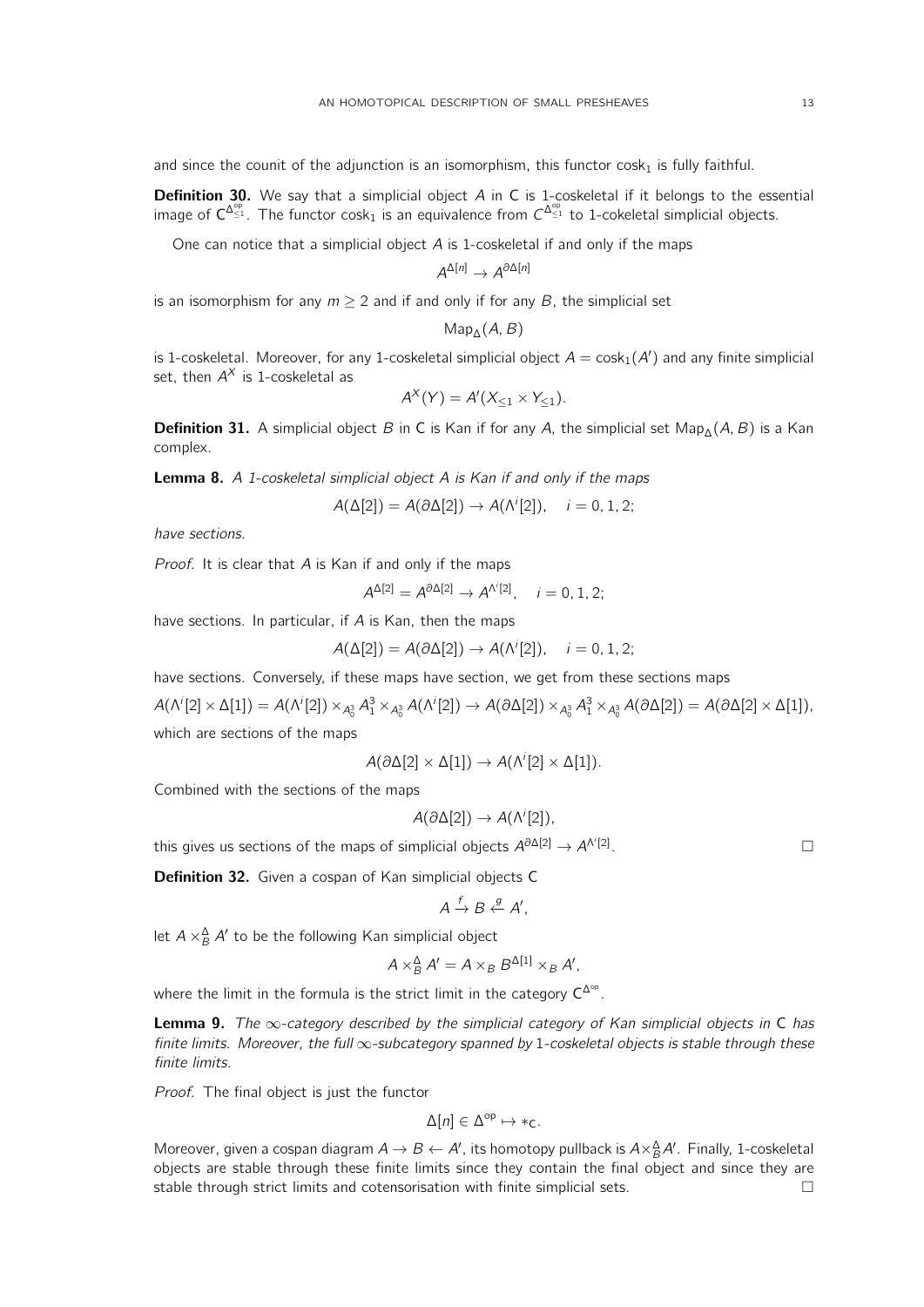and since the counit of the adjunction is an isomorphism, this functor $\mathrm{cosk}_1$ is fully faithful.

**Definition 30.** We say that a simplicial object $A$ in C is 1-coskeletal if it belongs to the essential image of $\mathsf{C}^{\Delta^{\mathrm{op}}_{\leq 1}}$. The functor $\mathrm{cosk}_1$ is an equivalence from $C^{\Delta^{\mathrm{op}}_{\leq 1}}$ to 1-cokeletal simplicial objects.

One can notice that a simplicial object $A$ is 1-coskeletal if and only if the maps

$$A^{\Delta[n]} \to A^{\partial\Delta[n]}$$

is an isomorphism for any $m \geq 2$ and if and only if for any $B$, the simplicial set

$$\mathrm{Map}_\Delta(A, B)$$

is 1-coskeletal. Moreover, for any 1-coskeletal simplicial object $A = \mathrm{cosk}_1(A')$ and any finite simplicial set, then $A^X$ is 1-coskeletal as

$$A^X(Y) = A'(X_{\leq 1} \times Y_{\leq 1}).$$

**Definition 31.** A simplicial object $B$ in C is Kan if for any $A$, the simplicial set $\mathrm{Map}_\Delta(A, B)$ is a Kan complex.

**Lemma 8.** *A 1-coskeletal simplicial object $A$ is Kan if and only if the maps*

$$A(\Delta[2]) = A(\partial\Delta[2]) \to A(\Lambda^i[2]), \quad i = 0, 1, 2;$$

*have sections.*

*Proof.* It is clear that $A$ is Kan if and only if the maps

$$A^{\Delta[2]} = A^{\partial\Delta[2]} \to A^{\Lambda^i[2]}, \quad i = 0, 1, 2;$$

have sections. In particular, if $A$ is Kan, then the maps

$$A(\Delta[2]) = A(\partial\Delta[2]) \to A(\Lambda^i[2]), \quad i = 0, 1, 2;$$

have sections. Conversely, if these maps have section, we get from these sections maps

$$A(\Lambda^i[2] \times \Delta[1]) = A(\Lambda^i[2]) \times_{A_0^3} A_1^3 \times_{A_0^3} A(\Lambda^i[2]) \to A(\partial\Delta[2]) \times_{A_0^3} A_1^3 \times_{A_0^3} A(\partial\Delta[2]) = A(\partial\Delta[2] \times \Delta[1]),$$

which are sections of the maps

$$A(\partial\Delta[2] \times \Delta[1]) \to A(\Lambda^i[2] \times \Delta[1]).$$

Combined with the sections of the maps

$$A(\partial\Delta[2]) \to A(\Lambda^i[2]),$$

this gives us sections of the maps of simplicial objects $A^{\partial\Delta[2]} \to A^{\Lambda^i[2]}$. □

**Definition 32.** Given a cospan of Kan simplicial objects C

$$A \xrightarrow{f} B \xleftarrow{g} A',$$

let $A \times_B^\Delta A'$ to be the following Kan simplicial object

$$A \times_B^\Delta A' = A \times_B B^{\Delta[1]} \times_B A',$$

where the limit in the formula is the strict limit in the category $\mathsf{C}^{\Delta^{\mathrm{op}}}$.

**Lemma 9.** *The $\infty$-category described by the simplicial category of Kan simplicial objects in C has finite limits. Moreover, the full $\infty$-subcategory spanned by 1-coskeletal objects is stable through these finite limits.*

*Proof.* The final object is just the functor

$$\Delta[n] \in \Delta^{\mathrm{op}} \mapsto *_{\mathsf{C}}.$$

Moreover, given a cospan diagram $A \to B \leftarrow A'$, its homotopy pullback is $A \times_B^\Delta A'$. Finally, 1-coskeletal objects are stable through these finite limits since they contain the final object and since they are stable through strict limits and cotensorisation with finite simplicial sets. □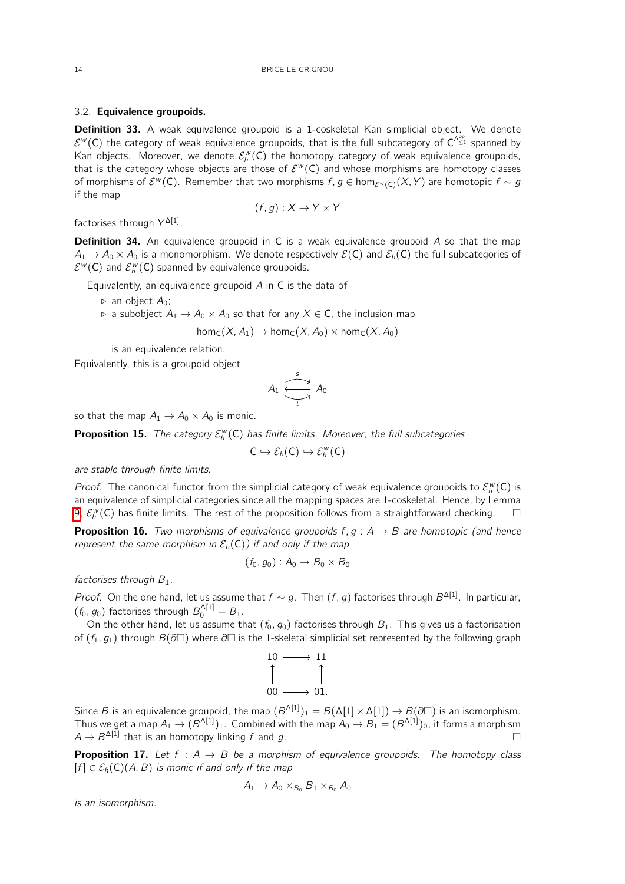### 3.2. **Equivalence groupoids.**

**Definition 33.** A weak equivalence groupoid is a 1-coskeletal Kan simplicial object. We denote $\mathcal{E}^w(\mathsf{C})$ the category of weak equivalence groupoids, that is the full subcategory of $\mathsf{C}^{\Delta_{\leq 1}^{op}}$ spanned by Kan objects. Moreover, we denote $\mathcal{E}^w_h(\mathsf{C})$ the homotopy category of weak equivalence groupoids, that is the category whose objects are those of $\mathcal{E}^w(\mathsf{C})$ and whose morphisms are homotopy classes of morphisms of $\mathcal{E}^w(\mathsf{C})$. Remember that two morphisms $f, g \in \hom_{\mathcal{E}^w(\mathsf{C})}(X, Y)$ are homotopic $f \sim g$ if the map

$$(f, g) : X \to Y \times Y$$

factorises through $Y^{\Delta[1]}$.

**Definition 34.** An equivalence groupoid in $\mathsf{C}$ is a weak equivalence groupoid $A$ so that the map $A_1 \to A_0 \times A_0$ is a monomorphism. We denote respectively $\mathcal{E}(\mathsf{C})$ and $\mathcal{E}_h(\mathsf{C})$ the full subcategories of $\mathcal{E}^w(\mathsf{C})$ and $\mathcal{E}^w_h(\mathsf{C})$ spanned by equivalence groupoids.

Equivalently, an equivalence groupoid $A$ in $\mathsf{C}$ is the data of

- ▷ an object $A_0$;
- ▷ a subobject $A_1 \to A_0 \times A_0$ so that for any $X \in \mathsf{C}$, the inclusion map

$$\hom_{\mathsf{C}}(X, A_1) \to \hom_{\mathsf{C}}(X, A_0) \times \hom_{\mathsf{C}}(X, A_0)$$

  is an equivalence relation.

Equivalently, this is a groupoid object

$$A_1 \underset{t}{\overset{s}{\leftleftarrows\!\!\rightrightarrows}} A_0$$

so that the map $A_1 \to A_0 \times A_0$ is monic.

**Proposition 15.** *The category $\mathcal{E}^w_h(\mathsf{C})$ has finite limits. Moreover, the full subcategories*

$$\mathsf{C} \hookrightarrow \mathcal{E}_h(\mathsf{C}) \hookrightarrow \mathcal{E}^w_h(\mathsf{C})$$

*are stable through finite limits.*

*Proof.* The canonical functor from the simplicial category of weak equivalence groupoids to $\mathcal{E}^w_h(\mathsf{C})$ is an equivalence of simplicial categories since all the mapping spaces are 1-coskeletal. Hence, by Lemma 9, $\mathcal{E}^w_h(\mathsf{C})$ has finite limits. The rest of the proposition follows from a straightforward checking. □

**Proposition 16.** *Two morphisms of equivalence groupoids $f, g : A \to B$ are homotopic (and hence represent the same morphism in $\mathcal{E}_h(\mathsf{C})$) if and only if the map*

$$(f_0, g_0) : A_0 \to B_0 \times B_0$$

*factorises through $B_1$.*

*Proof.* On the one hand, let us assume that $f \sim g$. Then $(f, g)$ factorises through $B^{\Delta[1]}$. In particular, $(f_0, g_0)$ factorises through $B_0^{\Delta[1]} = B_1$.

On the other hand, let us assume that $(f_0, g_0)$ factorises through $B_1$. This gives us a factorisation of $(f_1, g_1)$ through $B(\partial\square)$ where $\partial\square$ is the 1-skeletal simplicial set represented by the following graph

$$\begin{array}{ccc} 10 & \longrightarrow & 11 \\ \uparrow & & \uparrow \\ 00 & \longrightarrow & 01. \end{array}$$

Since $B$ is an equivalence groupoid, the map $(B^{\Delta[1]})_1 = B(\Delta[1] \times \Delta[1]) \to B(\partial\square)$ is an isomorphism. Thus we get a map $A_1 \to (B^{\Delta[1]})_1$. Combined with the map $A_0 \to B_1 = (B^{\Delta[1]})_0$, it forms a morphism $A \to B^{\Delta[1]}$ that is an homotopy linking $f$ and $g$. □

**Proposition 17.** *Let $f : A \to B$ be a morphism of equivalence groupoids. The homotopy class $[f] \in \mathcal{E}_h(\mathsf{C})(A, B)$ is monic if and only if the map*

$$A_1 \to A_0 \times_{B_0} B_1 \times_{B_0} A_0$$

*is an isomorphism.*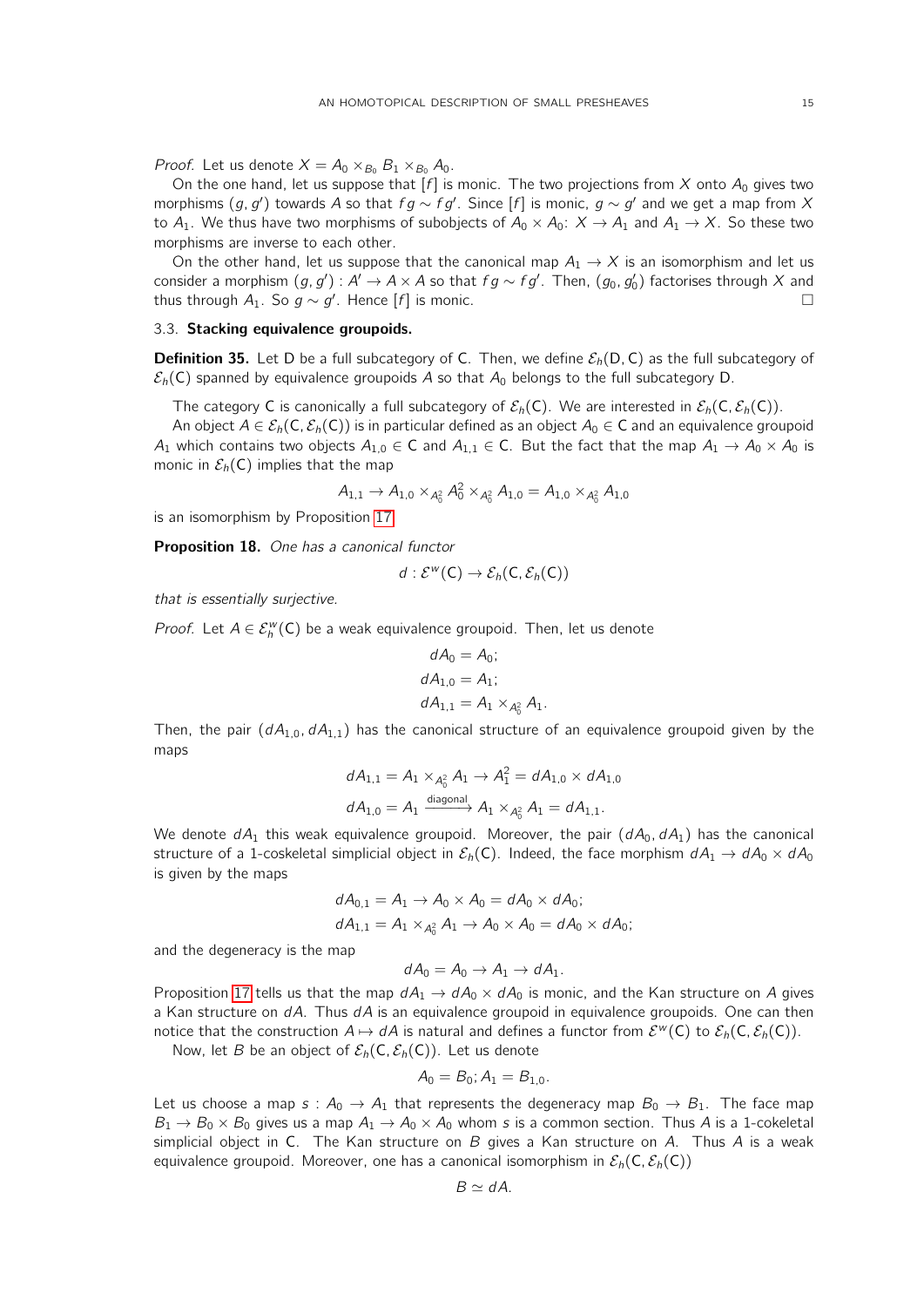*Proof.* Let us denote $X = A_0 \times_{B_0} B_1 \times_{B_0} A_0$.

On the one hand, let us suppose that $[f]$ is monic. The two projections from $X$ onto $A_0$ gives two morphisms $(g, g')$ towards $A$ so that $fg \sim fg'$. Since $[f]$ is monic, $g \sim g'$ and we get a map from $X$ to $A_1$. We thus have two morphisms of subobjects of $A_0 \times A_0$: $X \to A_1$ and $A_1 \to X$. So these two morphisms are inverse to each other.

On the other hand, let us suppose that the canonical map $A_1 \to X$ is an isomorphism and let us consider a morphism $(g, g') : A' \to A \times A$ so that $fg \sim fg'$. Then, $(g_0, g_0')$ factorises through $X$ and thus through $A_1$. So $g \sim g'$. Hence $[f]$ is monic. □

### 3.3. Stacking equivalence groupoids.

**Definition 35.** Let $\mathsf{D}$ be a full subcategory of $\mathsf{C}$. Then, we define $\mathcal{E}_h(\mathsf{D}, \mathsf{C})$ as the full subcategory of $\mathcal{E}_h(\mathsf{C})$ spanned by equivalence groupoids $A$ so that $A_0$ belongs to the full subcategory $\mathsf{D}$.

The category $\mathsf{C}$ is canonically a full subcategory of $\mathcal{E}_h(\mathsf{C})$. We are interested in $\mathcal{E}_h(\mathsf{C}, \mathcal{E}_h(\mathsf{C}))$.

An object $A \in \mathcal{E}_h(\mathsf{C}, \mathcal{E}_h(\mathsf{C}))$ is in particular defined as an object $A_0 \in \mathsf{C}$ and an equivalence groupoid $A_1$ which contains two objects $A_{1,0} \in \mathsf{C}$ and $A_{1,1} \in \mathsf{C}$. But the fact that the map $A_1 \to A_0 \times A_0$ is monic in $\mathcal{E}_h(\mathsf{C})$ implies that the map

$$A_{1,1} \to A_{1,0} \times_{A_0^2} A_0^2 \times_{A_0^2} A_{1,0} = A_{1,0} \times_{A_0^2} A_{1,0}$$

is an isomorphism by Proposition 17.

**Proposition 18.** *One has a canonical functor*

$$d : \mathcal{E}^w(\mathsf{C}) \to \mathcal{E}_h(\mathsf{C}, \mathcal{E}_h(\mathsf{C}))$$

*that is essentially surjective.*

*Proof.* Let $A \in \mathcal{E}_h^w(\mathsf{C})$ be a weak equivalence groupoid. Then, let us denote

$$\begin{aligned} dA_0 &= A_0; \\ dA_{1,0} &= A_1; \\ dA_{1,1} &= A_1 \times_{A_0^2} A_1. \end{aligned}$$

Then, the pair $(dA_{1,0}, dA_{1,1})$ has the canonical structure of an equivalence groupoid given by the maps

$$\begin{aligned} dA_{1,1} &= A_1 \times_{A_0^2} A_1 \to A_1^2 = dA_{1,0} \times dA_{1,0} \\ dA_{1,0} &= A_1 \xrightarrow{\text{diagonal}} A_1 \times_{A_0^2} A_1 = dA_{1,1}. \end{aligned}$$

We denote $dA_1$ this weak equivalence groupoid. Moreover, the pair $(dA_0, dA_1)$ has the canonical structure of a 1-coskeletal simplicial object in $\mathcal{E}_h(\mathsf{C})$. Indeed, the face morphism $dA_1 \to dA_0 \times dA_0$ is given by the maps

$$\begin{aligned} dA_{0,1} &= A_1 \to A_0 \times A_0 = dA_0 \times dA_0; \\ dA_{1,1} &= A_1 \times_{A_0^2} A_1 \to A_0 \times A_0 = dA_0 \times dA_0; \end{aligned}$$

and the degeneracy is the map

$$dA_0 = A_0 \to A_1 \to dA_1.$$

Proposition 17 tells us that the map $dA_1 \to dA_0 \times dA_0$ is monic, and the Kan structure on $A$ gives a Kan structure on $dA$. Thus $dA$ is an equivalence groupoid in equivalence groupoids. One can then notice that the construction $A \mapsto dA$ is natural and defines a functor from $\mathcal{E}^w(\mathsf{C})$ to $\mathcal{E}_h(\mathsf{C}, \mathcal{E}_h(\mathsf{C}))$.

Now, let $B$ be an object of $\mathcal{E}_h(\mathsf{C}, \mathcal{E}_h(\mathsf{C}))$. Let us denote

$$A_0 = B_0; A_1 = B_{1,0}.$$

Let us choose a map $s : A_0 \to A_1$ that represents the degeneracy map $B_0 \to B_1$. The face map $B_1 \to B_0 \times B_0$ gives us a map $A_1 \to A_0 \times A_0$ whom $s$ is a common section. Thus $A$ is a 1-cokeletal simplicial object in $\mathsf{C}$. The Kan structure on $B$ gives a Kan structure on $A$. Thus $A$ is a weak equivalence groupoid. Moreover, one has a canonical isomorphism in $\mathcal{E}_h(\mathsf{C}, \mathcal{E}_h(\mathsf{C}))$

$$B \simeq dA.$$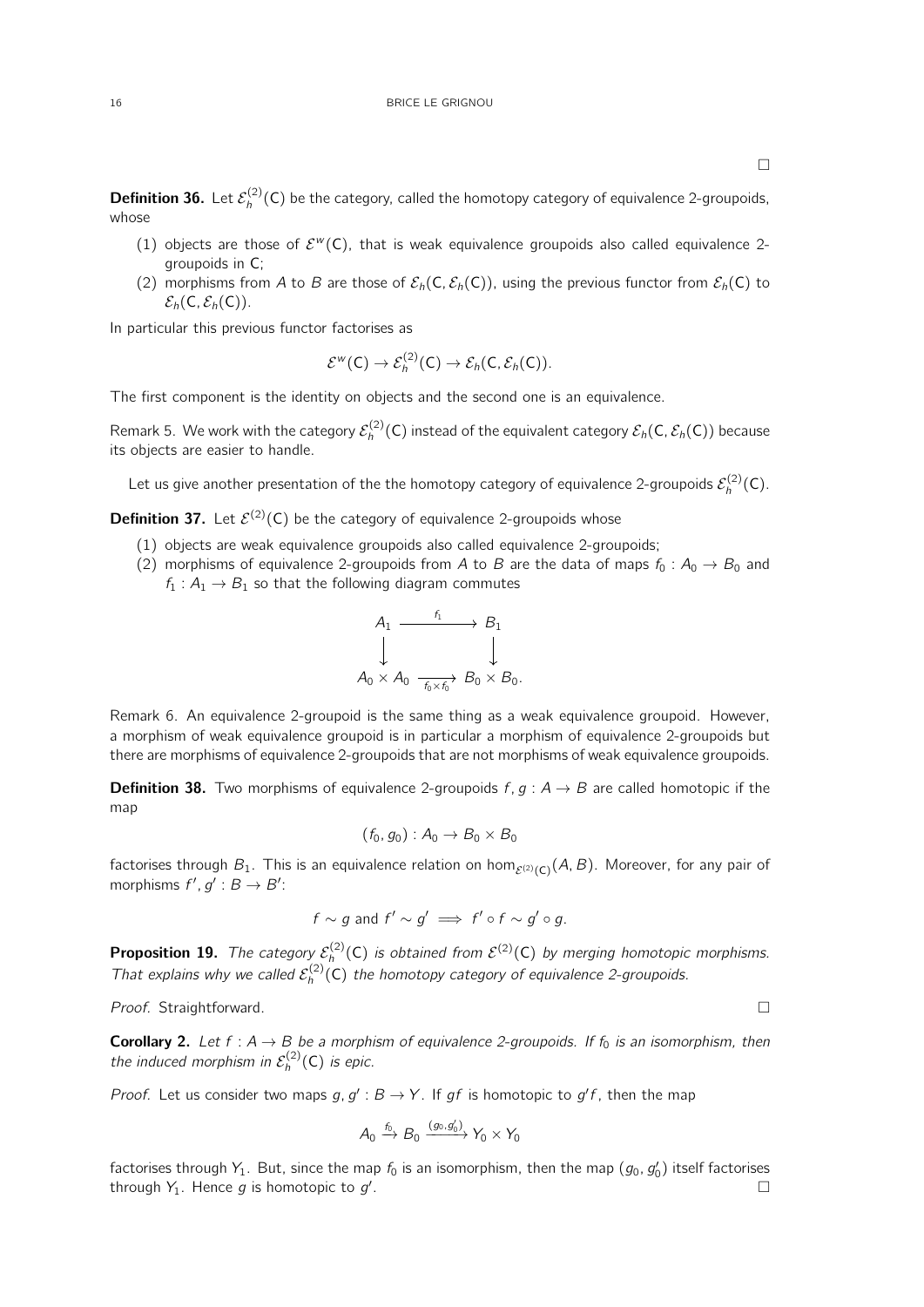□

**Definition 36.** Let $\mathcal{E}_h^{(2)}(\mathsf{C})$ be the category, called the homotopy category of equivalence 2-groupoids, whose

1. objects are those of $\mathcal{E}^w(\mathsf{C})$, that is weak equivalence groupoids also called equivalence 2-groupoids in $\mathsf{C}$;
2. morphisms from $A$ to $B$ are those of $\mathcal{E}_h(\mathsf{C}, \mathcal{E}_h(\mathsf{C}))$, using the previous functor from $\mathcal{E}_h(\mathsf{C})$ to $\mathcal{E}_h(\mathsf{C}, \mathcal{E}_h(\mathsf{C}))$.

In particular this previous functor factorises as

$$\mathcal{E}^w(\mathsf{C}) \to \mathcal{E}_h^{(2)}(\mathsf{C}) \to \mathcal{E}_h(\mathsf{C}, \mathcal{E}_h(\mathsf{C})).$$

The first component is the identity on objects and the second one is an equivalence.

Remark 5. We work with the category $\mathcal{E}_h^{(2)}(\mathsf{C})$ instead of the equivalent category $\mathcal{E}_h(\mathsf{C}, \mathcal{E}_h(\mathsf{C}))$ because its objects are easier to handle.

Let us give another presentation of the the homotopy category of equivalence 2-groupoids $\mathcal{E}_h^{(2)}(\mathsf{C})$.

**Definition 37.** Let $\mathcal{E}^{(2)}(\mathsf{C})$ be the category of equivalence 2-groupoids whose

1. objects are weak equivalence groupoids also called equivalence 2-groupoids;
2. morphisms of equivalence 2-groupoids from $A$ to $B$ are the data of maps $f_0 : A_0 \to B_0$ and $f_1 : A_1 \to B_1$ so that the following diagram commutes

$$\begin{array}{ccc} A_1 & \xrightarrow{f_1} & B_1 \\ \downarrow & & \downarrow \\ A_0 \times A_0 & \xrightarrow[f_0 \times f_0]{} & B_0 \times B_0. \end{array}$$

Remark 6. An equivalence 2-groupoid is the same thing as a weak equivalence groupoid. However, a morphism of weak equivalence groupoid is in particular a morphism of equivalence 2-groupoids but there are morphisms of equivalence 2-groupoids that are not morphisms of weak equivalence groupoids.

**Definition 38.** Two morphisms of equivalence 2-groupoids $f, g : A \to B$ are called homotopic if the map

$$(f_0, g_0) : A_0 \to B_0 \times B_0$$

factorises through $B_1$. This is an equivalence relation on $\hom_{\mathcal{E}^{(2)}(\mathsf{C})}(A, B)$. Moreover, for any pair of morphisms $f', g' : B \to B'$:

$$f \sim g \text{ and } f' \sim g' \implies f' \circ f \sim g' \circ g.$$

**Proposition 19.** *The category $\mathcal{E}_h^{(2)}(\mathsf{C})$ is obtained from $\mathcal{E}^{(2)}(\mathsf{C})$ by merging homotopic morphisms. That explains why we called $\mathcal{E}_h^{(2)}(\mathsf{C})$ the homotopy category of equivalence 2-groupoids.*

*Proof.* Straightforward. □

**Corollary 2.** *Let $f : A \to B$ be a morphism of equivalence 2-groupoids. If $f_0$ is an isomorphism, then the induced morphism in $\mathcal{E}_h^{(2)}(\mathsf{C})$ is epic.*

*Proof.* Let us consider two maps $g, g' : B \to Y$. If $gf$ is homotopic to $g'f$, then the map

$$A_0 \xrightarrow{f_0} B_0 \xrightarrow{(g_0, g_0')} Y_0 \times Y_0$$

factorises through $Y_1$. But, since the map $f_0$ is an isomorphism, then the map $(g_0, g_0')$ itself factorises through $Y_1$. Hence $g$ is homotopic to $g'$. □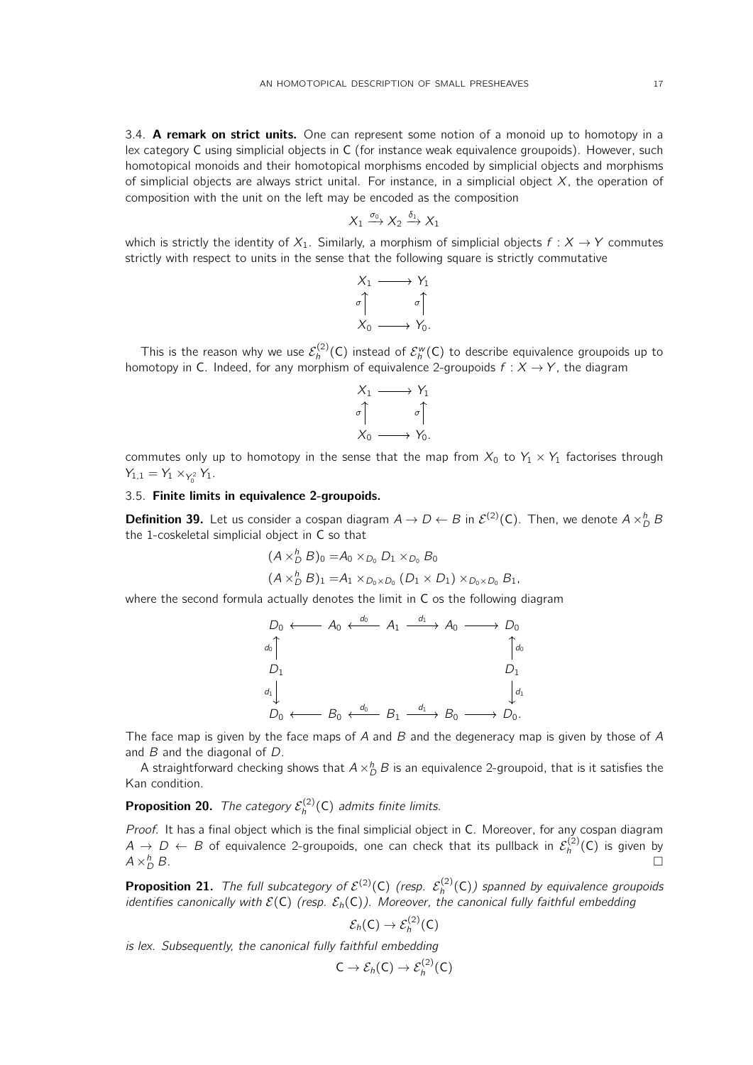3.4. **A remark on strict units.** One can represent some notion of a monoid up to homotopy in a lex category C using simplicial objects in C (for instance weak equivalence groupoids). However, such homotopical monoids and their homotopical morphisms encoded by simplicial objects and morphisms of simplicial objects are always strict unital. For instance, in a simplicial object $X$, the operation of composition with the unit on the left may be encoded as the composition

$$X_1 \xrightarrow{\sigma_0} X_2 \xrightarrow{\delta_1} X_1$$

which is strictly the identity of $X_1$. Similarly, a morphism of simplicial objects $f : X \to Y$ commutes strictly with respect to units in the sense that the following square is strictly commutative

$$\begin{array}{ccc} X_1 & \longrightarrow & Y_1 \\ \sigma \uparrow & & \uparrow \sigma \\ X_0 & \longrightarrow & Y_0. \end{array}$$

This is the reason why we use $\mathcal{E}_h^{(2)}(\mathsf{C})$ instead of $\mathcal{E}_h^w(\mathsf{C})$ to describe equivalence groupoids up to homotopy in C. Indeed, for any morphism of equivalence 2-groupoids $f : X \to Y$, the diagram

$$\begin{array}{ccc} X_1 & \longrightarrow & Y_1 \\ \sigma \uparrow & & \uparrow \sigma \\ X_0 & \longrightarrow & Y_0. \end{array}$$

commutes only up to homotopy in the sense that the map from $X_0$ to $Y_1 \times Y_1$ factorises through $Y_{1,1} = Y_1 \times_{Y_0^2} Y_1$.

### 3.5. Finite limits in equivalence 2-groupoids.

**Definition 39.** Let us consider a cospan diagram $A \to D \leftarrow B$ in $\mathcal{E}^{(2)}(\mathsf{C})$. Then, we denote $A \times_D^h B$ the 1-coskeletal simplicial object in C so that

$$(A \times_D^h B)_0 = A_0 \times_{D_0} D_1 \times_{D_0} B_0$$
$$(A \times_D^h B)_1 = A_1 \times_{D_0 \times D_0} (D_1 \times D_1) \times_{D_0 \times D_0} B_1,$$

where the second formula actually denotes the limit in C os the following diagram

$$\begin{array}{ccccccccc} D_0 & \longleftarrow & A_0 & \xleftarrow{d_0} & A_1 & \xrightarrow{d_1} & A_0 & \longrightarrow & D_0 \\ {\scriptstyle d_0}\uparrow & & & & & & & & \uparrow{\scriptstyle d_0} \\ D_1 & & & & & & & & D_1 \\ {\scriptstyle d_1}\downarrow & & & & & & & & \downarrow{\scriptstyle d_1} \\ D_0 & \longleftarrow & B_0 & \xleftarrow{d_0} & B_1 & \xrightarrow{d_1} & B_0 & \longrightarrow & D_0. \end{array}$$

The face map is given by the face maps of $A$ and $B$ and the degeneracy map is given by those of $A$ and $B$ and the diagonal of $D$.

A straightforward checking shows that $A \times_D^h B$ is an equivalence 2-groupoid, that is it satisfies the Kan condition.

**Proposition 20.** *The category $\mathcal{E}_h^{(2)}(\mathsf{C})$ admits finite limits.*

*Proof.* It has a final object which is the final simplicial object in C. Moreover, for any cospan diagram $A \to D \leftarrow B$ of equivalence 2-groupoids, one can check that its pullback in $\mathcal{E}_h^{(2)}(\mathsf{C})$ is given by $A \times_D^h B$. □

**Proposition 21.** *The full subcategory of $\mathcal{E}^{(2)}(\mathsf{C})$ (resp. $\mathcal{E}_h^{(2)}(\mathsf{C})$) spanned by equivalence groupoids identifies canonically with $\mathcal{E}(\mathsf{C})$ (resp. $\mathcal{E}_h(\mathsf{C})$). Moreover, the canonical fully faithful embedding*

$$\mathcal{E}_h(\mathsf{C}) \to \mathcal{E}_h^{(2)}(\mathsf{C})$$

*is lex. Subsequently, the canonical fully faithful embedding*

$$\mathsf{C} \to \mathcal{E}_h(\mathsf{C}) \to \mathcal{E}_h^{(2)}(\mathsf{C})$$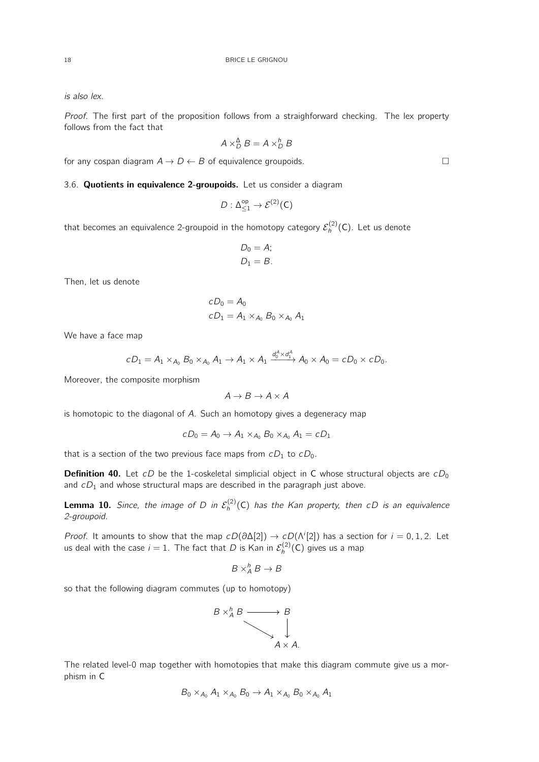*is also lex.*

*Proof.* The first part of the proposition follows from a straighforward checking. The lex property follows from the fact that

$$A \times_D^\Delta B = A \times_D^h B$$

for any cospan diagram $A \to D \leftarrow B$ of equivalence groupoids. $\square$

### 3.6. Quotients in equivalence 2-groupoids.

Let us consider a diagram

$$D : \Delta_{\leq 1}^{\mathrm{op}} \to \mathcal{E}^{(2)}(\mathsf{C})$$

that becomes an equivalence 2-groupoid in the homotopy category $\mathcal{E}_h^{(2)}(\mathsf{C})$. Let us denote

$$D_0 = A;$$
$$D_1 = B.$$

Then, let us denote

$$cD_0 = A_0$$
$$cD_1 = A_1 \times_{A_0} B_0 \times_{A_0} A_1$$

We have a face map

$$cD_1 = A_1 \times_{A_0} B_0 \times_{A_0} A_1 \to A_1 \times A_1 \xrightarrow{d_0^A \times d_1^A} A_0 \times A_0 = cD_0 \times cD_0.$$

Moreover, the composite morphism

$$A \to B \to A \times A$$

is homotopic to the diagonal of $A$. Such an homotopy gives a degeneracy map

$$cD_0 = A_0 \to A_1 \times_{A_0} B_0 \times_{A_0} A_1 = cD_1$$

that is a section of the two previous face maps from $cD_1$ to $cD_0$.

**Definition 40.** Let $cD$ be the 1-coskeletal simplicial object in $\mathsf{C}$ whose structural objects are $cD_0$ and $cD_1$ and whose structural maps are described in the paragraph just above.

**Lemma 10.** *Since, the image of $D$ in $\mathcal{E}_h^{(2)}(\mathsf{C})$ has the Kan property, then $cD$ is an equivalence 2-groupoid.*

*Proof.* It amounts to show that the map $cD(\partial\Delta[2]) \to cD(\Lambda^i[2])$ has a section for $i = 0, 1, 2$. Let us deal with the case $i = 1$. The fact that $D$ is Kan in $\mathcal{E}_h^{(2)}(\mathsf{C})$ gives us a map

$$B \times_A^h B \to B$$

so that the following diagram commutes (up to homotopy)

$$\begin{array}{ccc} B \times_A^h B & \longrightarrow & B \\ & \searrow & \downarrow \\ & & A \times A. \end{array}$$

The related level-0 map together with homotopies that make this diagram commute give us a morphism in $\mathsf{C}$

$$B_0 \times_{A_0} A_1 \times_{A_0} B_0 \to A_1 \times_{A_0} B_0 \times_{A_0} A_1$$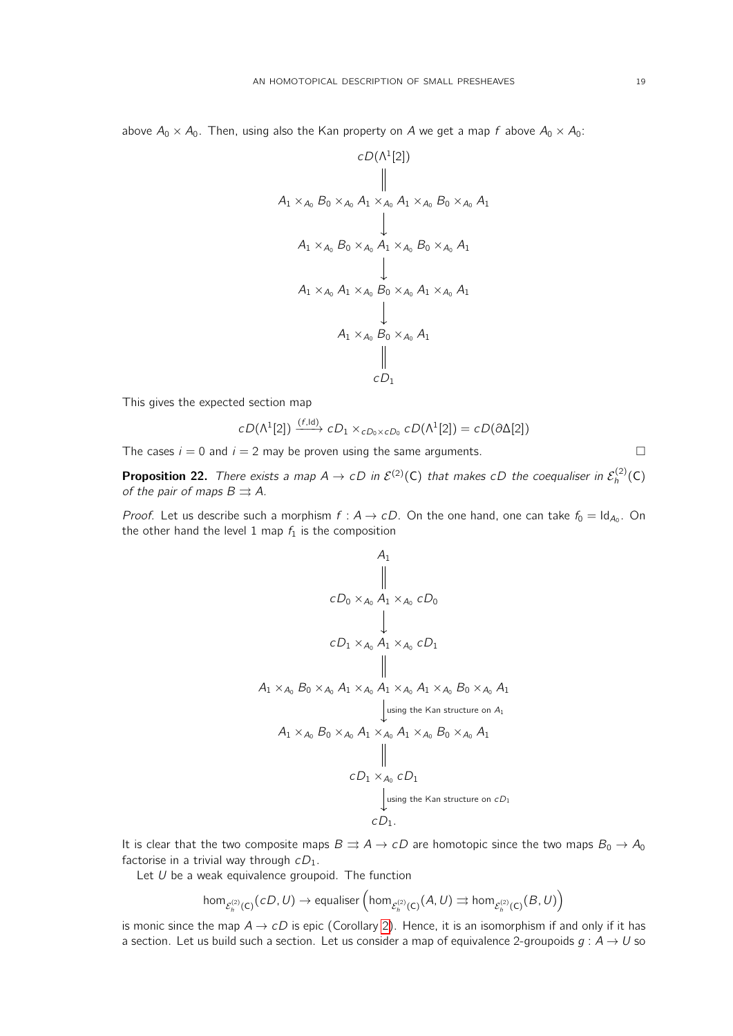above $A_0 \times A_0$. Then, using also the Kan property on $A$ we get a map $f$ above $A_0 \times A_0$:

$$
\begin{array}{c}
cD(\Lambda^1[2]) \\
\| \\
A_1 \times_{A_0} B_0 \times_{A_0} A_1 \times_{A_0} A_1 \times_{A_0} B_0 \times_{A_0} A_1 \\
\downarrow \\
A_1 \times_{A_0} B_0 \times_{A_0} A_1 \times_{A_0} B_0 \times_{A_0} A_1 \\
\downarrow \\
A_1 \times_{A_0} A_1 \times_{A_0} B_0 \times_{A_0} A_1 \times_{A_0} A_1 \\
\downarrow \\
A_1 \times_{A_0} B_0 \times_{A_0} A_1 \\
\| \\
cD_1
\end{array}
$$

This gives the expected section map

$$cD(\Lambda^1[2]) \xrightarrow{(f,\mathrm{Id})} cD_1 \times_{cD_0 \times cD_0} cD(\Lambda^1[2]) = cD(\partial\Delta[2])$$

The cases $i = 0$ and $i = 2$ may be proven using the same arguments. $\square$

**Proposition 22.** *There exists a map $A \to cD$ in $\mathcal{E}^{(2)}(\mathsf{C})$ that makes $cD$ the coequaliser in $\mathcal{E}_h^{(2)}(\mathsf{C})$ of the pair of maps $B \rightrightarrows A$.*

*Proof.* Let us describe such a morphism $f : A \to cD$. On the one hand, one can take $f_0 = \mathrm{Id}_{A_0}$. On the other hand the level 1 map $f_1$ is the composition

$$
\begin{array}{c}
A_1 \\
\| \\
cD_0 \times_{A_0} A_1 \times_{A_0} cD_0 \\
\downarrow \\
cD_1 \times_{A_0} A_1 \times_{A_0} cD_1 \\
\| \\
A_1 \times_{A_0} B_0 \times_{A_0} A_1 \times_{A_0} A_1 \times_{A_0} A_1 \times_{A_0} B_0 \times_{A_0} A_1 \\
\downarrow \text{using the Kan structure on } A_1 \\
A_1 \times_{A_0} B_0 \times_{A_0} A_1 \times_{A_0} A_1 \times_{A_0} B_0 \times_{A_0} A_1 \\
\| \\
cD_1 \times_{A_0} cD_1 \\
\downarrow \text{using the Kan structure on } cD_1 \\
cD_1.
\end{array}
$$

It is clear that the two composite maps $B \rightrightarrows A \to cD$ are homotopic since the two maps $B_0 \to A_0$ factorise in a trivial way through $cD_1$.

Let $U$ be a weak equivalence groupoid. The function

$$\hom_{\mathcal{E}_h^{(2)}(\mathsf{C})}(cD, U) \to \text{equaliser}\left(\hom_{\mathcal{E}_h^{(2)}(\mathsf{C})}(A, U) \rightrightarrows \hom_{\mathcal{E}_h^{(2)}(\mathsf{C})}(B, U)\right)$$

is monic since the map $A \to cD$ is epic (Corollary 2). Hence, it is an isomorphism if and only if it has a section. Let us build such a section. Let us consider a map of equivalence 2-groupoids $g : A \to U$ so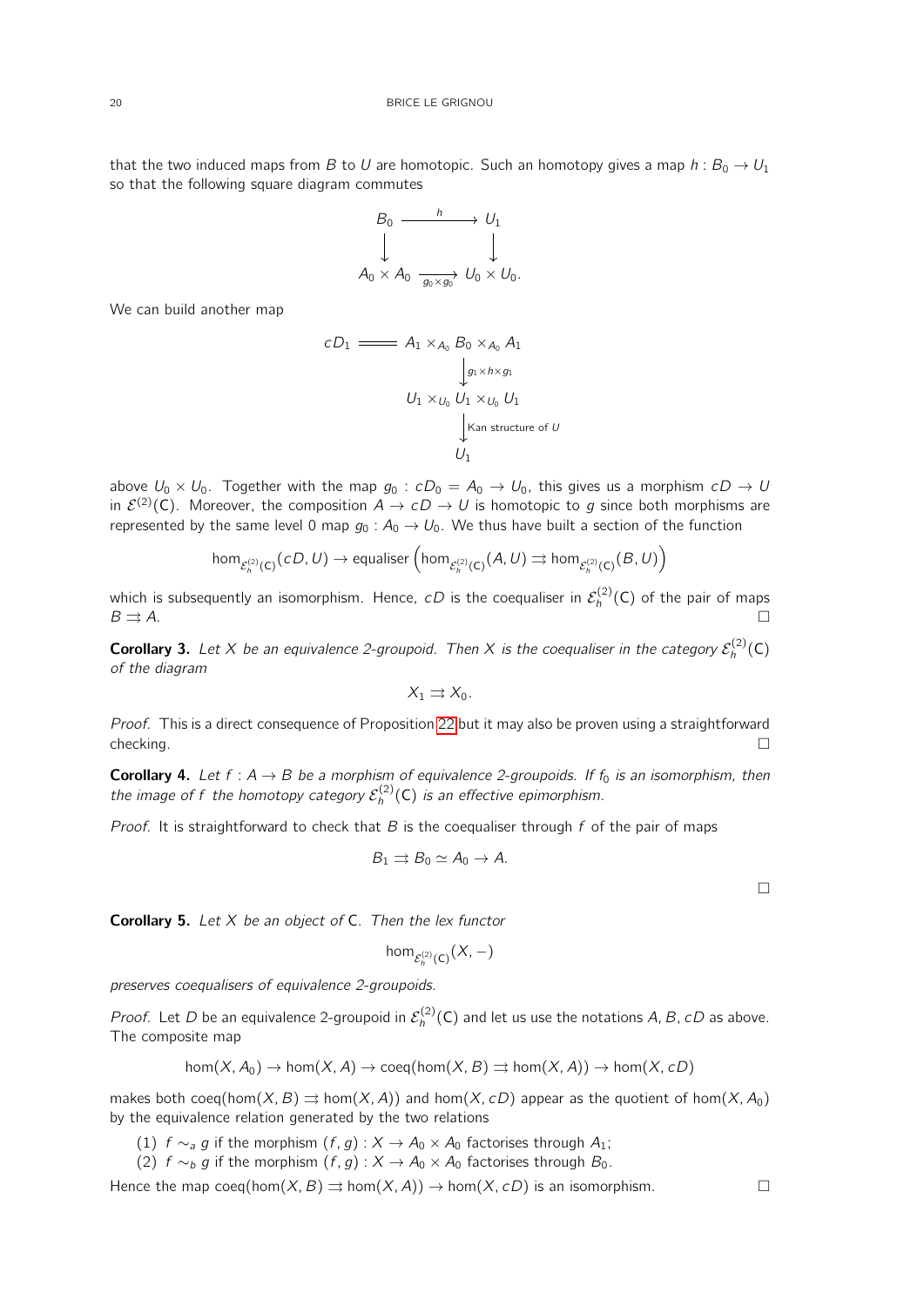that the two induced maps from $B$ to $U$ are homotopic. Such an homotopy gives a map $h : B_0 \to U_1$ so that the following square diagram commutes

$$\begin{array}{ccc} B_0 & \xrightarrow{h} & U_1 \\ \downarrow & & \downarrow \\ A_0 \times A_0 & \xrightarrow[g_0 \times g_0]{} & U_0 \times U_0. \end{array}$$

We can build another map

$$\begin{array}{ccl} cD_1 & = & A_1 \times_{A_0} B_0 \times_{A_0} A_1 \\ & & \downarrow g_1 \times h \times g_1 \\ & & U_1 \times_{U_0} U_1 \times_{U_0} U_1 \\ & & \downarrow \text{Kan structure of } U \\ & & U_1 \end{array}$$

above $U_0 \times U_0$. Together with the map $g_0 : cD_0 = A_0 \to U_0$, this gives us a morphism $cD \to U$ in $\mathcal{E}^{(2)}(\mathsf{C})$. Moreover, the composition $A \to cD \to U$ is homotopic to $g$ since both morphisms are represented by the same level 0 map $g_0 : A_0 \to U_0$. We thus have built a section of the function

$$\hom_{\mathcal{E}_h^{(2)}(\mathsf{C})}(cD, U) \to \text{equaliser}\left(\hom_{\mathcal{E}_h^{(2)}(\mathsf{C})}(A, U) \rightrightarrows \hom_{\mathcal{E}_h^{(2)}(\mathsf{C})}(B, U)\right)$$

which is subsequently an isomorphism. Hence, $cD$ is the coequaliser in $\mathcal{E}_h^{(2)}(\mathsf{C})$ of the pair of maps $B \rightrightarrows A$. □

**Corollary 3.** *Let $X$ be an equivalence 2-groupoid. Then $X$ is the coequaliser in the category $\mathcal{E}_h^{(2)}(\mathsf{C})$ of the diagram*

$$X_1 \rightrightarrows X_0.$$

*Proof.* This is a direct consequence of Proposition 22 but it may also be proven using a straightforward checking. □

**Corollary 4.** *Let $f : A \to B$ be a morphism of equivalence 2-groupoids. If $f_0$ is an isomorphism, then the image of $f$ the homotopy category $\mathcal{E}_h^{(2)}(\mathsf{C})$ is an effective epimorphism.*

*Proof.* It is straightforward to check that $B$ is the coequaliser through $f$ of the pair of maps

$$B_1 \rightrightarrows B_0 \simeq A_0 \to A.$$

□

**Corollary 5.** *Let $X$ be an object of $\mathsf{C}$. Then the lex functor*

$$\hom_{\mathcal{E}_h^{(2)}(\mathsf{C})}(X, -)$$

*preserves coequalisers of equivalence 2-groupoids.*

*Proof.* Let $D$ be an equivalence 2-groupoid in $\mathcal{E}_h^{(2)}(\mathsf{C})$ and let us use the notations $A, B, cD$ as above. The composite map

$$\hom(X, A_0) \to \hom(X, A) \to \text{coeq}(\hom(X, B) \rightrightarrows \hom(X, A)) \to \hom(X, cD)$$

makes both $\text{coeq}(\hom(X, B) \rightrightarrows \hom(X, A))$ and $\hom(X, cD)$ appear as the quotient of $\hom(X, A_0)$ by the equivalence relation generated by the two relations

(1) $f \sim_a g$ if the morphism $(f, g) : X \to A_0 \times A_0$ factorises through $A_1$;
(2) $f \sim_b g$ if the morphism $(f, g) : X \to A_0 \times A_0$ factorises through $B_0$.

Hence the map $\text{coeq}(\hom(X, B) \rightrightarrows \hom(X, A)) \to \hom(X, cD)$ is an isomorphism. □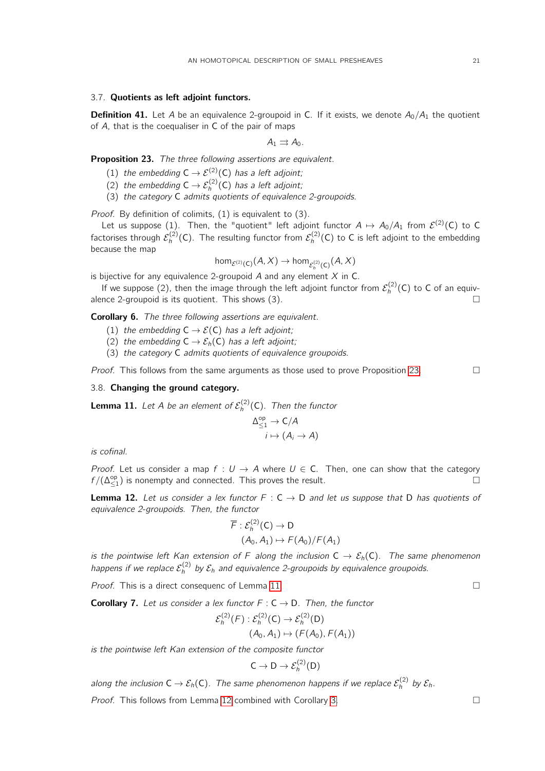### 3.7. **Quotients as left adjoint functors.**

**Definition 41.** Let $A$ be an equivalence 2-groupoid in $\mathsf{C}$. If it exists, we denote $A_0/A_1$ the quotient of $A$, that is the coequaliser in $\mathsf{C}$ of the pair of maps

$$A_1 \rightrightarrows A_0.$$

**Proposition 23.** *The three following assertions are equivalent.*

1. *the embedding $\mathsf{C} \to \mathcal{E}^{(2)}(\mathsf{C})$ has a left adjoint;*
2. *the embedding $\mathsf{C} \to \mathcal{E}_h^{(2)}(\mathsf{C})$ has a left adjoint;*
3. *the category $\mathsf{C}$ admits quotients of equivalence 2-groupoids.*

*Proof.* By definition of colimits, (1) is equivalent to (3).

Let us suppose (1). Then, the "quotient" left adjoint functor $A \mapsto A_0/A_1$ from $\mathcal{E}^{(2)}(\mathsf{C})$ to $\mathsf{C}$ factorises through $\mathcal{E}_h^{(2)}(\mathsf{C})$. The resulting functor from $\mathcal{E}_h^{(2)}(\mathsf{C})$ to $\mathsf{C}$ is left adjoint to the embedding because the map

$$\hom_{\mathcal{E}^{(2)}(\mathsf{C})}(A, X) \to \hom_{\mathcal{E}_h^{(2)}(\mathsf{C})}(A, X)$$

is bijective for any equivalence 2-groupoid $A$ and any element $X$ in $\mathsf{C}$.

If we suppose (2), then the image through the left adjoint functor from $\mathcal{E}_h^{(2)}(\mathsf{C})$ to $\mathsf{C}$ of an equivalence 2-groupoid is its quotient. This shows (3). $\square$

**Corollary 6.** *The three following assertions are equivalent.*

1. *the embedding $\mathsf{C} \to \mathcal{E}(\mathsf{C})$ has a left adjoint;*
2. *the embedding $\mathsf{C} \to \mathcal{E}_h(\mathsf{C})$ has a left adjoint;*
3. *the category $\mathsf{C}$ admits quotients of equivalence groupoids.*

*Proof.* This follows from the same arguments as those used to prove Proposition 23. $\square$

### 3.8. **Changing the ground category.**

**Lemma 11.** *Let $A$ be an element of $\mathcal{E}_h^{(2)}(\mathsf{C})$. Then the functor*

$$\begin{aligned} \Delta_{\leq 1}^{\mathrm{op}} &\to \mathsf{C}/A \\ i &\mapsto (A_i \to A) \end{aligned}$$

*is cofinal.*

*Proof.* Let us consider a map $f : U \to A$ where $U \in \mathsf{C}$. Then, one can show that the category $f/(\Delta_{\leq 1}^{\mathrm{op}})$ is nonempty and connected. This proves the result. $\square$

**Lemma 12.** *Let us consider a lex functor $F : \mathsf{C} \to \mathsf{D}$ and let us suppose that $\mathsf{D}$ has quotients of equivalence 2-groupoids. Then, the functor*

$$\begin{aligned} \overline{F} : \mathcal{E}_h^{(2)}(\mathsf{C}) &\to \mathsf{D} \\ (A_0, A_1) &\mapsto F(A_0)/F(A_1) \end{aligned}$$

*is the pointwise left Kan extension of $F$ along the inclusion $\mathsf{C} \to \mathcal{E}_h(\mathsf{C})$. The same phenomenon happens if we replace $\mathcal{E}_h^{(2)}$ by $\mathcal{E}_h$ and equivalence 2-groupoids by equivalence groupoids.*

*Proof.* This is a direct consequenc of Lemma 11. $\square$

**Corollary 7.** *Let us consider a lex functor $F : \mathsf{C} \to \mathsf{D}$. Then, the functor*

$$\begin{aligned} \mathcal{E}_h^{(2)}(F) : \mathcal{E}_h^{(2)}(\mathsf{C}) &\to \mathcal{E}_h^{(2)}(\mathsf{D}) \\ (A_0, A_1) &\mapsto (F(A_0), F(A_1)) \end{aligned}$$

*is the pointwise left Kan extension of the composite functor*

$$\mathsf{C} \to \mathsf{D} \to \mathcal{E}_h^{(2)}(\mathsf{D})$$

*along the inclusion $\mathsf{C} \to \mathcal{E}_h(\mathsf{C})$. The same phenomenon happens if we replace $\mathcal{E}_h^{(2)}$ by $\mathcal{E}_h$.*

*Proof.* This follows from Lemma 12 combined with Corollary 3. $\square$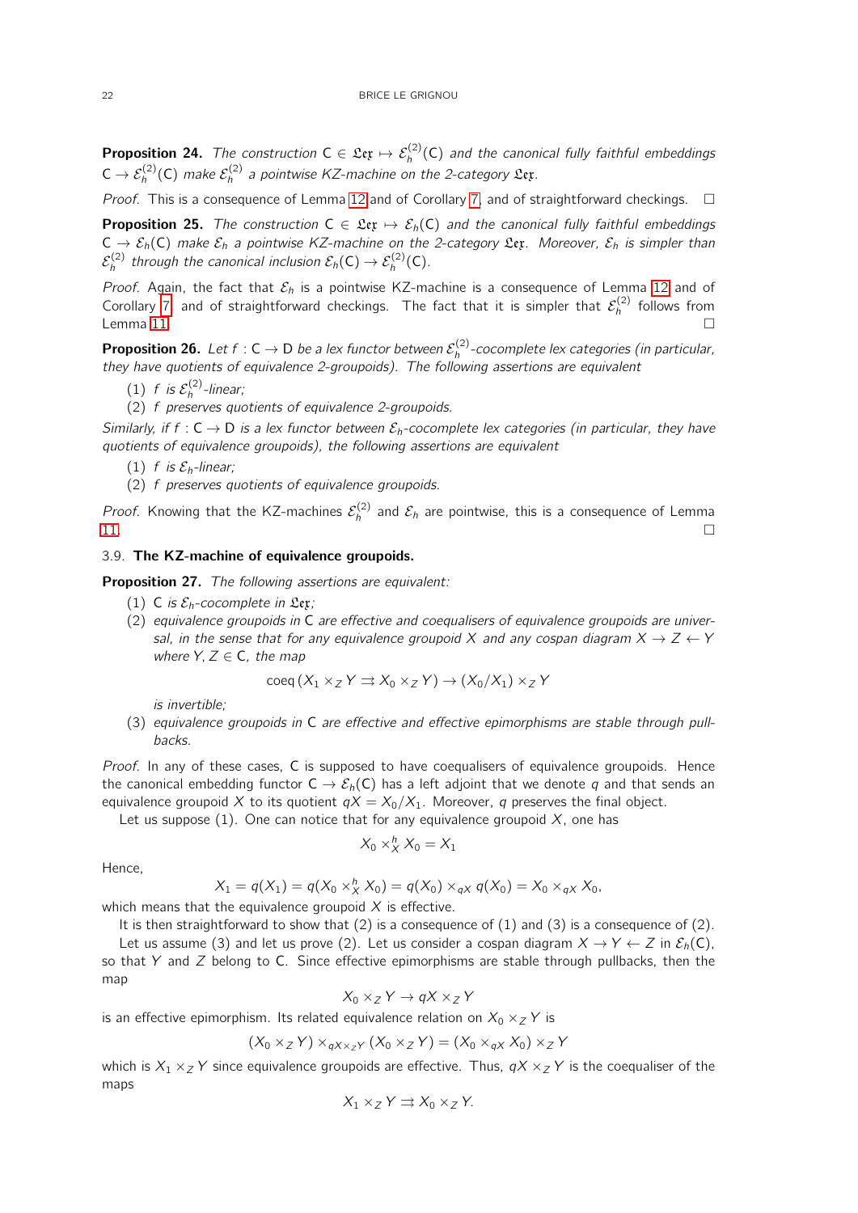**Proposition 24.** *The construction $\mathsf{C} \in \mathfrak{Lex} \mapsto \mathcal{E}_h^{(2)}(\mathsf{C})$ and the canonical fully faithful embeddings $\mathsf{C} \to \mathcal{E}_h^{(2)}(\mathsf{C})$ make $\mathcal{E}_h^{(2)}$ a pointwise KZ-machine on the 2-category $\mathfrak{Lex}$.*

*Proof.* This is a consequence of Lemma 12 and of Corollary 7, and of straightforward checkings. □

**Proposition 25.** *The construction $\mathsf{C} \in \mathfrak{Lex} \mapsto \mathcal{E}_h(\mathsf{C})$ and the canonical fully faithful embeddings $\mathsf{C} \to \mathcal{E}_h(\mathsf{C})$ make $\mathcal{E}_h$ a pointwise KZ-machine on the 2-category $\mathfrak{Lex}$. Moreover, $\mathcal{E}_h$ is simpler than $\mathcal{E}_h^{(2)}$ through the canonical inclusion $\mathcal{E}_h(\mathsf{C}) \to \mathcal{E}_h^{(2)}(\mathsf{C})$.*

*Proof.* Again, the fact that $\mathcal{E}_h$ is a pointwise KZ-machine is a consequence of Lemma 12 and of Corollary 7, and of straightforward checkings. The fact that it is simpler that $\mathcal{E}_h^{(2)}$ follows from Lemma 11. □

**Proposition 26.** *Let $f : \mathsf{C} \to \mathsf{D}$ be a lex functor between $\mathcal{E}_h^{(2)}$-cocomplete lex categories (in particular, they have quotients of equivalence 2-groupoids). The following assertions are equivalent*

1. *$f$ is $\mathcal{E}_h^{(2)}$-linear;*
2. *$f$ preserves quotients of equivalence 2-groupoids.*

*Similarly, if $f : \mathsf{C} \to \mathsf{D}$ is a lex functor between $\mathcal{E}_h$-cocomplete lex categories (in particular, they have quotients of equivalence groupoids), the following assertions are equivalent*

1. *$f$ is $\mathcal{E}_h$-linear;*
2. *$f$ preserves quotients of equivalence groupoids.*

*Proof.* Knowing that the KZ-machines $\mathcal{E}_h^{(2)}$ and $\mathcal{E}_h$ are pointwise, this is a consequence of Lemma 11. □

### 3.9. The KZ-machine of equivalence groupoids.

**Proposition 27.** *The following assertions are equivalent:*

1. *$\mathsf{C}$ is $\mathcal{E}_h$-cocomplete in $\mathfrak{Lex}$;*
2. *equivalence groupoids in $\mathsf{C}$ are effective and coequalisers of equivalence groupoids are universal, in the sense that for any equivalence groupoid $X$ and any cospan diagram $X \to Z \leftarrow Y$ where $Y, Z \in \mathsf{C}$, the map*
$$\operatorname{coeq}(X_1 \times_Z Y \rightrightarrows X_0 \times_Z Y) \to (X_0/X_1) \times_Z Y$$
*is invertible;*
3. *equivalence groupoids in $\mathsf{C}$ are effective and effective epimorphisms are stable through pullbacks.*

*Proof.* In any of these cases, $\mathsf{C}$ is supposed to have coequalisers of equivalence groupoids. Hence the canonical embedding functor $\mathsf{C} \to \mathcal{E}_h(\mathsf{C})$ has a left adjoint that we denote $q$ and that sends an equivalence groupoid $X$ to its quotient $qX = X_0/X_1$. Moreover, $q$ preserves the final object.

Let us suppose (1). One can notice that for any equivalence groupoid $X$, one has
$$X_0 \times_X^h X_0 = X_1$$
Hence,
$$X_1 = q(X_1) = q(X_0 \times_X^h X_0) = q(X_0) \times_{qX} q(X_0) = X_0 \times_{qX} X_0,$$
which means that the equivalence groupoid $X$ is effective.

It is then straightforward to show that (2) is a consequence of (1) and (3) is a consequence of (2).

Let us assume (3) and let us prove (2). Let us consider a cospan diagram $X \to Y \leftarrow Z$ in $\mathcal{E}_h(\mathsf{C})$, so that $Y$ and $Z$ belong to $\mathsf{C}$. Since effective epimorphisms are stable through pullbacks, then the map
$$X_0 \times_Z Y \to qX \times_Z Y$$
is an effective epimorphism. Its related equivalence relation on $X_0 \times_Z Y$ is
$$(X_0 \times_Z Y) \times_{qX \times_Z Y} (X_0 \times_Z Y) = (X_0 \times_{qX} X_0) \times_Z Y$$
which is $X_1 \times_Z Y$ since equivalence groupoids are effective. Thus, $qX \times_Z Y$ is the coequaliser of the maps
$$X_1 \times_Z Y \rightrightarrows X_0 \times_Z Y.$$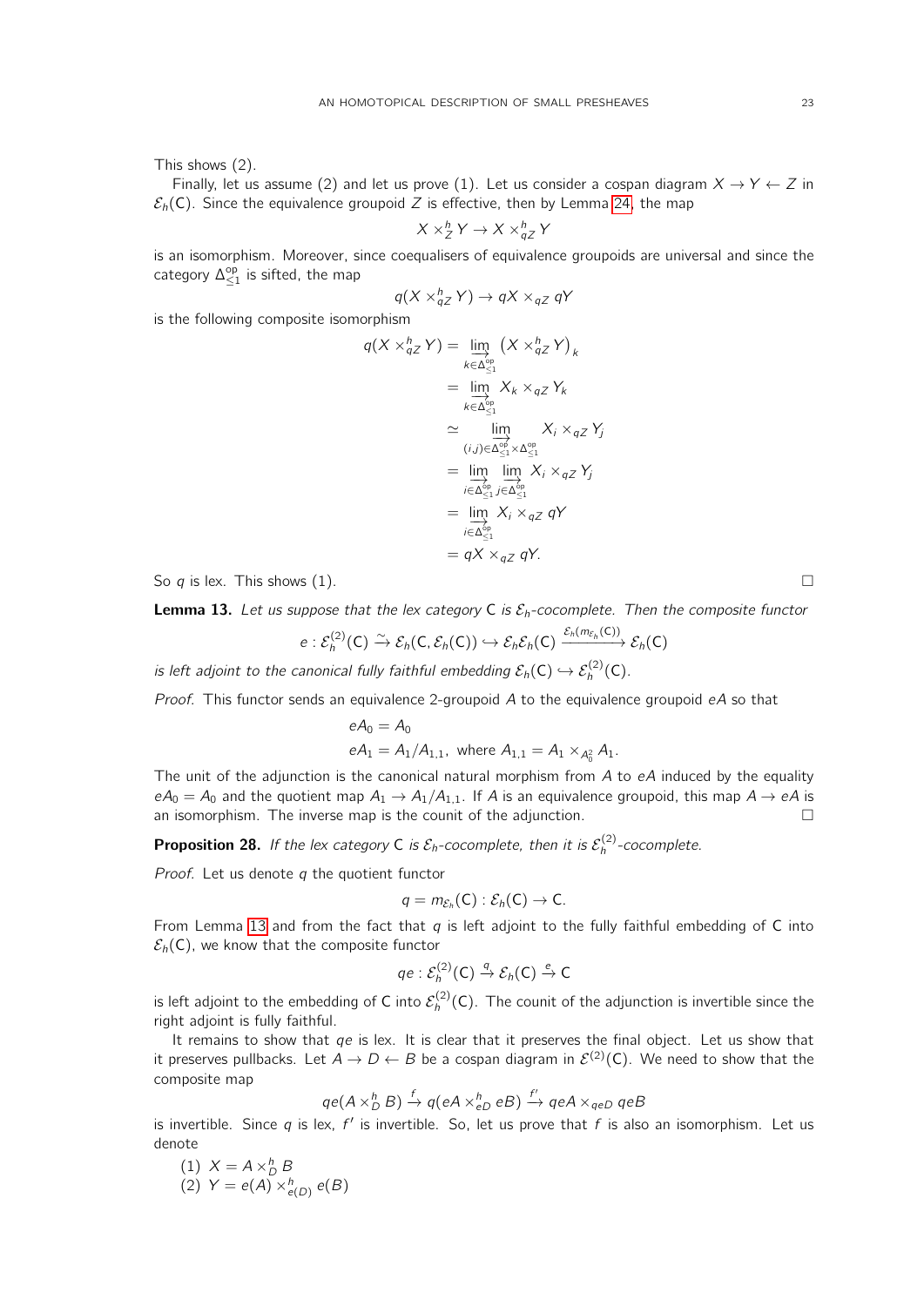This shows (2).

Finally, let us assume (2) and let us prove (1). Let us consider a cospan diagram $X \to Y \leftarrow Z$ in $\mathcal{E}_h(\mathsf{C})$. Since the equivalence groupoid $Z$ is effective, then by Lemma 24, the map

$$X \times^h_Z Y \to X \times^h_{qZ} Y$$

is an isomorphism. Moreover, since coequalisers of equivalence groupoids are universal and since the category $\Delta^{\mathrm{op}}_{\leq 1}$ is sifted, the map

$$q(X \times^h_{qZ} Y) \to qX \times_{qZ} qY$$

is the following composite isomorphism

$$\begin{aligned}
q(X \times^h_{qZ} Y) &= \varinjlim_{k \in \Delta^{\mathrm{op}}_{\leq 1}} \left(X \times^h_{qZ} Y\right)_k \\
&= \varinjlim_{k \in \Delta^{\mathrm{op}}_{\leq 1}} X_k \times_{qZ} Y_k \\
&\simeq \varinjlim_{(i,j) \in \Delta^{\mathrm{op}}_{\leq 1} \times \Delta^{\mathrm{op}}_{\leq 1}} X_i \times_{qZ} Y_j \\
&= \varinjlim_{i \in \Delta^{\mathrm{op}}_{\leq 1}} \varinjlim_{j \in \Delta^{\mathrm{op}}_{\leq 1}} X_i \times_{qZ} Y_j \\
&= \varinjlim_{i \in \Delta^{\mathrm{op}}_{\leq 1}} X_i \times_{qZ} qY \\
&= qX \times_{qZ} qY.
\end{aligned}$$

So $q$ is lex. This shows (1). $\square$

**Lemma 13.** *Let us suppose that the lex category $\mathsf{C}$ is $\mathcal{E}_h$-cocomplete. Then the composite functor*

$$e : \mathcal{E}^{(2)}_h(\mathsf{C}) \xrightarrow{\sim} \mathcal{E}_h(\mathsf{C}, \mathcal{E}_h(\mathsf{C})) \hookrightarrow \mathcal{E}_h\mathcal{E}_h(\mathsf{C}) \xrightarrow{\mathcal{E}_h(m_{\mathcal{E}_h}(\mathsf{C}))} \mathcal{E}_h(\mathsf{C})$$

*is left adjoint to the canonical fully faithful embedding $\mathcal{E}_h(\mathsf{C}) \hookrightarrow \mathcal{E}^{(2)}_h(\mathsf{C})$.*

*Proof.* This functor sends an equivalence 2-groupoid $A$ to the equivalence groupoid $eA$ so that

$$\begin{aligned}
&eA_0 = A_0 \\
&eA_1 = A_1/A_{1,1}, \text{ where } A_{1,1} = A_1 \times_{A_0^2} A_1.
\end{aligned}$$

The unit of the adjunction is the canonical natural morphism from $A$ to $eA$ induced by the equality $eA_0 = A_0$ and the quotient map $A_1 \to A_1/A_{1,1}$. If $A$ is an equivalence groupoid, this map $A \to eA$ is an isomorphism. The inverse map is the counit of the adjunction. $\square$

**Proposition 28.** *If the lex category $\mathsf{C}$ is $\mathcal{E}_h$-cocomplete, then it is $\mathcal{E}^{(2)}_h$-cocomplete.*

*Proof.* Let us denote $q$ the quotient functor

$$q = m_{\mathcal{E}_h}(\mathsf{C}) : \mathcal{E}_h(\mathsf{C}) \to \mathsf{C}.$$

From Lemma 13 and from the fact that $q$ is left adjoint to the fully faithful embedding of $\mathsf{C}$ into $\mathcal{E}_h(\mathsf{C})$, we know that the composite functor

$$qe : \mathcal{E}^{(2)}_h(\mathsf{C}) \xrightarrow{q} \mathcal{E}_h(\mathsf{C}) \xrightarrow{e} \mathsf{C}$$

is left adjoint to the embedding of $\mathsf{C}$ into $\mathcal{E}^{(2)}_h(\mathsf{C})$. The counit of the adjunction is invertible since the right adjoint is fully faithful.

It remains to show that $qe$ is lex. It is clear that it preserves the final object. Let us show that it preserves pullbacks. Let $A \to D \leftarrow B$ be a cospan diagram in $\mathcal{E}^{(2)}(\mathsf{C})$. We need to show that the composite map

$$qe(A \times^h_D B) \xrightarrow{f} q(eA \times^h_{eD} eB) \xrightarrow{f'} qeA \times_{qeD} qeB$$

is invertible. Since $q$ is lex, $f'$ is invertible. So, let us prove that $f$ is also an isomorphism. Let us denote

(1) $X = A \times^h_D B$
(2) $Y = e(A) \times^h_{e(D)} e(B)$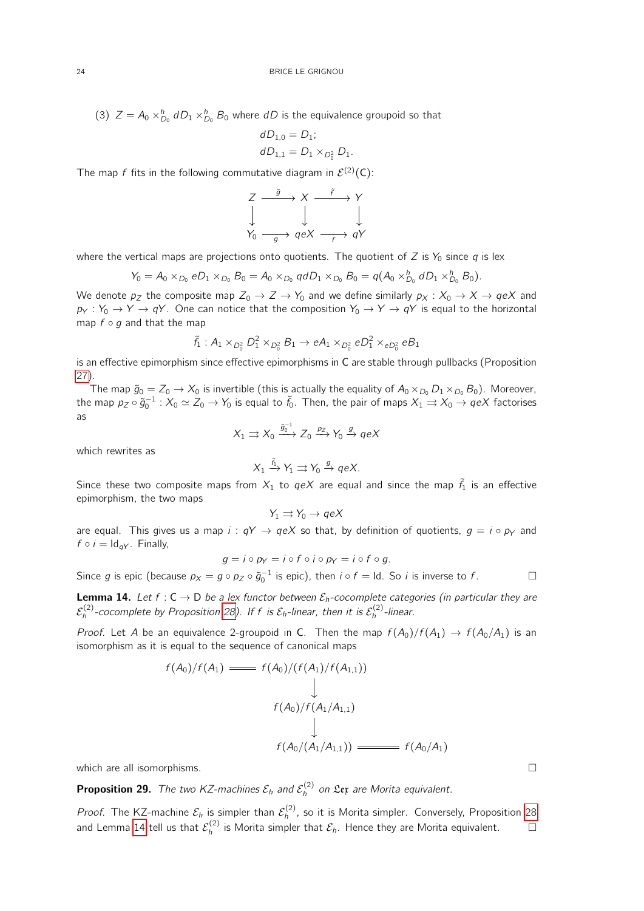(3) $Z = A_0 \times^h_{D_0} dD_1 \times^h_{D_0} B_0$ where $dD$ is the equivalence groupoid so that

$$dD_{1,0} = D_1;$$
$$dD_{1,1} = D_1 \times_{D_0^2} D_1.$$

The map $f$ fits in the following commutative diagram in $\mathcal{E}^{(2)}(\mathsf{C})$:

$$\begin{array}{ccccc} Z & \xrightarrow{\tilde{g}} & X & \xrightarrow{\tilde{f}} & Y \\ \downarrow & & \downarrow & & \downarrow \\ Y_0 & \xrightarrow[g]{} & qeX & \xrightarrow[f]{} & qY \end{array}$$

where the vertical maps are projections onto quotients. The quotient of $Z$ is $Y_0$ since $q$ is lex

$$Y_0 = A_0 \times_{D_0} eD_1 \times_{D_0} B_0 = A_0 \times_{D_0} qdD_1 \times_{D_0} B_0 = q(A_0 \times^h_{D_0} dD_1 \times^h_{D_0} B_0).$$

We denote $p_Z$ the composite map $Z_0 \to Z \to Y_0$ and we define similarly $p_X : X_0 \to X \to qeX$ and $p_Y : Y_0 \to Y \to qY$. One can notice that the composition $Y_0 \to Y \to qY$ is equal to the horizontal map $f \circ g$ and that the map

$$\tilde{f}_1 : A_1 \times_{D_0^2} D_1^2 \times_{D_0^2} B_1 \to eA_1 \times_{D_0^2} eD_1^2 \times_{eD_0^2} eB_1$$

is an effective epimorphism since effective epimorphisms in $\mathsf{C}$ are stable through pullbacks (Proposition 27).

The map $\tilde{g}_0 = Z_0 \to X_0$ is invertible (this is actually the equality of $A_0 \times_{D_0} D_1 \times_{D_0} B_0$). Moreover, the map $p_Z \circ \tilde{g}_0^{-1} : X_0 \simeq Z_0 \to Y_0$ is equal to $\tilde{f}_0$. Then, the pair of maps $X_1 \rightrightarrows X_0 \to qeX$ factorises as

$$X_1 \rightrightarrows X_0 \xrightarrow{\tilde{g}_0^{-1}} Z_0 \xrightarrow{p_Z} Y_0 \xrightarrow{g} qeX$$

which rewrites as

$$X_1 \xrightarrow{\tilde{f}_1} Y_1 \rightrightarrows Y_0 \xrightarrow{g} qeX.$$

Since these two composite maps from $X_1$ to $qeX$ are equal and since the map $\tilde{f}_1$ is an effective epimorphism, the two maps

$$Y_1 \rightrightarrows Y_0 \to qeX$$

are equal. This gives us a map $i : qY \to qeX$ so that, by definition of quotients, $g = i \circ p_Y$ and $f \circ i = \mathrm{Id}_{qY}$. Finally,

$$g = i \circ p_Y = i \circ f \circ i \circ p_Y = i \circ f \circ g.$$

Since $g$ is epic (because $p_X = g \circ p_Z \circ \tilde{g}_0^{-1}$ is epic), then $i \circ f = \mathrm{Id}$. So $i$ is inverse to $f$. □

**Lemma 14.** *Let $f : \mathsf{C} \to \mathsf{D}$ be a lex functor between $\mathcal{E}_h$-cocomplete categories (in particular they are $\mathcal{E}_h^{(2)}$-cocomplete by Proposition 28). If $f$ is $\mathcal{E}_h$-linear, then it is $\mathcal{E}_h^{(2)}$-linear.*

*Proof.* Let $A$ be an equivalence 2-groupoid in $\mathsf{C}$. Then the map $f(A_0)/f(A_1) \to f(A_0/A_1)$ is an isomorphism as it is equal to the sequence of canonical maps

$$\begin{array}{ccc} f(A_0)/f(A_1) & = & f(A_0)/(f(A_1)/f(A_{1,1})) \\ & & \downarrow \\ & & f(A_0)/f(A_1/A_{1,1}) \\ & & \downarrow \\ & & f(A_0/(A_1/A_{1,1})) = f(A_0/A_1) \end{array}$$

which are all isomorphisms. □

**Proposition 29.** *The two KZ-machines $\mathcal{E}_h$ and $\mathcal{E}_h^{(2)}$ on $\mathfrak{Lex}$ are Morita equivalent.*

*Proof.* The KZ-machine $\mathcal{E}_h$ is simpler than $\mathcal{E}_h^{(2)}$, so it is Morita simpler. Conversely, Proposition 28 and Lemma 14 tell us that $\mathcal{E}_h^{(2)}$ is Morita simpler that $\mathcal{E}_h$. Hence they are Morita equivalent. □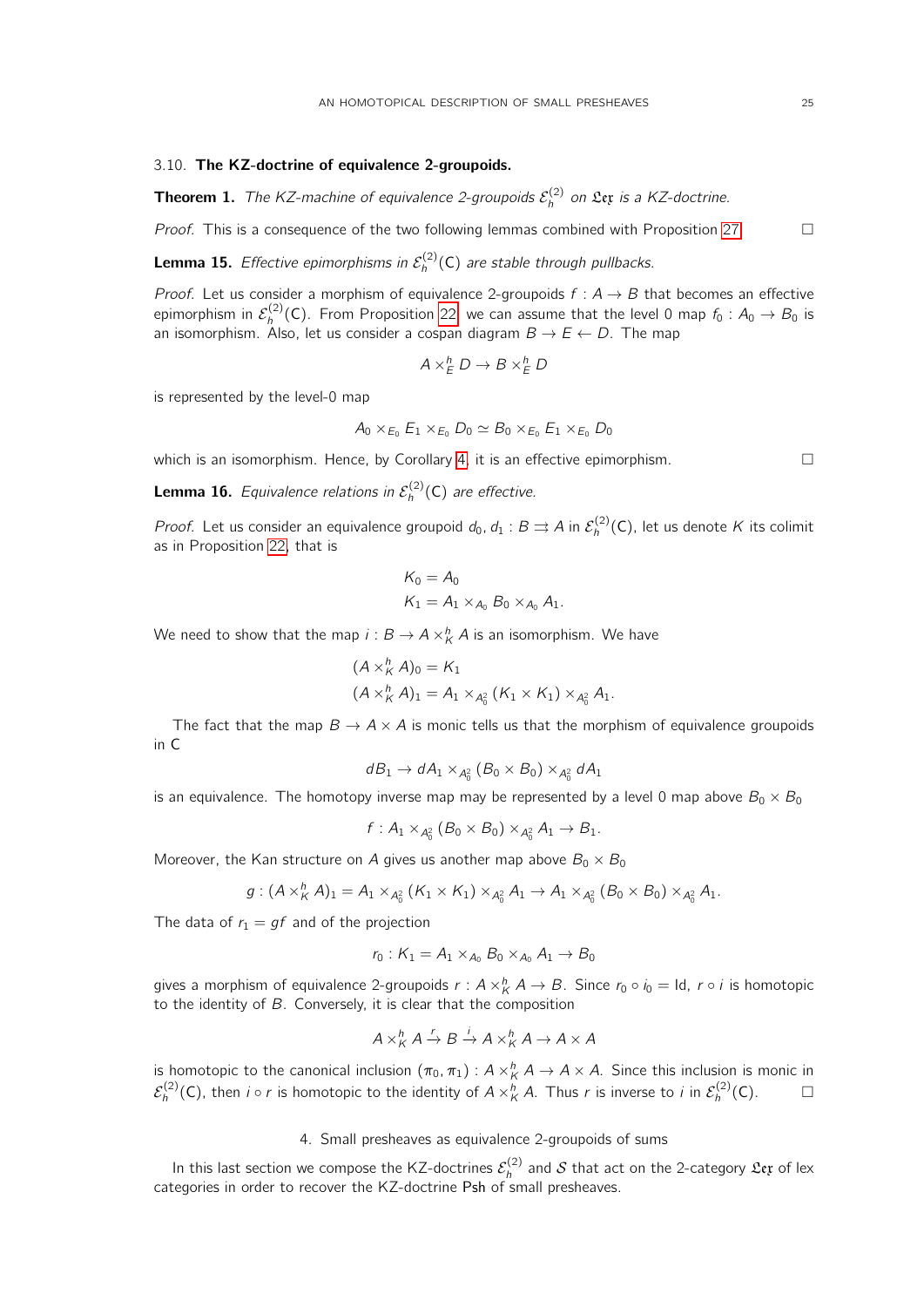### 3.10. **The KZ-doctrine of equivalence 2-groupoids.**

**Theorem 1.** *The KZ-machine of equivalence 2-groupoids $\mathcal{E}_h^{(2)}$ on $\mathfrak{Lex}$ is a KZ-doctrine.*

*Proof.* This is a consequence of the two following lemmas combined with Proposition 27. □

**Lemma 15.** *Effective epimorphisms in $\mathcal{E}_h^{(2)}(\mathsf{C})$ are stable through pullbacks.*

*Proof.* Let us consider a morphism of equivalence 2-groupoids $f : A \to B$ that becomes an effective epimorphism in $\mathcal{E}_h^{(2)}(\mathsf{C})$. From Proposition 22, we can assume that the level 0 map $f_0 : A_0 \to B_0$ is an isomorphism. Also, let us consider a cospan diagram $B \to E \leftarrow D$. The map

$$A \times_E^h D \to B \times_E^h D$$

is represented by the level-0 map

$$A_0 \times_{E_0} E_1 \times_{E_0} D_0 \simeq B_0 \times_{E_0} E_1 \times_{E_0} D_0$$

which is an isomorphism. Hence, by Corollary 4, it is an effective epimorphism. □

**Lemma 16.** *Equivalence relations in $\mathcal{E}_h^{(2)}(\mathsf{C})$ are effective.*

*Proof.* Let us consider an equivalence groupoid $d_0, d_1 : B \rightrightarrows A$ in $\mathcal{E}_h^{(2)}(\mathsf{C})$, let us denote $K$ its colimit as in Proposition 22, that is

$$K_0 = A_0$$
$$K_1 = A_1 \times_{A_0} B_0 \times_{A_0} A_1.$$

We need to show that the map $i : B \to A \times_K^h A$ is an isomorphism. We have

$$(A \times_K^h A)_0 = K_1$$
$$(A \times_K^h A)_1 = A_1 \times_{A_0^2} (K_1 \times K_1) \times_{A_0^2} A_1.$$

The fact that the map $B \to A \times A$ is monic tells us that the morphism of equivalence groupoids in $\mathsf{C}$

$$dB_1 \to dA_1 \times_{A_0^2} (B_0 \times B_0) \times_{A_0^2} dA_1$$

is an equivalence. The homotopy inverse map may be represented by a level 0 map above $B_0 \times B_0$

$$f : A_1 \times_{A_0^2} (B_0 \times B_0) \times_{A_0^2} A_1 \to B_1.$$

Moreover, the Kan structure on $A$ gives us another map above $B_0 \times B_0$

$$g : (A \times_K^h A)_1 = A_1 \times_{A_0^2} (K_1 \times K_1) \times_{A_0^2} A_1 \to A_1 \times_{A_0^2} (B_0 \times B_0) \times_{A_0^2} A_1.$$

The data of $r_1 = gf$ and of the projection

$$r_0 : K_1 = A_1 \times_{A_0} B_0 \times_{A_0} A_1 \to B_0$$

gives a morphism of equivalence 2-groupoids $r : A \times_K^h A \to B$. Since $r_0 \circ i_0 = \mathrm{Id}$, $r \circ i$ is homotopic to the identity of $B$. Conversely, it is clear that the composition

$$A \times_K^h A \xrightarrow{r} B \xrightarrow{i} A \times_K^h A \to A \times A$$

is homotopic to the canonical inclusion $(\pi_0, \pi_1) : A \times_K^h A \to A \times A$. Since this inclusion is monic in $\mathcal{E}_h^{(2)}(\mathsf{C})$, then $i \circ r$ is homotopic to the identity of $A \times_K^h A$. Thus $r$ is inverse to $i$ in $\mathcal{E}_h^{(2)}(\mathsf{C})$. □

## 4. Small presheaves as equivalence 2-groupoids of sums

In this last section we compose the KZ-doctrines $\mathcal{E}_h^{(2)}$ and $\mathcal{S}$ that act on the 2-category $\mathfrak{Lex}$ of lex categories in order to recover the KZ-doctrine $\mathsf{Psh}$ of small presheaves.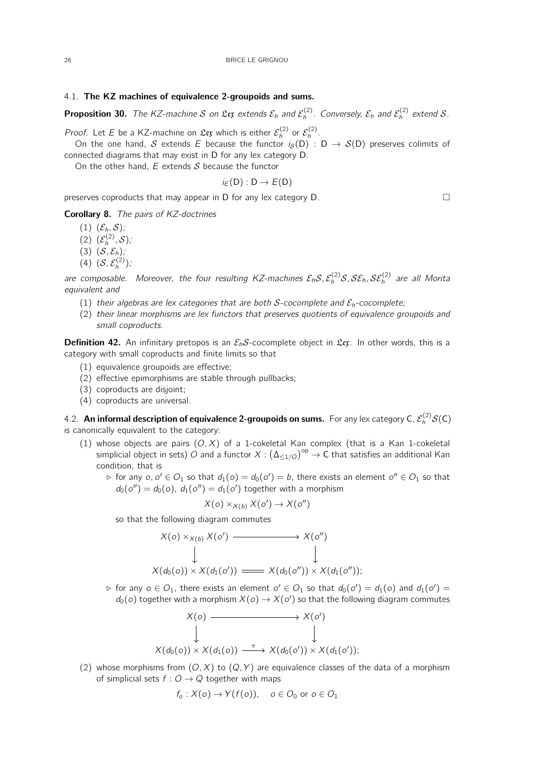### 4.1. The KZ machines of equivalence 2-groupoids and sums.

**Proposition 30.** *The KZ-machine $\mathcal{S}$ on $\mathfrak{Lex}$ extends $\mathcal{E}_h$ and $\mathcal{E}_h^{(2)}$. Conversely, $\mathcal{E}_h$ and $\mathcal{E}_h^{(2)}$ extend $\mathcal{S}$.*

*Proof.* Let $E$ be a KZ-machine on $\mathfrak{Lex}$ which is either $\mathcal{E}_h^{(2)}$ or $\mathcal{E}_h^{(2)}$.

On the one hand, $\mathcal{S}$ extends $E$ because the functor $i_{\mathcal{S}}(\mathsf{D}) : \mathsf{D} \to \mathcal{S}(\mathsf{D})$ preserves colimits of connected diagrams that may exist in $\mathsf{D}$ for any lex category $\mathsf{D}$.

On the other hand, $E$ extends $\mathcal{S}$ because the functor

$$i_E(\mathsf{D}) : \mathsf{D} \to E(\mathsf{D})$$

preserves coproducts that may appear in $\mathsf{D}$ for any lex category $\mathsf{D}$. □

**Corollary 8.** *The pairs of KZ-doctrines*

(1) $(\mathcal{E}_h, \mathcal{S})$;
(2) $(\mathcal{E}_h^{(2)}, \mathcal{S})$;
(3) $(\mathcal{S}, \mathcal{E}_h)$;
(4) $(\mathcal{S}, \mathcal{E}_h^{(2)})$;

*are composable. Moreover, the four resulting KZ-machines $\mathcal{E}_h\mathcal{S}, \mathcal{E}_h^{(2)}\mathcal{S}, \mathcal{S}\mathcal{E}_h, \mathcal{S}\mathcal{E}_h^{(2)}$ are all Morita equivalent and*

(1) *their algebras are lex categories that are both $\mathcal{S}$-cocomplete and $\mathcal{E}_h$-cocomplete;*
(2) *their linear morphisms are lex functors that preserves quotients of equivalence groupoids and small coproducts.*

**Definition 42.** An infinitary pretopos is an $\mathcal{E}_h\mathcal{S}$-cocomplete object in $\mathfrak{Lex}$. In other words, this is a category with small coproducts and finite limits so that

(1) equivalence groupoids are effective;
(2) effective epimorphisms are stable through pullbacks;
(3) coproducts are disjoint;
(4) coproducts are universal.

### 4.2. An informal description of equivalence 2-groupoids on sums.

For any lex category $\mathsf{C}$, $\mathcal{E}_h^{(2)}\mathcal{S}(\mathsf{C})$ is canonically equivalent to the category:

(1) whose objects are pairs $(O, X)$ of a 1-cokeletal Kan complex (that is a Kan 1-cokeletal simplicial object in sets) $O$ and a functor $X : (\Delta_{\leq 1/O})^{\mathrm{op}} \to \mathsf{C}$ that satisfies an additional Kan condition, that is

- ▷ for any $o, o' \in O_1$ so that $d_1(o) = d_0(o') = b$, there exists an element $o'' \in O_1$ so that $d_0(o'') = d_0(o)$, $d_1(o'') = d_1(o')$ together with a morphism

$$X(o) \times_{X(b)} X(o') \to X(o'')$$

so that the following diagram commutes

$$\begin{array}{ccc} X(o) \times_{X(b)} X(o') & \longrightarrow & X(o'') \\ \downarrow & & \downarrow \\ X(d_0(o)) \times X(d_1(o')) & = & X(d_0(o'')) \times X(d_1(o'')); \end{array}$$

- ▷ for any $o \in O_1$, there exists an element $o' \in O_1$ so that $d_0(o') = d_1(o)$ and $d_1(o') = d_0(o)$ together with a morphism $X(o) \to X(o')$ so that the following diagram commutes

$$\begin{array}{ccc} X(o) & \longrightarrow & X(o') \\ \downarrow & & \downarrow \\ X(d_0(o)) \times X(d_1(o)) & \xrightarrow{\tau} & X(d_0(o')) \times X(d_1(o')); \end{array}$$

(2) whose morphisms from $(O, X)$ to $(Q, Y)$ are equivalence classes of the data of a morphism of simplicial sets $f : O \to Q$ together with maps

$$f_o : X(o) \to Y(f(o)), \quad o \in O_0 \text{ or } o \in O_1$$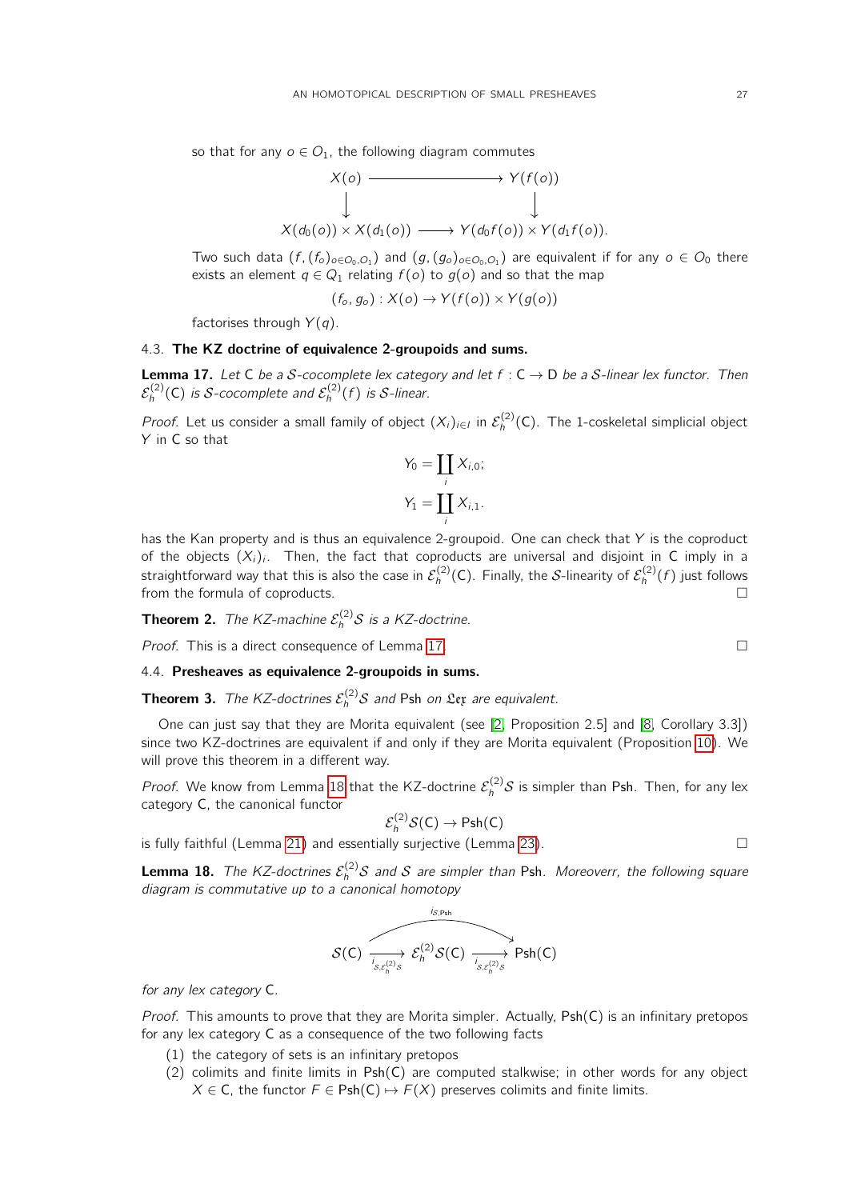so that for any $o \in O_1$, the following diagram commutes

$$\begin{array}{ccc} X(o) & \longrightarrow & Y(f(o)) \\ \downarrow & & \downarrow \\ X(d_0(o)) \times X(d_1(o)) & \longrightarrow & Y(d_0 f(o)) \times Y(d_1 f(o)). \end{array}$$

Two such data $(f, (f_o)_{o \in O_0, O_1})$ and $(g, (g_o)_{o \in O_0, O_1})$ are equivalent if for any $o \in O_0$ there exists an element $q \in Q_1$ relating $f(o)$ to $g(o)$ and so that the map

$$(f_o, g_o) : X(o) \to Y(f(o)) \times Y(g(o))$$

factorises through $Y(q)$.

### 4.3. **The KZ doctrine of equivalence 2-groupoids and sums.**

**Lemma 17.** *Let $\mathsf{C}$ be a $\mathcal{S}$-cocomplete lex category and let $f : \mathsf{C} \to \mathsf{D}$ be a $\mathcal{S}$-linear lex functor. Then $\mathcal{E}_h^{(2)}(\mathsf{C})$ is $\mathcal{S}$-cocomplete and $\mathcal{E}_h^{(2)}(f)$ is $\mathcal{S}$-linear.*

*Proof.* Let us consider a small family of object $(X_i)_{i \in I}$ in $\mathcal{E}_h^{(2)}(\mathsf{C})$. The 1-coskeletal simplicial object $Y$ in $\mathsf{C}$ so that

$$Y_0 = \coprod_i X_{i,0};$$

$$Y_1 = \coprod_i X_{i,1}.$$

has the Kan property and is thus an equivalence 2-groupoid. One can check that $Y$ is the coproduct of the objects $(X_i)_i$. Then, the fact that coproducts are universal and disjoint in $\mathsf{C}$ imply in a straightforward way that this is also the case in $\mathcal{E}_h^{(2)}(\mathsf{C})$. Finally, the $\mathcal{S}$-linearity of $\mathcal{E}_h^{(2)}(f)$ just follows from the formula of coproducts. $\square$

**Theorem 2.** *The KZ-machine $\mathcal{E}_h^{(2)}\mathcal{S}$ is a KZ-doctrine.*

*Proof.* This is a direct consequence of Lemma 17. $\square$

### 4.4. **Presheaves as equivalence 2-groupoids in sums.**

**Theorem 3.** *The KZ-doctrines $\mathcal{E}_h^{(2)}\mathcal{S}$ and $\mathsf{Psh}$ on $\mathfrak{Lex}$ are equivalent.*

One can just say that they are Morita equivalent (see [2, Proposition 2.5] and [8, Corollary 3.3]) since two KZ-doctrines are equivalent if and only if they are Morita equivalent (Proposition 10). We will prove this theorem in a different way.

*Proof.* We know from Lemma 18 that the KZ-doctrine $\mathcal{E}_h^{(2)}\mathcal{S}$ is simpler than $\mathsf{Psh}$. Then, for any lex category $\mathsf{C}$, the canonical functor

$$\mathcal{E}_h^{(2)}\mathcal{S}(\mathsf{C}) \to \mathsf{Psh}(\mathsf{C})$$

is fully faithful (Lemma 21) and essentially surjective (Lemma 23). $\square$

**Lemma 18.** *The KZ-doctrines $\mathcal{E}_h^{(2)}\mathcal{S}$ and $\mathcal{S}$ are simpler than $\mathsf{Psh}$. Moreoverr, the following square diagram is commutative up to a canonical homotopy*

$$\mathcal{S}(\mathsf{C}) \xrightarrow{i_{\mathcal{S},\mathcal{E}_h^{(2)}\mathcal{S}}} \mathcal{E}_h^{(2)}\mathcal{S}(\mathsf{C}) \xrightarrow{i_{\mathcal{S},\mathcal{E}_h^{(2)}\mathcal{S}}} \mathsf{Psh}(\mathsf{C}), \qquad i_{\mathcal{S},\mathsf{Psh}} : \mathcal{S}(\mathsf{C}) \to \mathsf{Psh}(\mathsf{C})$$

*for any lex category $\mathsf{C}$.*

*Proof.* This amounts to prove that they are Morita simpler. Actually, $\mathsf{Psh}(\mathsf{C})$ is an infinitary pretopos for any lex category $\mathsf{C}$ as a consequence of the two following facts

1. the category of sets is an infinitary pretopos
2. colimits and finite limits in $\mathsf{Psh}(\mathsf{C})$ are computed stalkwise; in other words for any object $X \in \mathsf{C}$, the functor $F \in \mathsf{Psh}(\mathsf{C}) \mapsto F(X)$ preserves colimits and finite limits.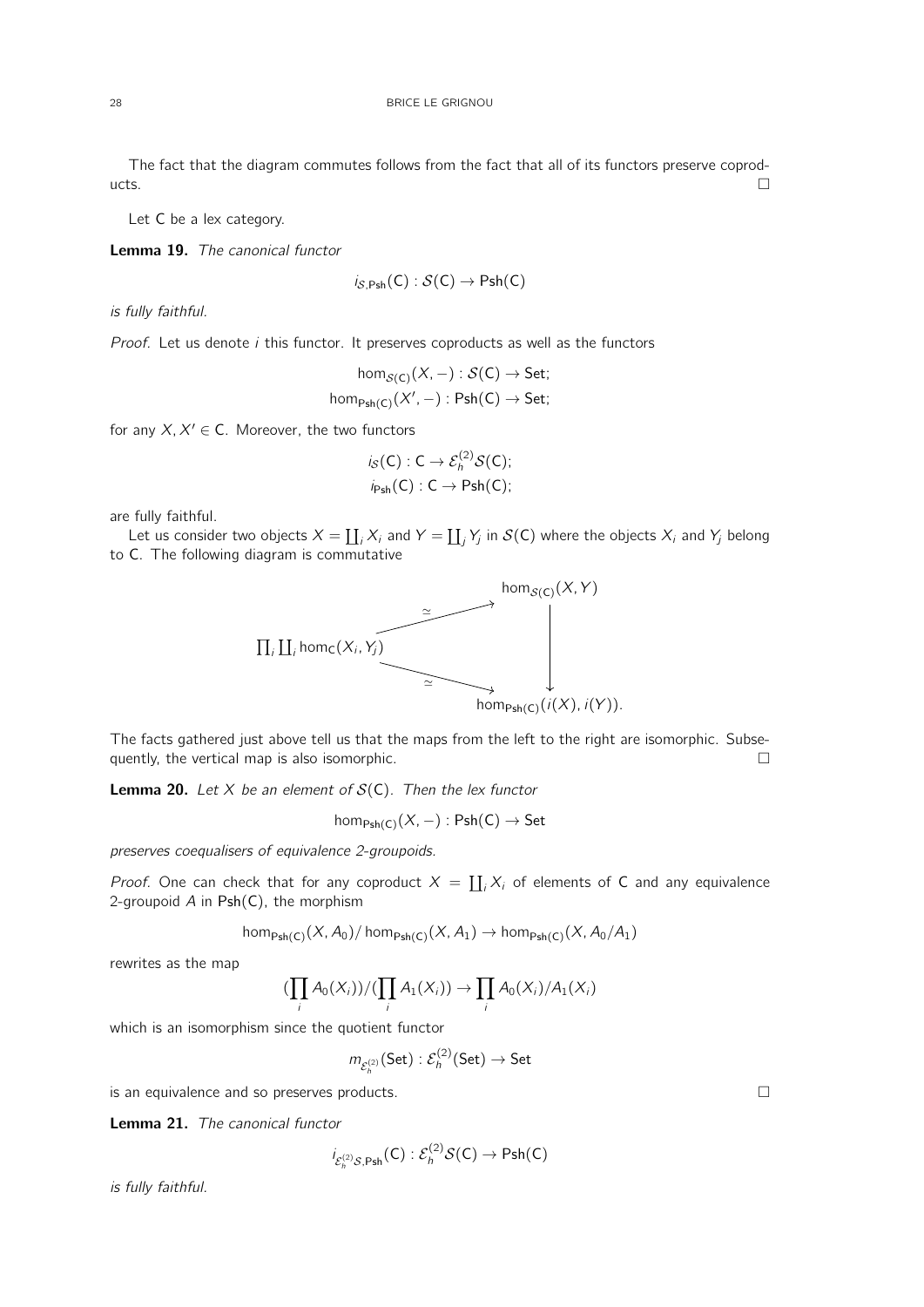The fact that the diagram commutes follows from the fact that all of its functors preserve coproducts. □

Let $\mathsf{C}$ be a lex category.

**Lemma 19.** *The canonical functor*

$$i_{\mathcal{S},\mathsf{Psh}}(\mathsf{C}) : \mathcal{S}(\mathsf{C}) \to \mathsf{Psh}(\mathsf{C})$$

*is fully faithful.*

*Proof.* Let us denote $i$ this functor. It preserves coproducts as well as the functors

$$\hom_{\mathcal{S}(\mathsf{C})}(X, -) : \mathcal{S}(\mathsf{C}) \to \mathsf{Set};$$
$$\hom_{\mathsf{Psh}(\mathsf{C})}(X', -) : \mathsf{Psh}(\mathsf{C}) \to \mathsf{Set};$$

for any $X, X' \in \mathsf{C}$. Moreover, the two functors

$$i_{\mathcal{S}}(\mathsf{C}) : \mathsf{C} \to \mathcal{E}_h^{(2)}\mathcal{S}(\mathsf{C});$$
$$i_{\mathsf{Psh}}(\mathsf{C}) : \mathsf{C} \to \mathsf{Psh}(\mathsf{C});$$

are fully faithful.

Let us consider two objects $X = \coprod_i X_i$ and $Y = \coprod_j Y_j$ in $\mathcal{S}(\mathsf{C})$ where the objects $X_i$ and $Y_j$ belong to $\mathsf{C}$. The following diagram is commutative

$$\begin{array}{ccc}
 & \xrightarrow{\simeq} & \hom_{\mathcal{S}(\mathsf{C})}(X, Y) \\
\prod_i \coprod_j \hom_{\mathsf{C}}(X_i, Y_j) & & \downarrow \\
 & \xrightarrow{\simeq} & \hom_{\mathsf{Psh}(\mathsf{C})}(i(X), i(Y)).
\end{array}$$

The facts gathered just above tell us that the maps from the left to the right are isomorphic. Subsequently, the vertical map is also isomorphic. □

**Lemma 20.** *Let $X$ be an element of $\mathcal{S}(\mathsf{C})$. Then the lex functor*

$$\hom_{\mathsf{Psh}(\mathsf{C})}(X, -) : \mathsf{Psh}(\mathsf{C}) \to \mathsf{Set}$$

*preserves coequalisers of equivalence 2-groupoids.*

*Proof.* One can check that for any coproduct $X = \coprod_i X_i$ of elements of $\mathsf{C}$ and any equivalence 2-groupoid $A$ in $\mathsf{Psh}(\mathsf{C})$, the morphism

$$\hom_{\mathsf{Psh}(\mathsf{C})}(X, A_0)/\hom_{\mathsf{Psh}(\mathsf{C})}(X, A_1) \to \hom_{\mathsf{Psh}(\mathsf{C})}(X, A_0/A_1)$$

rewrites as the map

$$(\prod_i A_0(X_i))/(\prod_i A_1(X_i)) \to \prod_i A_0(X_i)/A_1(X_i)$$

which is an isomorphism since the quotient functor

$$m_{\mathcal{E}_h^{(2)}}(\mathsf{Set}) : \mathcal{E}_h^{(2)}(\mathsf{Set}) \to \mathsf{Set}$$

is an equivalence and so preserves products. □

**Lemma 21.** *The canonical functor*

$$i_{\mathcal{E}_h^{(2)}\mathcal{S},\mathsf{Psh}}(\mathsf{C}) : \mathcal{E}_h^{(2)}\mathcal{S}(\mathsf{C}) \to \mathsf{Psh}(\mathsf{C})$$

*is fully faithful.*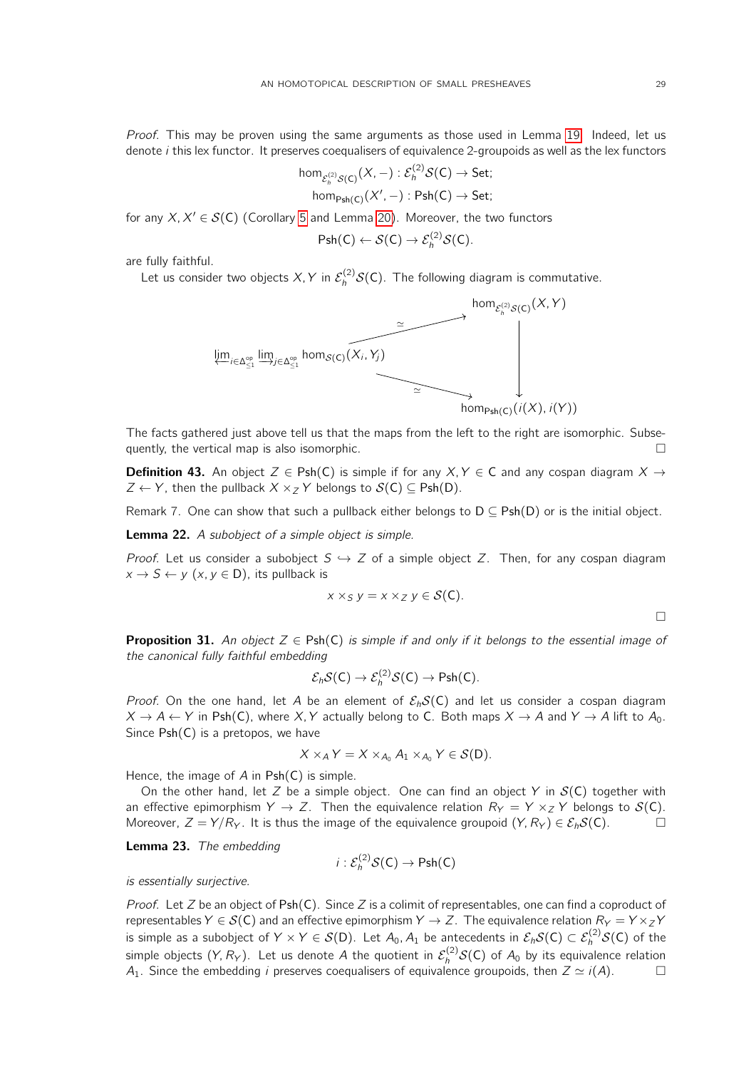*Proof.* This may be proven using the same arguments as those used in Lemma 19. Indeed, let us denote $i$ this lex functor. It preserves coequalisers of equivalence 2-groupoids as well as the lex functors

$$\hom_{\mathcal{E}_h^{(2)}\mathcal{S}(\mathsf{C})}(X,-) : \mathcal{E}_h^{(2)}\mathcal{S}(\mathsf{C}) \to \mathsf{Set};$$
$$\hom_{\mathsf{Psh}(\mathsf{C})}(X',-) : \mathsf{Psh}(\mathsf{C}) \to \mathsf{Set};$$

for any $X, X' \in \mathcal{S}(\mathsf{C})$ (Corollary 5 and Lemma 20). Moreover, the two functors

$$\mathsf{Psh}(\mathsf{C}) \leftarrow \mathcal{S}(\mathsf{C}) \to \mathcal{E}_h^{(2)}\mathcal{S}(\mathsf{C}).$$

are fully faithful.

Let us consider two objects $X, Y$ in $\mathcal{E}_h^{(2)}\mathcal{S}(\mathsf{C})$. The following diagram is commutative.

$$\begin{array}{ccc} & & \hom_{\mathcal{E}_h^{(2)}\mathcal{S}(\mathsf{C})}(X,Y) \\ & \overset{\simeq}{\nearrow} & \\ \varprojlim_{i\in\Delta^{op}_{\leq 1}} \varinjlim_{j\in\Delta^{op}_{\leq 1}} \hom_{\mathcal{S}(\mathsf{C})}(X_i, Y_j) & & \downarrow \\ & \underset{\simeq}{\searrow} & \\ & & \hom_{\mathsf{Psh}(\mathsf{C})}(i(X), i(Y)) \end{array}$$

The facts gathered just above tell us that the maps from the left to the right are isomorphic. Subsequently, the vertical map is also isomorphic. □

**Definition 43.** An object $Z \in \mathsf{Psh}(\mathsf{C})$ is simple if for any $X, Y \in \mathsf{C}$ and any cospan diagram $X \to Z \leftarrow Y$, then the pullback $X \times_Z Y$ belongs to $\mathcal{S}(\mathsf{C}) \subseteq \mathsf{Psh}(\mathsf{D})$.

Remark 7. One can show that such a pullback either belongs to $\mathsf{D} \subseteq \mathsf{Psh}(\mathsf{D})$ or is the initial object.

**Lemma 22.** *A subobject of a simple object is simple.*

*Proof.* Let us consider a subobject $S \hookrightarrow Z$ of a simple object $Z$. Then, for any cospan diagram $x \to S \leftarrow y$ ($x, y \in \mathsf{D}$), its pullback is

$$x \times_S y = x \times_Z y \in \mathcal{S}(\mathsf{C}).$$

□

**Proposition 31.** *An object $Z \in \mathsf{Psh}(\mathsf{C})$ is simple if and only if it belongs to the essential image of the canonical fully faithful embedding*

$$\mathcal{E}_h\mathcal{S}(\mathsf{C}) \to \mathcal{E}_h^{(2)}\mathcal{S}(\mathsf{C}) \to \mathsf{Psh}(\mathsf{C}).$$

*Proof.* On the one hand, let $A$ be an element of $\mathcal{E}_h\mathcal{S}(\mathsf{C})$ and let us consider a cospan diagram $X \to A \leftarrow Y$ in $\mathsf{Psh}(\mathsf{C})$, where $X, Y$ actually belong to $\mathsf{C}$. Both maps $X \to A$ and $Y \to A$ lift to $A_0$. Since $\mathsf{Psh}(\mathsf{C})$ is a pretopos, we have

$$X \times_A Y = X \times_{A_0} A_1 \times_{A_0} Y \in \mathcal{S}(\mathsf{D}).$$

Hence, the image of $A$ in $\mathsf{Psh}(\mathsf{C})$ is simple.

On the other hand, let $Z$ be a simple object. One can find an object $Y$ in $\mathcal{S}(\mathsf{C})$ together with an effective epimorphism $Y \to Z$. Then the equivalence relation $R_Y = Y \times_Z Y$ belongs to $\mathcal{S}(\mathsf{C})$. Moreover, $Z = Y/R_Y$. It is thus the image of the equivalence groupoid $(Y, R_Y) \in \mathcal{E}_h\mathcal{S}(\mathsf{C})$. □

**Lemma 23.** *The embedding*

$$i : \mathcal{E}_h^{(2)}\mathcal{S}(\mathsf{C}) \to \mathsf{Psh}(\mathsf{C})$$

*is essentially surjective.*

*Proof.* Let $Z$ be an object of $\mathsf{Psh}(\mathsf{C})$. Since $Z$ is a colimit of representables, one can find a coproduct of representables $Y \in \mathcal{S}(\mathsf{C})$ and an effective epimorphism $Y \to Z$. The equivalence relation $R_Y = Y \times_Z Y$ is simple as a subobject of $Y \times Y \in \mathcal{S}(\mathsf{D})$. Let $A_0, A_1$ be antecedents in $\mathcal{E}_h\mathcal{S}(\mathsf{C}) \subset \mathcal{E}_h^{(2)}\mathcal{S}(\mathsf{C})$ of the simple objects $(Y, R_Y)$. Let us denote $A$ the quotient in $\mathcal{E}_h^{(2)}\mathcal{S}(\mathsf{C})$ of $A_0$ by its equivalence relation $A_1$. Since the embedding $i$ preserves coequalisers of equivalence groupoids, then $Z \simeq i(A)$. □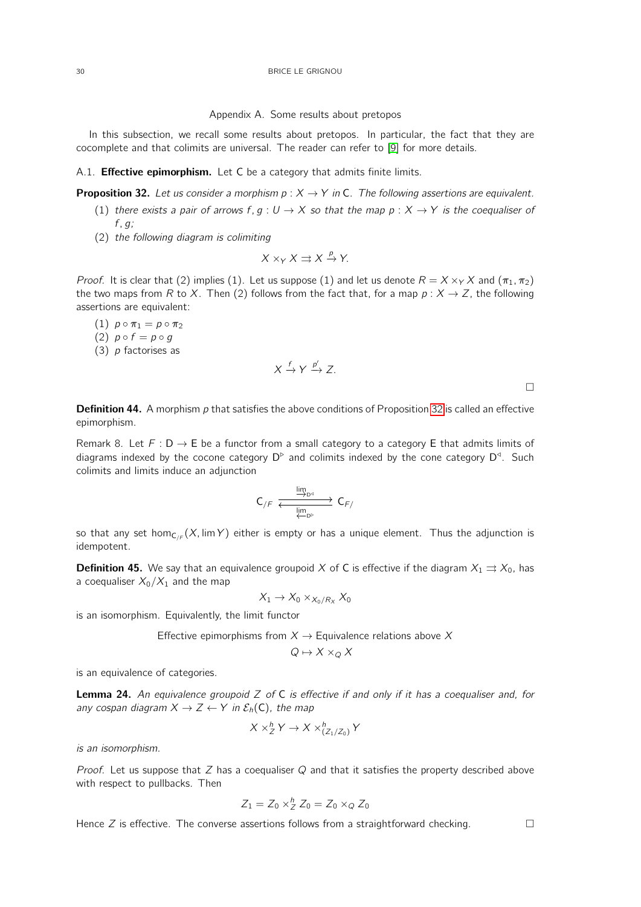## Appendix A. Some results about pretopos

In this subsection, we recall some results about pretopos. In particular, the fact that they are cocomplete and that colimits are universal. The reader can refer to [9] for more details.

### A.1. **Effective epimorphism.**

Let C be a category that admits finite limits.

**Proposition 32.** *Let us consider a morphism $p : X \to Y$ in* C*. The following assertions are equivalent.*

1. *there exists a pair of arrows $f, g : U \to X$ so that the map $p : X \to Y$ is the coequaliser of $f, g$;*
2. *the following diagram is colimiting*

$$X \times_Y X \rightrightarrows X \xrightarrow{p} Y.$$

*Proof.* It is clear that (2) implies (1). Let us suppose (1) and let us denote $R = X \times_Y X$ and $(\pi_1, \pi_2)$ the two maps from $R$ to $X$. Then (2) follows from the fact that, for a map $p : X \to Z$, the following assertions are equivalent:

1. $p \circ \pi_1 = p \circ \pi_2$
2. $p \circ f = p \circ g$
3. $p$ factorises as

$$X \xrightarrow{f} Y \xrightarrow{p'} Z.$$

□

**Definition 44.** A morphism $p$ that satisfies the above conditions of Proposition 32 is called an effective epimorphism.

Remark 8. Let $F : \mathsf{D} \to \mathsf{E}$ be a functor from a small category to a category E that admits limits of diagrams indexed by the cocone category $\mathsf{D}^{\triangleright}$ and colimits indexed by the cone category $\mathsf{D}^{\triangleleft}$. Such colimits and limits induce an adjunction

$$\mathsf{C}_{/F} \underset{\varprojlim_{\mathsf{D}^{\triangleright}}}{\overset{\varinjlim_{\mathsf{D}^{\triangleleft}}}{\rightleftarrows}} \mathsf{C}_{F/}$$

so that any set $\hom_{\mathsf{C}_{/F}}(X, \lim Y)$ either is empty or has a unique element. Thus the adjunction is idempotent.

**Definition 45.** We say that an equivalence groupoid $X$ of C is effective if the diagram $X_1 \rightrightarrows X_0$, has a coequaliser $X_0/X_1$ and the map

$$X_1 \to X_0 \times_{X_0/R_X} X_0$$

is an isomorphism. Equivalently, the limit functor

$$\text{Effective epimorphisms from } X \to \text{Equivalence relations above } X$$
$$Q \mapsto X \times_Q X$$

is an equivalence of categories.

**Lemma 24.** *An equivalence groupoid $Z$ of* C *is effective if and only if it has a coequaliser and, for any cospan diagram $X \to Z \leftarrow Y$ in $\mathcal{E}_h(\mathsf{C})$, the map*

$$X \times^h_Z Y \to X \times^h_{(Z_1/Z_0)} Y$$

*is an isomorphism.*

*Proof.* Let us suppose that $Z$ has a coequaliser $Q$ and that it satisfies the property described above with respect to pullbacks. Then

$$Z_1 = Z_0 \times^h_Z Z_0 = Z_0 \times_Q Z_0$$

Hence $Z$ is effective. The converse assertions follows from a straightforward checking. □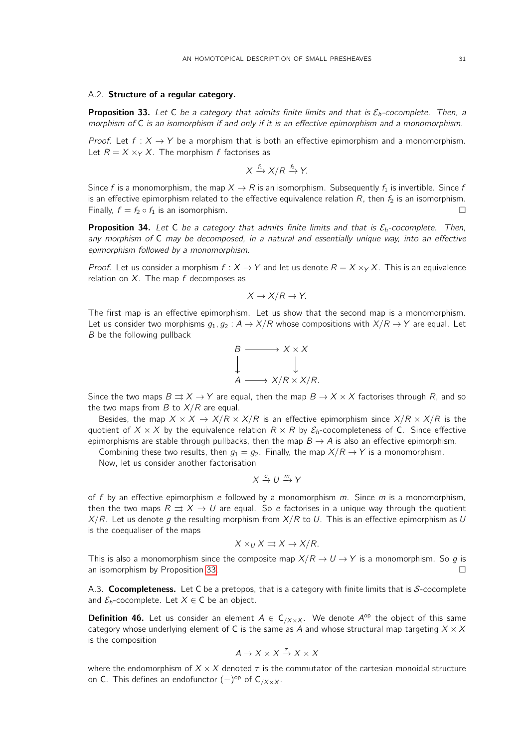### A.2. **Structure of a regular category.**

**Proposition 33.** *Let* C *be a category that admits finite limits and that is* $\mathcal{E}_h$*-cocomplete. Then, a morphism of* C *is an isomorphism if and only if it is an effective epimorphism and a monomorphism.*

*Proof.* Let $f : X \to Y$ be a morphism that is both an effective epimorphism and a monomorphism. Let $R = X \times_Y X$. The morphism $f$ factorises as

$$X \xrightarrow{f_1} X/R \xrightarrow{f_2} Y.$$

Since $f$ is a monomorphism, the map $X \to R$ is an isomorphism. Subsequently $f_1$ is invertible. Since $f$ is an effective epimorphism related to the effective equivalence relation $R$, then $f_2$ is an isomorphism. Finally, $f = f_2 \circ f_1$ is an isomorphism. □

**Proposition 34.** *Let* C *be a category that admits finite limits and that is* $\mathcal{E}_h$*-cocomplete. Then, any morphism of* C *may be decomposed, in a natural and essentially unique way, into an effective epimorphism followed by a monomorphism.*

*Proof.* Let us consider a morphism $f : X \to Y$ and let us denote $R = X \times_Y X$. This is an equivalence relation on $X$. The map $f$ decomposes as

$$X \to X/R \to Y.$$

The first map is an effective epimorphism. Let us show that the second map is a monomorphism. Let us consider two morphisms $g_1, g_2 : A \to X/R$ whose compositions with $X/R \to Y$ are equal. Let $B$ be the following pullback

$$\begin{array}{ccc} B & \longrightarrow & X \times X \\ \downarrow & & \downarrow \\ A & \longrightarrow & X/R \times X/R. \end{array}$$

Since the two maps $B \rightrightarrows X \to Y$ are equal, then the map $B \to X \times X$ factorises through $R$, and so the two maps from $B$ to $X/R$ are equal.

Besides, the map $X \times X \to X/R \times X/R$ is an effective epimorphism since $X/R \times X/R$ is the quotient of $X \times X$ by the equivalence relation $R \times R$ by $\mathcal{E}_h$-cocompleteness of C. Since effective epimorphisms are stable through pullbacks, then the map $B \to A$ is also an effective epimorphism.

Combining these two results, then $g_1 = g_2$. Finally, the map $X/R \to Y$ is a monomorphism.

Now, let us consider another factorisation

$$X \xrightarrow{e} U \xrightarrow{m} Y$$

of $f$ by an effective epimorphism $e$ followed by a monomorphism $m$. Since $m$ is a monomorphism, then the two maps $R \rightrightarrows X \to U$ are equal. So $e$ factorises in a unique way through the quotient $X/R$. Let us denote $g$ the resulting morphism from $X/R$ to $U$. This is an effective epimorphism as $U$ is the coequaliser of the maps

$$X \times_U X \rightrightarrows X \to X/R.$$

This is also a monomorphism since the composite map $X/R \to U \to Y$ is a monomorphism. So $g$ is an isomorphism by Proposition 33. □

### A.3. **Cocompleteness.** 

Let C be a pretopos, that is a category with finite limits that is $\mathcal{S}$-cocomplete and $\mathcal{E}_h$-cocomplete. Let $X \in$ C be an object.

**Definition 46.** Let us consider an element $A \in \mathsf{C}_{/X \times X}$. We denote $A^{\mathrm{op}}$ the object of this same category whose underlying element of C is the same as $A$ and whose structural map targeting $X \times X$ is the composition

$$A \to X \times X \xrightarrow{\tau} X \times X$$

where the endomorphism of $X \times X$ denoted $\tau$ is the commutator of the cartesian monoidal structure on C. This defines an endofunctor $(-)^{\mathrm{op}}$ of $\mathsf{C}_{/X \times X}$.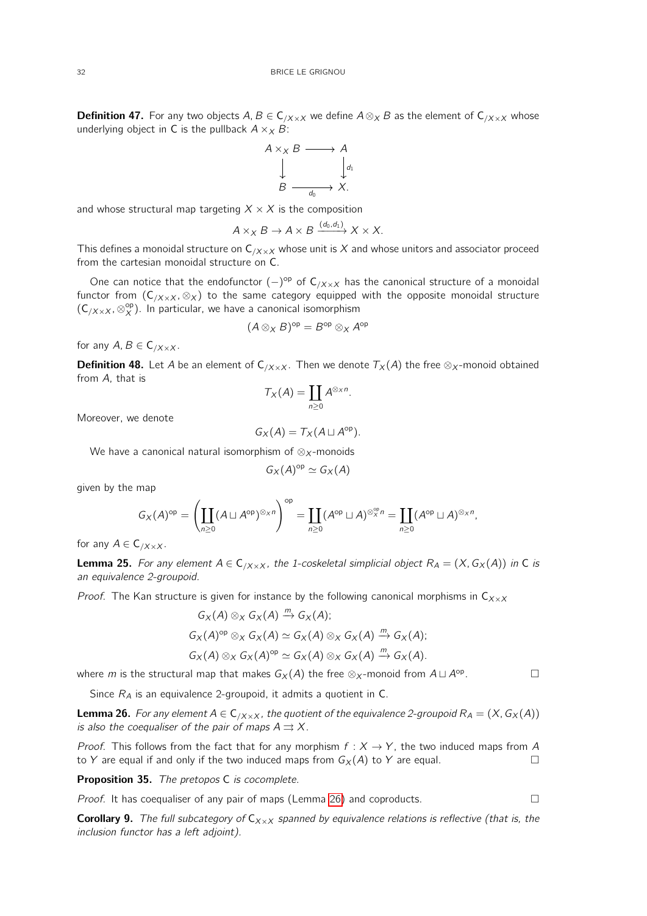**Definition 47.** For any two objects $A, B \in \mathsf{C}_{/X\times X}$ we define $A \otimes_X B$ as the element of $\mathsf{C}_{/X\times X}$ whose underlying object in $\mathsf{C}$ is the pullback $A \times_X B$:

$$\begin{array}{ccc} A \times_X B & \longrightarrow & A \\ \big\downarrow & & \big\downarrow{\scriptstyle d_1} \\ B & \xrightarrow[d_0]{} & X. \end{array}$$

and whose structural map targeting $X \times X$ is the composition

$$A \times_X B \to A \times B \xrightarrow{(d_0, d_1)} X \times X.$$

This defines a monoidal structure on $\mathsf{C}_{/X\times X}$ whose unit is $X$ and whose unitors and associator proceed from the cartesian monoidal structure on $\mathsf{C}$.

One can notice that the endofunctor $(-)^{\mathrm{op}}$ of $\mathsf{C}_{/X\times X}$ has the canonical structure of a monoidal functor from $(\mathsf{C}_{/X\times X}, \otimes_X)$ to the same category equipped with the opposite monoidal structure $(\mathsf{C}_{/X\times X}, \otimes_X^{\mathrm{op}})$. In particular, we have a canonical isomorphism

$$(A \otimes_X B)^{\mathrm{op}} = B^{\mathrm{op}} \otimes_X A^{\mathrm{op}}$$

for any $A, B \in \mathsf{C}_{/X\times X}$.

**Definition 48.** Let $A$ be an element of $\mathsf{C}_{/X\times X}$. Then we denote $T_X(A)$ the free $\otimes_X$-monoid obtained from $A$, that is

$$T_X(A) = \coprod_{n \geq 0} A^{\otimes_X n}.$$

Moreover, we denote

$$G_X(A) = T_X(A \sqcup A^{\mathrm{op}}).$$

We have a canonical natural isomorphism of $\otimes_X$-monoids

$$G_X(A)^{\mathrm{op}} \simeq G_X(A)$$

given by the map

$$G_X(A)^{\mathrm{op}} = \left( \coprod_{n\geq 0} (A \sqcup A^{\mathrm{op}})^{\otimes_X n} \right)^{\mathrm{op}} = \coprod_{n\geq 0} (A^{\mathrm{op}} \sqcup A)^{\otimes_X^{\mathrm{op}} n} = \coprod_{n\geq 0} (A^{\mathrm{op}} \sqcup A)^{\otimes_X n},$$

for any $A \in \mathsf{C}_{/X\times X}$.

**Lemma 25.** *For any element $A \in \mathsf{C}_{/X\times X}$, the 1-coskeletal simplicial object $R_A = (X, G_X(A))$ in $\mathsf{C}$ is an equivalence 2-groupoid.*

*Proof.* The Kan structure is given for instance by the following canonical morphisms in $\mathsf{C}_{X\times X}$

$$G_X(A) \otimes_X G_X(A) \xrightarrow{m} G_X(A);$$
$$G_X(A)^{\mathrm{op}} \otimes_X G_X(A) \simeq G_X(A) \otimes_X G_X(A) \xrightarrow{m} G_X(A);$$
$$G_X(A) \otimes_X G_X(A)^{\mathrm{op}} \simeq G_X(A) \otimes_X G_X(A) \xrightarrow{m} G_X(A).$$

where $m$ is the structural map that makes $G_X(A)$ the free $\otimes_X$-monoid from $A \sqcup A^{\mathrm{op}}$. □

Since $R_A$ is an equivalence 2-groupoid, it admits a quotient in $\mathsf{C}$.

**Lemma 26.** *For any element $A \in \mathsf{C}_{/X\times X}$, the quotient of the equivalence 2-groupoid $R_A = (X, G_X(A))$ is also the coequaliser of the pair of maps $A \rightrightarrows X$.*

*Proof.* This follows from the fact that for any morphism $f : X \to Y$, the two induced maps from $A$ to $Y$ are equal if and only if the two induced maps from $G_X(A)$ to $Y$ are equal. □

**Proposition 35.** *The pretopos $\mathsf{C}$ is cocomplete.*

*Proof.* It has coequaliser of any pair of maps (Lemma 26) and coproducts. □

**Corollary 9.** *The full subcategory of $\mathsf{C}_{X\times X}$ spanned by equivalence relations is reflective (that is, the inclusion functor has a left adjoint).*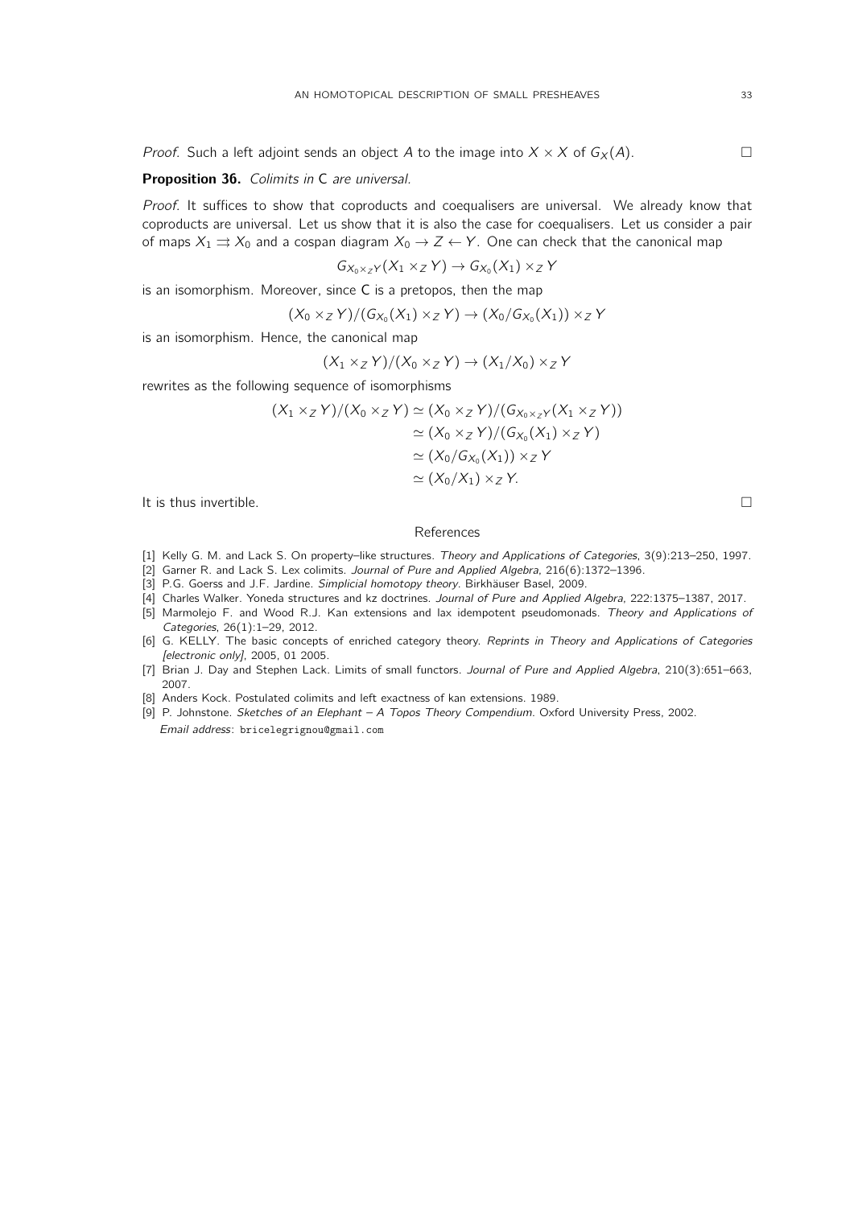*Proof.* Such a left adjoint sends an object $A$ to the image into $X \times X$ of $G_X(A)$. □

**Proposition 36.** *Colimits in* $\mathsf{C}$ *are universal.*

*Proof.* It suffices to show that coproducts and coequalisers are universal. We already know that coproducts are universal. Let us show that it is also the case for coequalisers. Let us consider a pair of maps $X_1 \rightrightarrows X_0$ and a cospan diagram $X_0 \to Z \leftarrow Y$. One can check that the canonical map

$$G_{X_0 \times_Z Y}(X_1 \times_Z Y) \to G_{X_0}(X_1) \times_Z Y$$

is an isomorphism. Moreover, since $\mathsf{C}$ is a pretopos, then the map

$$(X_0 \times_Z Y)/(G_{X_0}(X_1) \times_Z Y) \to (X_0/G_{X_0}(X_1)) \times_Z Y$$

is an isomorphism. Hence, the canonical map

$$(X_1 \times_Z Y)/(X_0 \times_Z Y) \to (X_1/X_0) \times_Z Y$$

rewrites as the following sequence of isomorphisms

$$\begin{aligned}
(X_1 \times_Z Y)/(X_0 \times_Z Y) &\simeq (X_0 \times_Z Y)/(G_{X_0 \times_Z Y}(X_1 \times_Z Y)) \\
&\simeq (X_0 \times_Z Y)/(G_{X_0}(X_1) \times_Z Y) \\
&\simeq (X_0/G_{X_0}(X_1)) \times_Z Y \\
&\simeq (X_0/X_1) \times_Z Y.
\end{aligned}$$

It is thus invertible. □

## References

[1] Kelly G. M. and Lack S. On property–like structures. *Theory and Applications of Categories*, 3(9):213–250, 1997.

[2] Garner R. and Lack S. Lex colimits. *Journal of Pure and Applied Algebra*, 216(6):1372–1396.

[3] P.G. Goerss and J.F. Jardine. *Simplicial homotopy theory*. Birkhäuser Basel, 2009.

[4] Charles Walker. Yoneda structures and kz doctrines. *Journal of Pure and Applied Algebra*, 222:1375–1387, 2017.

[5] Marmolejo F. and Wood R.J. Kan extensions and lax idempotent pseudomonads. *Theory and Applications of Categories*, 26(1):1–29, 2012.

[6] G. KELLY. The basic concepts of enriched category theory. *Reprints in Theory and Applications of Categories [electronic only]*, 2005, 01 2005.

[7] Brian J. Day and Stephen Lack. Limits of small functors. *Journal of Pure and Applied Algebra*, 210(3):651–663, 2007.

[8] Anders Kock. Postulated colimits and left exactness of kan extensions. 1989.

[9] P. Johnstone. *Sketches of an Elephant – A Topos Theory Compendium*. Oxford University Press, 2002.

*Email address*: bricelegrignou@gmail.com